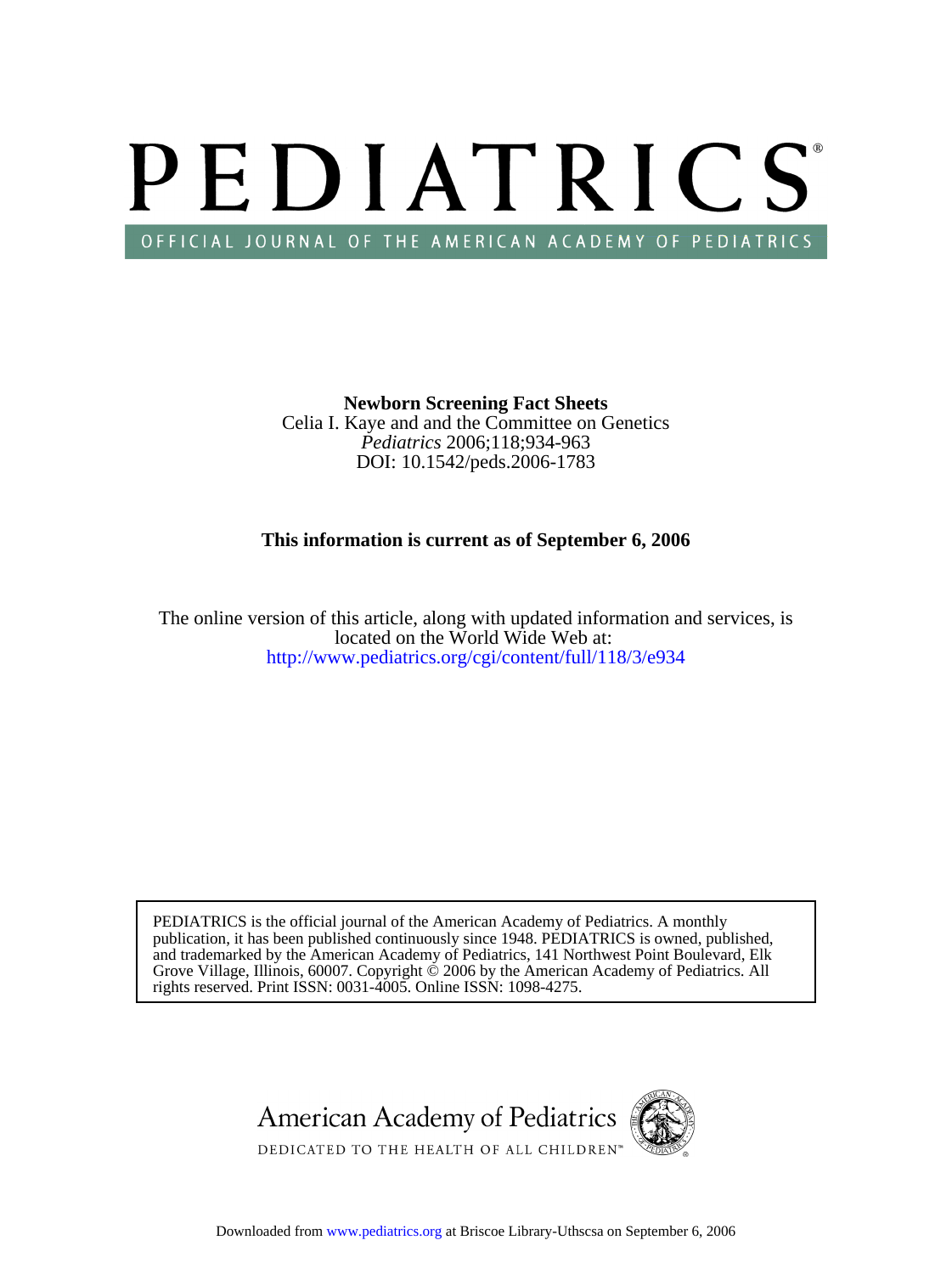# PEDIATRICS

OFFICIAL JOURNAL OF THE AMERICAN ACADEMY OF PEDIATRICS

**Newborn Screening Fact Sheets**
Celia I. Kaye and and the Committee on Genetics
*Pediatrics* 2006;118;934-963
DOI: 10.1542/peds.2006-1783

**This information is current as of September 6, 2006**

The online version of this article, along with updated information and services, is located on the World Wide Web at:
http://www.pediatrics.org/cgi/content/full/118/3/e934

PEDIATRICS is the official journal of the American Academy of Pediatrics. A monthly publication, it has been published continuously since 1948. PEDIATRICS is owned, published, and trademarked by the American Academy of Pediatrics, 141 Northwest Point Boulevard, Elk Grove Village, Illinois, 60007. Copyright © 2006 by the American Academy of Pediatrics. All rights reserved. Print ISSN: 0031-4005. Online ISSN: 1098-4275.

American Academy of Pediatrics
DEDICATED TO THE HEALTH OF ALL CHILDREN™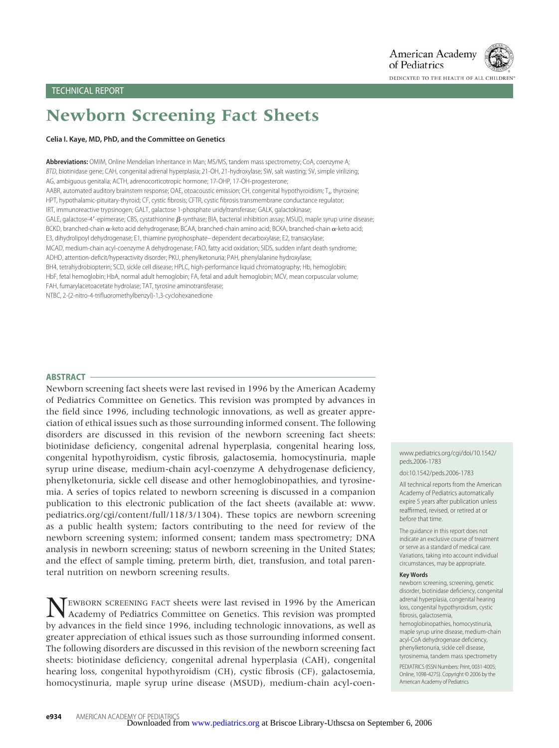TECHNICAL REPORT

# Newborn Screening Fact Sheets

**Celia I. Kaye, MD, PhD, and the Committee on Genetics**

**Abbreviations:** OMIM, Online Mendelian Inheritance in Man; MS/MS, tandem mass spectrometry; CoA, coenzyme A; *BTD*, biotinidase gene; CAH, congenital adrenal hyperplasia; 21-OH, 21-hydroxylase; SW, salt wasting; SV, simple virilizing; AG, ambiguous genitalia; ACTH, adrenocorticotropic hormone; 17-OHP, 17-OH-progesterone; AABR, automated auditory brainstem response; OAE, otoacoustic emission; CH, congenital hypothyroidism; $T_4$, thyroxine; HPT, hypothalamic-pituitary-thyroid; CF, cystic fibrosis; CFTR, cystic fibrosis transmembrane conductance regulator; IRT, immunoreactive trypsinogen; GALT, galactose 1-phosphate uridyltransferase; GALK, galactokinase; GALE, galactose-4′-epimerase; CBS, cystathionine $\beta$-synthase; BIA, bacterial inhibition assay; MSUD, maple syrup urine disease; BCKD, branched-chain $\alpha$-keto acid dehydrogenase; BCAA, branched-chain amino acid; BCKA, branched-chain $\alpha$-keto acid; E3, dihydrolipoyl dehydrogenase; E1, thiamine pyrophosphate–dependent decarboxylase; E2, transacylase; MCAD, medium-chain acyl-coenzyme A dehydrogenase; FAO, fatty acid oxidation; SIDS, sudden infant death syndrome; ADHD, attention-deficit/hyperactivity disorder; PKU, phenylketonuria; PAH, phenylalanine hydroxylase; BH4, tetrahydrobiopterin; SCD, sickle cell disease; HPLC, high-performance liquid chromatography; Hb, hemoglobin; HbF, fetal hemoglobin; HbA, normal adult hemoglobin; FA, fetal and adult hemoglobin; MCV, mean corpuscular volume; FAH, fumarylacetoacetate hydrolase; TAT, tyrosine aminotransferase; NTBC, 2-(2-nitro-4-trifluoromethylbenzyl)-1,3-cyclohexanedione

## ABSTRACT

Newborn screening fact sheets were last revised in 1996 by the American Academy of Pediatrics Committee on Genetics. This revision was prompted by advances in the field since 1996, including technologic innovations, as well as greater appreciation of ethical issues such as those surrounding informed consent. The following disorders are discussed in this revision of the newborn screening fact sheets: biotinidase deficiency, congenital adrenal hyperplasia, congenital hearing loss, congenital hypothyroidism, cystic fibrosis, galactosemia, homocystinuria, maple syrup urine disease, medium-chain acyl-coenzyme A dehydrogenase deficiency, phenylketonuria, sickle cell disease and other hemoglobinopathies, and tyrosinemia. A series of topics related to newborn screening is discussed in a companion publication to this electronic publication of the fact sheets (available at: www.pediatrics.org/cgi/content/full/118/3/1304). These topics are newborn screening as a public health system; factors contributing to the need for review of the newborn screening system; informed consent; tandem mass spectrometry; DNA analysis in newborn screening; status of newborn screening in the United States; and the effect of sample timing, preterm birth, diet, transfusion, and total parenteral nutrition on newborn screening results.

www.pediatrics.org/cgi/doi/10.1542/peds.2006-1783

doi:10.1542/peds.2006-1783

All technical reports from the American Academy of Pediatrics automatically expire 5 years after publication unless reaffirmed, revised, or retired at or before that time.

The guidance in this report does not indicate an exclusive course of treatment or serve as a standard of medical care. Variations, taking into account individual circumstances, may be appropriate.

**Key Words**

newborn screening, screening, genetic disorder, biotinidase deficiency, congenital adrenal hyperplasia, congenital hearing loss, congenital hypothyroidism, cystic fibrosis, galactosemia, hemoglobinopathies, homocystinuria, maple syrup urine disease, medium-chain acyl-CoA dehydrogenase deficiency, phenylketonuria, sickle cell disease, tyrosinemia, tandem mass spectrometry

PEDIATRICS (ISSN Numbers: Print, 0031-4005; Online, 1098-4275). Copyright © 2006 by the American Academy of Pediatrics

NEWBORN SCREENING FACT sheets were last revised in 1996 by the American Academy of Pediatrics Committee on Genetics. This revision was prompted by advances in the field since 1996, including technologic innovations, as well as greater appreciation of ethical issues such as those surrounding informed consent. The following disorders are discussed in this revision of the newborn screening fact sheets: biotinidase deficiency, congenital adrenal hyperplasia (CAH), congenital hearing loss, congenital hypothyroidism (CH), cystic fibrosis (CF), galactosemia, homocystinuria, maple syrup urine disease (MSUD), medium-chain acyl-coen-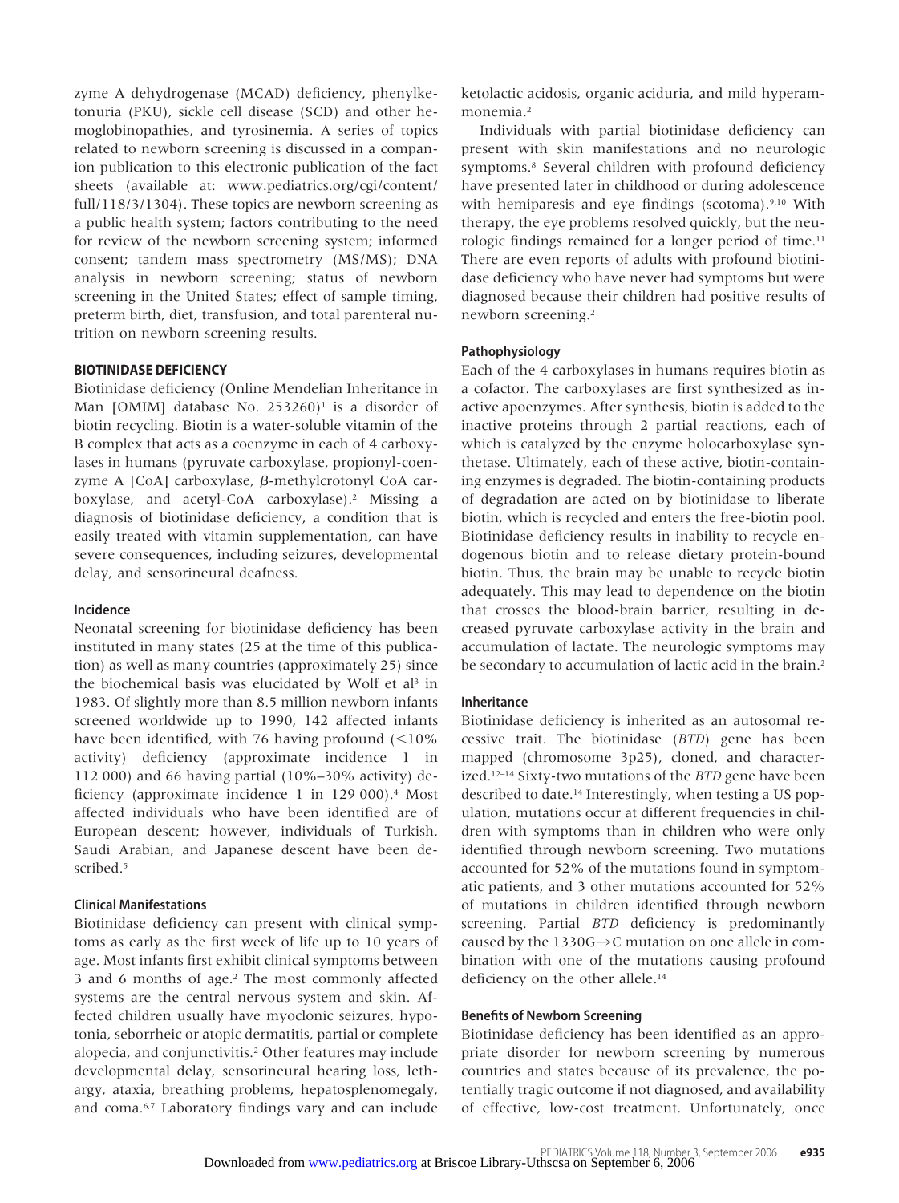zyme A dehydrogenase (MCAD) deficiency, phenylketonuria (PKU), sickle cell disease (SCD) and other hemoglobinopathies, and tyrosinemia. A series of topics related to newborn screening is discussed in a companion publication to this electronic publication of the fact sheets (available at: www.pediatrics.org/cgi/content/full/118/3/1304). These topics are newborn screening as a public health system; factors contributing to the need for review of the newborn screening system; informed consent; tandem mass spectrometry (MS/MS); DNA analysis in newborn screening; status of newborn screening in the United States; effect of sample timing, preterm birth, diet, transfusion, and total parenteral nutrition on newborn screening results.

## BIOTINIDASE DEFICIENCY

Biotinidase deficiency (Online Mendelian Inheritance in Man [OMIM] database No. 253260)[1] is a disorder of biotin recycling. Biotin is a water-soluble vitamin of the B complex that acts as a coenzyme in each of 4 carboxylases in humans (pyruvate carboxylase, propionyl-coenzyme A [CoA] carboxylase, β-methylcrotonyl CoA carboxylase, and acetyl-CoA carboxylase).[2] Missing a diagnosis of biotinidase deficiency, a condition that is easily treated with vitamin supplementation, can have severe consequences, including seizures, developmental delay, and sensorineural deafness.

### Incidence

Neonatal screening for biotinidase deficiency has been instituted in many states (25 at the time of this publication) as well as many countries (approximately 25) since the biochemical basis was elucidated by Wolf et al[3] in 1983. Of slightly more than 8.5 million newborn infants screened worldwide up to 1990, 142 affected infants have been identified, with 76 having profound (<10% activity) deficiency (approximate incidence 1 in 112 000) and 66 having partial (10%–30% activity) deficiency (approximate incidence 1 in 129 000).[4] Most affected individuals who have been identified are of European descent; however, individuals of Turkish, Saudi Arabian, and Japanese descent have been described.[5]

### Clinical Manifestations

Biotinidase deficiency can present with clinical symptoms as early as the first week of life up to 10 years of age. Most infants first exhibit clinical symptoms between 3 and 6 months of age.[2] The most commonly affected systems are the central nervous system and skin. Affected children usually have myoclonic seizures, hypotonia, seborrheic or atopic dermatitis, partial or complete alopecia, and conjunctivitis.[2] Other features may include developmental delay, sensorineural hearing loss, lethargy, ataxia, breathing problems, hepatosplenomegaly, and coma.[6,7] Laboratory findings vary and can include ketolactic acidosis, organic aciduria, and mild hyperammonemia.[2]

Individuals with partial biotinidase deficiency can present with skin manifestations and no neurologic symptoms.[8] Several children with profound deficiency have presented later in childhood or during adolescence with hemiparesis and eye findings (scotoma).[9,10] With therapy, the eye problems resolved quickly, but the neurologic findings remained for a longer period of time.[11] There are even reports of adults with profound biotinidase deficiency who have never had symptoms but were diagnosed because their children had positive results of newborn screening.[2]

### Pathophysiology

Each of the 4 carboxylases in humans requires biotin as a cofactor. The carboxylases are first synthesized as inactive apoenzymes. After synthesis, biotin is added to the inactive proteins through 2 partial reactions, each of which is catalyzed by the enzyme holocarboxylase synthetase. Ultimately, each of these active, biotin-containing enzymes is degraded. The biotin-containing products of degradation are acted on by biotinidase to liberate biotin, which is recycled and enters the free-biotin pool. Biotinidase deficiency results in inability to recycle endogenous biotin and to release dietary protein-bound biotin. Thus, the brain may be unable to recycle biotin adequately. This may lead to dependence on the biotin that crosses the blood-brain barrier, resulting in decreased pyruvate carboxylase activity in the brain and accumulation of lactate. The neurologic symptoms may be secondary to accumulation of lactic acid in the brain.[2]

### Inheritance

Biotinidase deficiency is inherited as an autosomal recessive trait. The biotinidase (*BTD*) gene has been mapped (chromosome 3p25), cloned, and characterized.[12–14] Sixty-two mutations of the *BTD* gene have been described to date.[14] Interestingly, when testing a US population, mutations occur at different frequencies in children with symptoms than in children who were only identified through newborn screening. Two mutations accounted for 52% of the mutations found in symptomatic patients, and 3 other mutations accounted for 52% of mutations in children identified through newborn screening. Partial *BTD* deficiency is predominantly caused by the 1330G→C mutation on one allele in combination with one of the mutations causing profound deficiency on the other allele.[14]

### Benefits of Newborn Screening

Biotinidase deficiency has been identified as an appropriate disorder for newborn screening by numerous countries and states because of its prevalence, the potentially tragic outcome if not diagnosed, and availability of effective, low-cost treatment. Unfortunately, once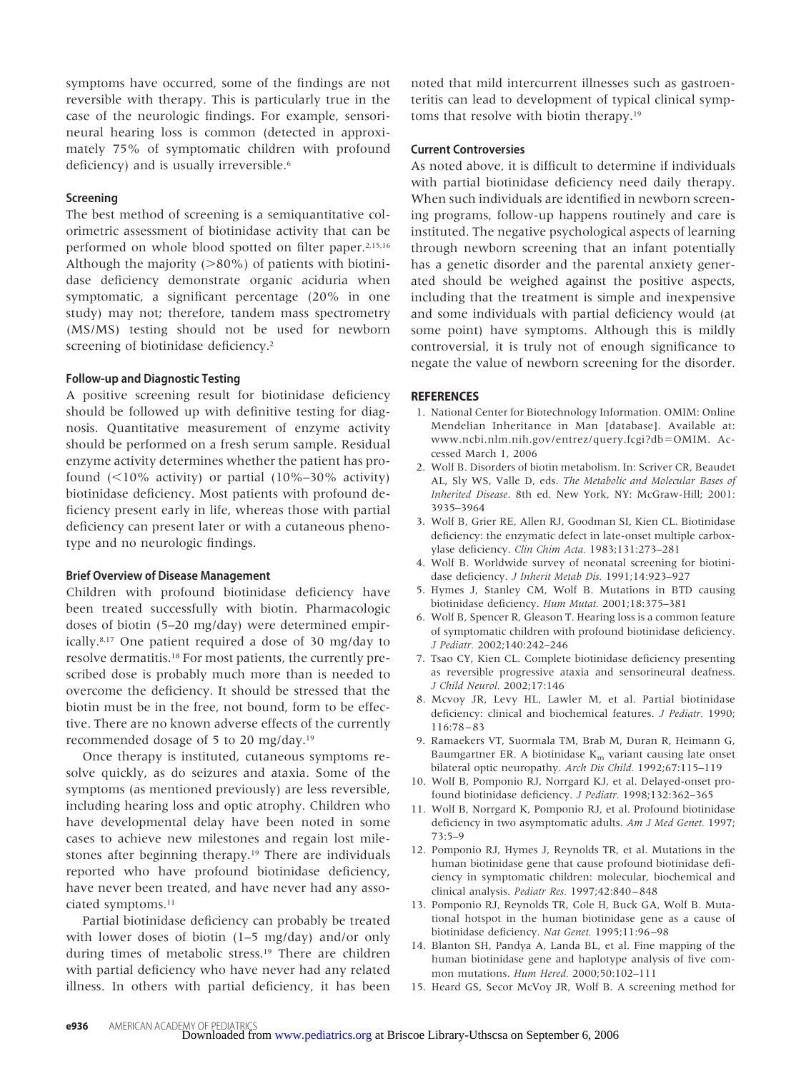symptoms have occurred, some of the findings are not reversible with therapy. This is particularly true in the case of the neurologic findings. For example, sensorineural hearing loss is common (detected in approximately 75% of symptomatic children with profound deficiency) and is usually irreversible.[6]

### Screening

The best method of screening is a semiquantitative colorimetric assessment of biotinidase activity that can be performed on whole blood spotted on filter paper.[2,15,16] Although the majority (>80%) of patients with biotinidase deficiency demonstrate organic aciduria when symptomatic, a significant percentage (20% in one study) may not; therefore, tandem mass spectrometry (MS/MS) testing should not be used for newborn screening of biotinidase deficiency.[2]

### Follow-up and Diagnostic Testing

A positive screening result for biotinidase deficiency should be followed up with definitive testing for diagnosis. Quantitative measurement of enzyme activity should be performed on a fresh serum sample. Residual enzyme activity determines whether the patient has profound (<10% activity) or partial (10%–30% activity) biotinidase deficiency. Most patients with profound deficiency present early in life, whereas those with partial deficiency can present later or with a cutaneous phenotype and no neurologic findings.

### Brief Overview of Disease Management

Children with profound biotinidase deficiency have been treated successfully with biotin. Pharmacologic doses of biotin (5–20 mg/day) were determined empirically.[8,17] One patient required a dose of 30 mg/day to resolve dermatitis.[18] For most patients, the currently prescribed dose is probably much more than is needed to overcome the deficiency. It should be stressed that the biotin must be in the free, not bound, form to be effective. There are no known adverse effects of the currently recommended dosage of 5 to 20 mg/day.[19]

Once therapy is instituted, cutaneous symptoms resolve quickly, as do seizures and ataxia. Some of the symptoms (as mentioned previously) are less reversible, including hearing loss and optic atrophy. Children who have developmental delay have been noted in some cases to achieve new milestones and regain lost milestones after beginning therapy.[19] There are individuals reported who have profound biotinidase deficiency, have never been treated, and have never had any associated symptoms.[11]

Partial biotinidase deficiency can probably be treated with lower doses of biotin (1–5 mg/day) and/or only during times of metabolic stress.[19] There are children with partial deficiency who have never had any related illness. In others with partial deficiency, it has been noted that mild intercurrent illnesses such as gastroenteritis can lead to development of typical clinical symptoms that resolve with biotin therapy.[19]

### Current Controversies

As noted above, it is difficult to determine if individuals with partial biotinidase deficiency need daily therapy. When such individuals are identified in newborn screening programs, follow-up happens routinely and care is instituted. The negative psychological aspects of learning through newborn screening that an infant potentially has a genetic disorder and the parental anxiety generated should be weighed against the positive aspects, including that the treatment is simple and inexpensive and some individuals with partial deficiency would (at some point) have symptoms. Although this is mildly controversial, it is truly not of enough significance to negate the value of newborn screening for the disorder.

## REFERENCES

1. National Center for Biotechnology Information. OMIM: Online Mendelian Inheritance in Man [database]. Available at: www.ncbi.nlm.nih.gov/entrez/query.fcgi?db=OMIM. Accessed March 1, 2006
2. Wolf B. Disorders of biotin metabolism. In: Scriver CR, Beaudet AL, Sly WS, Valle D, eds. *The Metabolic and Molecular Bases of Inherited Disease*. 8th ed. New York, NY: McGraw-Hill; 2001: 3935–3964
3. Wolf B, Grier RE, Allen RJ, Goodman SI, Kien CL. Biotinidase deficiency: the enzymatic defect in late-onset multiple carboxylase deficiency. *Clin Chim Acta.* 1983;131:273–281
4. Wolf B. Worldwide survey of neonatal screening for biotinidase deficiency. *J Inherit Metab Dis.* 1991;14:923–927
5. Hymes J, Stanley CM, Wolf B. Mutations in BTD causing biotinidase deficiency. *Hum Mutat.* 2001;18:375–381
6. Wolf B, Spencer R, Gleason T. Hearing loss is a common feature of symptomatic children with profound biotinidase deficiency. *J Pediatr.* 2002;140:242–246
7. Tsao CY, Kien CL. Complete biotinidase deficiency presenting as reversible progressive ataxia and sensorineural deafness. *J Child Neurol.* 2002;17:146
8. Mcvoy JR, Levy HL, Lawler M, et al. Partial biotinidase deficiency: clinical and biochemical features. *J Pediatr.* 1990; 116:78–83
9. Ramaekers VT, Suormala TM, Brab M, Duran R, Heimann G, Baumgartner ER. A biotinidase $K_m$ variant causing late onset bilateral optic neuropathy. *Arch Dis Child.* 1992;67:115–119
10. Wolf B, Pomponio RJ, Norrgard KJ, et al. Delayed-onset profound biotinidase deficiency. *J Pediatr.* 1998;132:362–365
11. Wolf B, Norrgard K, Pomponio RJ, et al. Profound biotinidase deficiency in two asymptomatic adults. *Am J Med Genet.* 1997; 73:5–9
12. Pomponio RJ, Hymes J, Reynolds TR, et al. Mutations in the human biotinidase gene that cause profound biotinidase deficiency in symptomatic children: molecular, biochemical and clinical analysis. *Pediatr Res.* 1997;42:840–848
13. Pomponio RJ, Reynolds TR, Cole H, Buck GA, Wolf B. Mutational hotspot in the human biotinidase gene as a cause of biotinidase deficiency. *Nat Genet.* 1995;11:96–98
14. Blanton SH, Pandya A, Landa BL, et al. Fine mapping of the human biotinidase gene and haplotype analysis of five common mutations. *Hum Hered.* 2000;50:102–111
15. Heard GS, Secor McVoy JR, Wolf B. A screening method for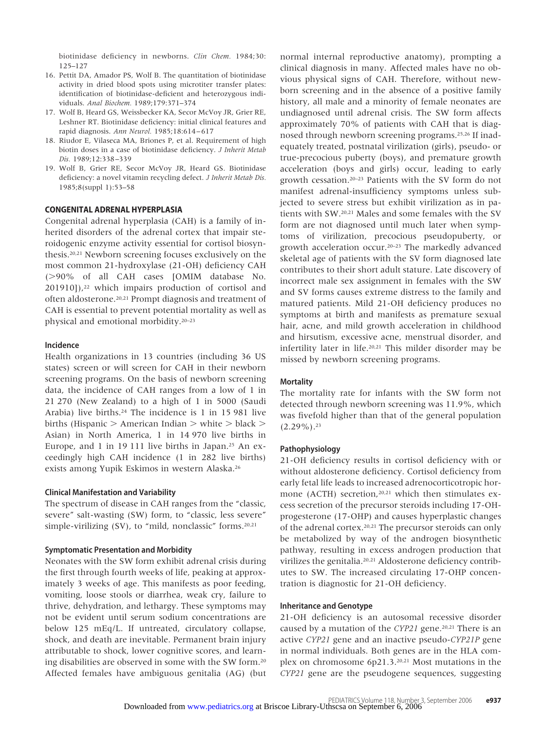biotinidase deficiency in newborns. *Clin Chem.* 1984;30: 125–127

16. Pettit DA, Amador PS, Wolf B. The quantitation of biotinidase activity in dried blood spots using microtiter transfer plates: identification of biotinidase-deficient and heterozygous individuals. *Anal Biochem.* 1989;179:371–374
17. Wolf B, Heard GS, Weissbecker KA, Secor McVoy JR, Grier RE, Leshner RT. Biotinidase deficiency: initial clinical features and rapid diagnosis. *Ann Neurol.* 1985;18:614–617
18. Riudor E, Vilaseca MA, Briones P, et al. Requirement of high biotin doses in a case of biotinidase deficiency. *J Inherit Metab Dis.* 1989;12:338–339
19. Wolf B, Grier RE, Secor McVoy JR, Heard GS. Biotinidase deficiency: a novel vitamin recycling defect. *J Inherit Metab Dis.* 1985;8(suppl 1):53–58

## CONGENITAL ADRENAL HYPERPLASIA

Congenital adrenal hyperplasia (CAH) is a family of inherited disorders of the adrenal cortex that impair steroidogenic enzyme activity essential for cortisol biosynthesis.[20,21] Newborn screening focuses exclusively on the most common 21-hydroxylase (21-OH) deficiency CAH (>90% of all CAH cases [OMIM database No. 201910]),[22] which impairs production of cortisol and often aldosterone.[20,21] Prompt diagnosis and treatment of CAH is essential to prevent potential mortality as well as physical and emotional morbidity.[20–23]

### Incidence

Health organizations in 13 countries (including 36 US states) screen or will screen for CAH in their newborn screening programs. On the basis of newborn screening data, the incidence of CAH ranges from a low of 1 in 21 270 (New Zealand) to a high of 1 in 5000 (Saudi Arabia) live births.[24] The incidence is 1 in 15 981 live births (Hispanic > American Indian > white > black > Asian) in North America, 1 in 14 970 live births in Europe, and 1 in 19 111 live births in Japan.[25] An exceedingly high CAH incidence (1 in 282 live births) exists among Yupik Eskimos in western Alaska.[26]

### Clinical Manifestation and Variability

The spectrum of disease in CAH ranges from the "classic, severe" salt-wasting (SW) form, to "classic, less severe" simple-virilizing (SV), to "mild, nonclassic" forms.[20,21]

### Symptomatic Presentation and Morbidity

Neonates with the SW form exhibit adrenal crisis during the first through fourth weeks of life, peaking at approximately 3 weeks of age. This manifests as poor feeding, vomiting, loose stools or diarrhea, weak cry, failure to thrive, dehydration, and lethargy. These symptoms may not be evident until serum sodium concentrations are below 125 mEq/L. If untreated, circulatory collapse, shock, and death are inevitable. Permanent brain injury attributable to shock, lower cognitive scores, and learning disabilities are observed in some with the SW form.[20] Affected females have ambiguous genitalia (AG) (but normal internal reproductive anatomy), prompting a clinical diagnosis in many. Affected males have no obvious physical signs of CAH. Therefore, without newborn screening and in the absence of a positive family history, all male and a minority of female neonates are undiagnosed until adrenal crisis. The SW form affects approximately 70% of patients with CAH that is diagnosed through newborn screening programs.[25,26] If inadequately treated, postnatal virilization (girls), pseudo- or true-precocious puberty (boys), and premature growth acceleration (boys and girls) occur, leading to early growth cessation.[20–23] Patients with the SV form do not manifest adrenal-insufficiency symptoms unless subjected to severe stress but exhibit virilization as in patients with SW.[20,21] Males and some females with the SV form are not diagnosed until much later when symptoms of virilization, precocious pseudopuberty, or growth acceleration occur.[20–23] The markedly advanced skeletal age of patients with the SV form diagnosed late contributes to their short adult stature. Late discovery of incorrect male sex assignment in females with the SW and SV forms causes extreme distress to the family and matured patients. Mild 21-OH deficiency produces no symptoms at birth and manifests as premature sexual hair, acne, and mild growth acceleration in childhood and hirsutism, excessive acne, menstrual disorder, and infertility later in life.[20,21] This milder disorder may be missed by newborn screening programs.

### Mortality

The mortality rate for infants with the SW form not detected through newborn screening was 11.9%, which was fivefold higher than that of the general population (2.29%).[23]

### Pathophysiology

21-OH deficiency results in cortisol deficiency with or without aldosterone deficiency. Cortisol deficiency from early fetal life leads to increased adrenocorticotropic hormone (ACTH) secretion,[20,21] which then stimulates excess secretion of the precursor steroids including 17-OH-progesterone (17-OHP) and causes hyperplastic changes of the adrenal cortex.[20,21] The precursor steroids can only be metabolized by way of the androgen biosynthetic pathway, resulting in excess androgen production that virilizes the genitalia.[20,21] Aldosterone deficiency contributes to SW. The increased circulating 17-OHP concentration is diagnostic for 21-OH deficiency.

### Inheritance and Genotype

21-OH deficiency is an autosomal recessive disorder caused by a mutation of the *CYP21* gene.[20,21] There is an active *CYP21* gene and an inactive pseudo-*CYP21P* gene in normal individuals. Both genes are in the HLA complex on chromosome 6p21.3.[20,21] Most mutations in the *CYP21* gene are the pseudogene sequences, suggesting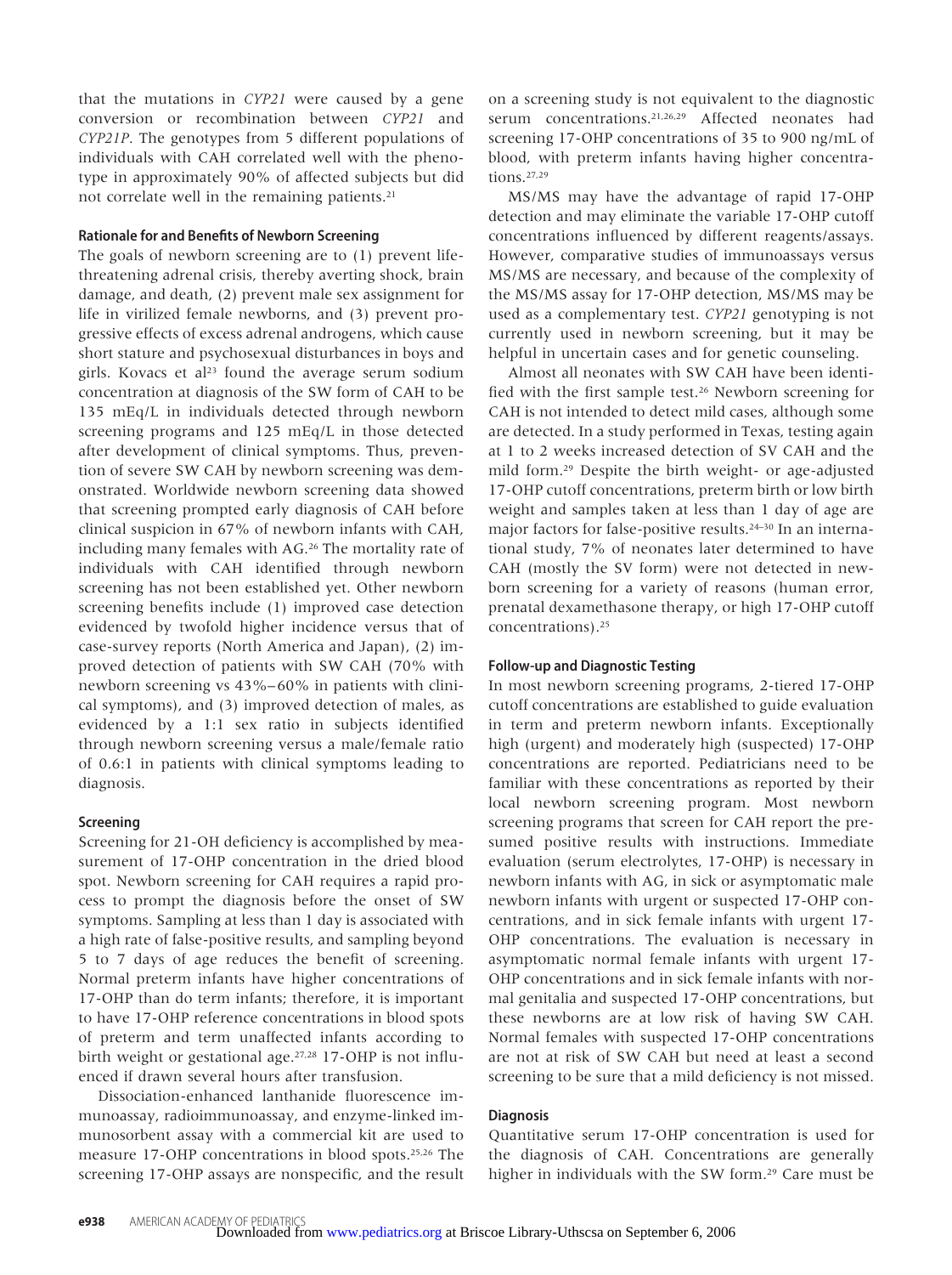that the mutations in *CYP21* were caused by a gene conversion or recombination between *CYP21* and *CYP21P*. The genotypes from 5 different populations of individuals with CAH correlated well with the phenotype in approximately 90% of affected subjects but did not correlate well in the remaining patients.[21]

### Rationale for and Benefits of Newborn Screening

The goals of newborn screening are to (1) prevent life-threatening adrenal crisis, thereby averting shock, brain damage, and death, (2) prevent male sex assignment for life in virilized female newborns, and (3) prevent progressive effects of excess adrenal androgens, which cause short stature and psychosexual disturbances in boys and girls. Kovacs et al[23] found the average serum sodium concentration at diagnosis of the SW form of CAH to be 135 mEq/L in individuals detected through newborn screening programs and 125 mEq/L in those detected after development of clinical symptoms. Thus, prevention of severe SW CAH by newborn screening was demonstrated. Worldwide newborn screening data showed that screening prompted early diagnosis of CAH before clinical suspicion in 67% of newborn infants with CAH, including many females with AG.[26] The mortality rate of individuals with CAH identified through newborn screening has not been established yet. Other newborn screening benefits include (1) improved case detection evidenced by twofold higher incidence versus that of case-survey reports (North America and Japan), (2) improved detection of patients with SW CAH (70% with newborn screening vs 43%–60% in patients with clinical symptoms), and (3) improved detection of males, as evidenced by a 1:1 sex ratio in subjects identified through newborn screening versus a male/female ratio of 0.6:1 in patients with clinical symptoms leading to diagnosis.

### Screening

Screening for 21-OH deficiency is accomplished by measurement of 17-OHP concentration in the dried blood spot. Newborn screening for CAH requires a rapid process to prompt the diagnosis before the onset of SW symptoms. Sampling at less than 1 day is associated with a high rate of false-positive results, and sampling beyond 5 to 7 days of age reduces the benefit of screening. Normal preterm infants have higher concentrations of 17-OHP than do term infants; therefore, it is important to have 17-OHP reference concentrations in blood spots of preterm and term unaffected infants according to birth weight or gestational age.[27,28] 17-OHP is not influenced if drawn several hours after transfusion.

Dissociation-enhanced lanthanide fluorescence immunoassay, radioimmunoassay, and enzyme-linked immunosorbent assay with a commercial kit are used to measure 17-OHP concentrations in blood spots.[25,26] The screening 17-OHP assays are nonspecific, and the result on a screening study is not equivalent to the diagnostic serum concentrations.[21,26,29] Affected neonates had screening 17-OHP concentrations of 35 to 900 ng/mL of blood, with preterm infants having higher concentrations.[27,29]

MS/MS may have the advantage of rapid 17-OHP detection and may eliminate the variable 17-OHP cutoff concentrations influenced by different reagents/assays. However, comparative studies of immunoassays versus MS/MS are necessary, and because of the complexity of the MS/MS assay for 17-OHP detection, MS/MS may be used as a complementary test. *CYP21* genotyping is not currently used in newborn screening, but it may be helpful in uncertain cases and for genetic counseling.

Almost all neonates with SW CAH have been identified with the first sample test.[26] Newborn screening for CAH is not intended to detect mild cases, although some are detected. In a study performed in Texas, testing again at 1 to 2 weeks increased detection of SV CAH and the mild form.[29] Despite the birth weight- or age-adjusted 17-OHP cutoff concentrations, preterm birth or low birth weight and samples taken at less than 1 day of age are major factors for false-positive results.[24–30] In an international study, 7% of neonates later determined to have CAH (mostly the SV form) were not detected in newborn screening for a variety of reasons (human error, prenatal dexamethasone therapy, or high 17-OHP cutoff concentrations).[25]

### Follow-up and Diagnostic Testing

In most newborn screening programs, 2-tiered 17-OHP cutoff concentrations are established to guide evaluation in term and preterm newborn infants. Exceptionally high (urgent) and moderately high (suspected) 17-OHP concentrations are reported. Pediatricians need to be familiar with these concentrations as reported by their local newborn screening program. Most newborn screening programs that screen for CAH report the presumed positive results with instructions. Immediate evaluation (serum electrolytes, 17-OHP) is necessary in newborn infants with AG, in sick or asymptomatic male newborn infants with urgent or suspected 17-OHP concentrations, and in sick female infants with urgent 17-OHP concentrations. The evaluation is necessary in asymptomatic normal female infants with urgent 17-OHP concentrations and in sick female infants with normal genitalia and suspected 17-OHP concentrations, but these newborns are at low risk of having SW CAH. Normal females with suspected 17-OHP concentrations are not at risk of SW CAH but need at least a second screening to be sure that a mild deficiency is not missed.

### Diagnosis

Quantitative serum 17-OHP concentration is used for the diagnosis of CAH. Concentrations are generally higher in individuals with the SW form.[29] Care must be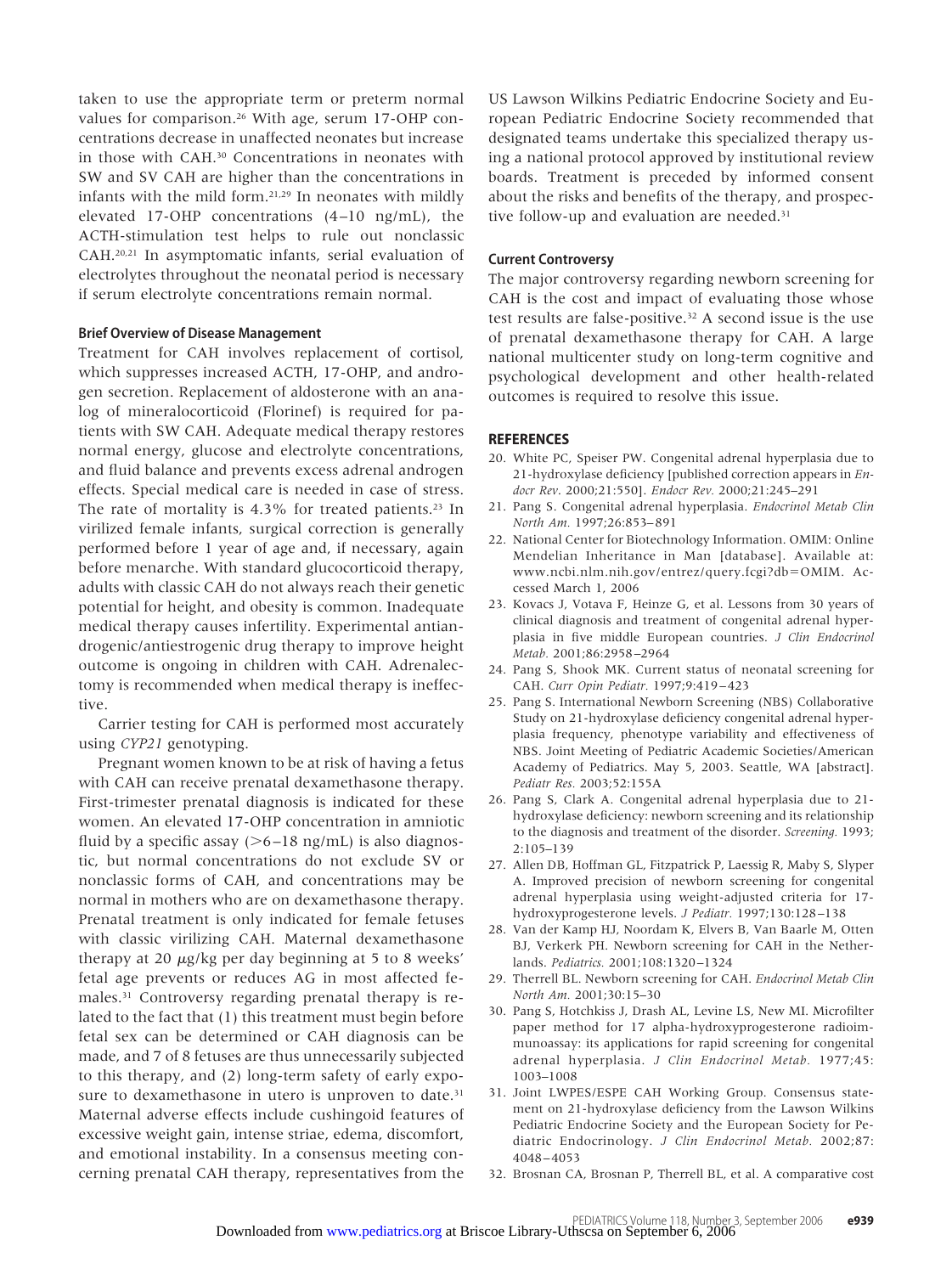taken to use the appropriate term or preterm normal values for comparison.[26] With age, serum 17-OHP concentrations decrease in unaffected neonates but increase in those with CAH.[30] Concentrations in neonates with SW and SV CAH are higher than the concentrations in infants with the mild form.[21,29] In neonates with mildly elevated 17-OHP concentrations (4–10 ng/mL), the ACTH-stimulation test helps to rule out nonclassic CAH.[20,21] In asymptomatic infants, serial evaluation of electrolytes throughout the neonatal period is necessary if serum electrolyte concentrations remain normal.

### Brief Overview of Disease Management

Treatment for CAH involves replacement of cortisol, which suppresses increased ACTH, 17-OHP, and androgen secretion. Replacement of aldosterone with an analog of mineralocorticoid (Florinef) is required for patients with SW CAH. Adequate medical therapy restores normal energy, glucose and electrolyte concentrations, and fluid balance and prevents excess adrenal androgen effects. Special medical care is needed in case of stress. The rate of mortality is 4.3% for treated patients.[23] In virilized female infants, surgical correction is generally performed before 1 year of age and, if necessary, again before menarche. With standard glucocorticoid therapy, adults with classic CAH do not always reach their genetic potential for height, and obesity is common. Inadequate medical therapy causes infertility. Experimental antiandrogenic/antiestrogenic drug therapy to improve height outcome is ongoing in children with CAH. Adrenalectomy is recommended when medical therapy is ineffective.

Carrier testing for CAH is performed most accurately using *CYP21* genotyping.

Pregnant women known to be at risk of having a fetus with CAH can receive prenatal dexamethasone therapy. First-trimester prenatal diagnosis is indicated for these women. An elevated 17-OHP concentration in amniotic fluid by a specific assay (>6–18 ng/mL) is also diagnostic, but normal concentrations do not exclude SV or nonclassic forms of CAH, and concentrations may be normal in mothers who are on dexamethasone therapy. Prenatal treatment is only indicated for female fetuses with classic virilizing CAH. Maternal dexamethasone therapy at 20 $\mu$g/kg per day beginning at 5 to 8 weeks' fetal age prevents or reduces AG in most affected females.[31] Controversy regarding prenatal therapy is related to the fact that (1) this treatment must begin before fetal sex can be determined or CAH diagnosis can be made, and 7 of 8 fetuses are thus unnecessarily subjected to this therapy, and (2) long-term safety of early exposure to dexamethasone in utero is unproven to date.[31] Maternal adverse effects include cushingoid features of excessive weight gain, intense striae, edema, discomfort, and emotional instability. In a consensus meeting concerning prenatal CAH therapy, representatives from the US Lawson Wilkins Pediatric Endocrine Society and European Pediatric Endocrine Society recommended that designated teams undertake this specialized therapy using a national protocol approved by institutional review boards. Treatment is preceded by informed consent about the risks and benefits of the therapy, and prospective follow-up and evaluation are needed.[31]

### Current Controversy

The major controversy regarding newborn screening for CAH is the cost and impact of evaluating those whose test results are false-positive.[32] A second issue is the use of prenatal dexamethasone therapy for CAH. A large national multicenter study on long-term cognitive and psychological development and other health-related outcomes is required to resolve this issue.

## REFERENCES

20. White PC, Speiser PW. Congenital adrenal hyperplasia due to 21-hydroxylase deficiency [published correction appears in *Endocr Rev.* 2000;21:550]. *Endocr Rev.* 2000;21:245–291
21. Pang S. Congenital adrenal hyperplasia. *Endocrinol Metab Clin North Am.* 1997;26:853–891
22. National Center for Biotechnology Information. OMIM: Online Mendelian Inheritance in Man [database]. Available at: www.ncbi.nlm.nih.gov/entrez/query.fcgi?db=OMIM. Accessed March 1, 2006
23. Kovacs J, Votava F, Heinze G, et al. Lessons from 30 years of clinical diagnosis and treatment of congenital adrenal hyperplasia in five middle European countries. *J Clin Endocrinol Metab.* 2001;86:2958–2964
24. Pang S, Shook MK. Current status of neonatal screening for CAH. *Curr Opin Pediatr.* 1997;9:419–423
25. Pang S. International Newborn Screening (NBS) Collaborative Study on 21-hydroxylase deficiency congenital adrenal hyperplasia frequency, phenotype variability and effectiveness of NBS. Joint Meeting of Pediatric Academic Societies/American Academy of Pediatrics. May 5, 2003. Seattle, WA [abstract]. *Pediatr Res.* 2003;52:155A
26. Pang S, Clark A. Congenital adrenal hyperplasia due to 21-hydroxylase deficiency: newborn screening and its relationship to the diagnosis and treatment of the disorder. *Screening.* 1993;2:105–139
27. Allen DB, Hoffman GL, Fitzpatrick P, Laessig R, Maby S, Slyper A. Improved precision of newborn screening for congenital adrenal hyperplasia using weight-adjusted criteria for 17-hydroxyprogesterone levels. *J Pediatr.* 1997;130:128–138
28. Van der Kamp HJ, Noordam K, Elvers B, Van Baarle M, Otten BJ, Verkerk PH. Newborn screening for CAH in the Netherlands. *Pediatrics.* 2001;108:1320–1324
29. Therrell BL. Newborn screening for CAH. *Endocrinol Metab Clin North Am.* 2001;30:15–30
30. Pang S, Hotchkiss J, Drash AL, Levine LS, New MI. Microfilter paper method for 17 alpha-hydroxyprogesterone radioimmunoassay: its applications for rapid screening for congenital adrenal hyperplasia. *J Clin Endocrinol Metab.* 1977;45:1003–1008
31. Joint LWPES/ESPE CAH Working Group. Consensus statement on 21-hydroxylase deficiency from the Lawson Wilkins Pediatric Endocrine Society and the European Society for Pediatric Endocrinology. *J Clin Endocrinol Metab.* 2002;87:4048–4053
32. Brosnan CA, Brosnan P, Therrell BL, et al. A comparative cost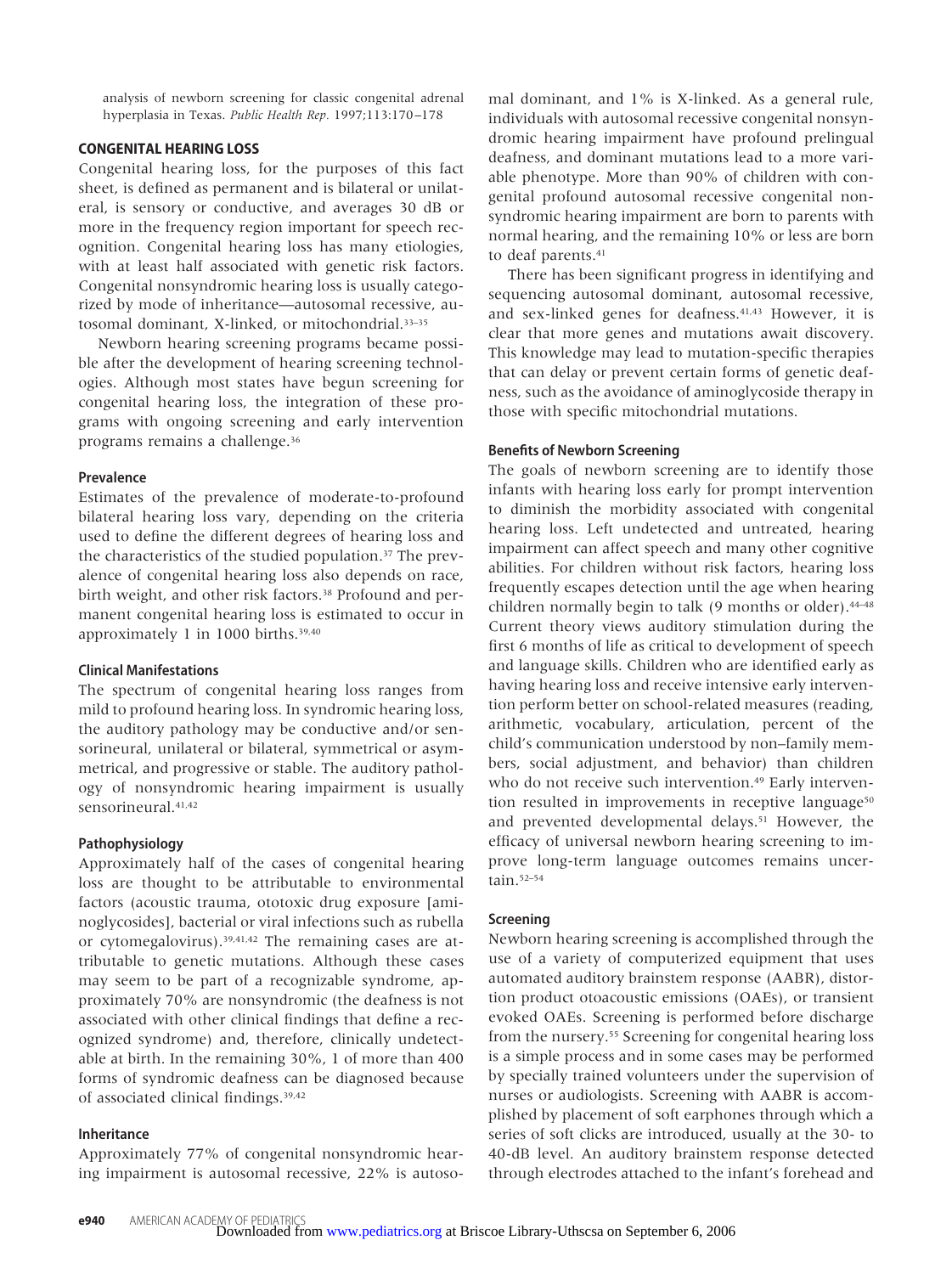analysis of newborn screening for classic congenital adrenal hyperplasia in Texas. *Public Health Rep.* 1997;113:170–178

## CONGENITAL HEARING LOSS

Congenital hearing loss, for the purposes of this fact sheet, is defined as permanent and is bilateral or unilateral, is sensory or conductive, and averages 30 dB or more in the frequency region important for speech recognition. Congenital hearing loss has many etiologies, with at least half associated with genetic risk factors. Congenital nonsyndromic hearing loss is usually categorized by mode of inheritance—autosomal recessive, autosomal dominant, X-linked, or mitochondrial.[33–35]

Newborn hearing screening programs became possible after the development of hearing screening technologies. Although most states have begun screening for congenital hearing loss, the integration of these programs with ongoing screening and early intervention programs remains a challenge.[36]

### Prevalence

Estimates of the prevalence of moderate-to-profound bilateral hearing loss vary, depending on the criteria used to define the different degrees of hearing loss and the characteristics of the studied population.[37] The prevalence of congenital hearing loss also depends on race, birth weight, and other risk factors.[38] Profound and permanent congenital hearing loss is estimated to occur in approximately 1 in 1000 births.[39,40]

### Clinical Manifestations

The spectrum of congenital hearing loss ranges from mild to profound hearing loss. In syndromic hearing loss, the auditory pathology may be conductive and/or sensorineural, unilateral or bilateral, symmetrical or asymmetrical, and progressive or stable. The auditory pathology of nonsyndromic hearing impairment is usually sensorineural.[41,42]

### Pathophysiology

Approximately half of the cases of congenital hearing loss are thought to be attributable to environmental factors (acoustic trauma, ototoxic drug exposure [aminoglycosides], bacterial or viral infections such as rubella or cytomegalovirus).[39,41,42] The remaining cases are attributable to genetic mutations. Although these cases may seem to be part of a recognizable syndrome, approximately 70% are nonsyndromic (the deafness is not associated with other clinical findings that define a recognized syndrome) and, therefore, clinically undetectable at birth. In the remaining 30%, 1 of more than 400 forms of syndromic deafness can be diagnosed because of associated clinical findings.[39,42]

### Inheritance

Approximately 77% of congenital nonsyndromic hearing impairment is autosomal recessive, 22% is autosomal dominant, and 1% is X-linked. As a general rule, individuals with autosomal recessive congenital nonsyndromic hearing impairment have profound prelingual deafness, and dominant mutations lead to a more variable phenotype. More than 90% of children with congenital profound autosomal recessive congenital nonsyndromic hearing impairment are born to parents with normal hearing, and the remaining 10% or less are born to deaf parents.[41]

There has been significant progress in identifying and sequencing autosomal dominant, autosomal recessive, and sex-linked genes for deafness.[41,43] However, it is clear that more genes and mutations await discovery. This knowledge may lead to mutation-specific therapies that can delay or prevent certain forms of genetic deafness, such as the avoidance of aminoglycoside therapy in those with specific mitochondrial mutations.

### Benefits of Newborn Screening

The goals of newborn screening are to identify those infants with hearing loss early for prompt intervention to diminish the morbidity associated with congenital hearing loss. Left undetected and untreated, hearing impairment can affect speech and many other cognitive abilities. For children without risk factors, hearing loss frequently escapes detection until the age when hearing children normally begin to talk (9 months or older).[44–48] Current theory views auditory stimulation during the first 6 months of life as critical to development of speech and language skills. Children who are identified early as having hearing loss and receive intensive early intervention perform better on school-related measures (reading, arithmetic, vocabulary, articulation, percent of the child's communication understood by non–family members, social adjustment, and behavior) than children who do not receive such intervention.[49] Early intervention resulted in improvements in receptive language[50] and prevented developmental delays.[51] However, the efficacy of universal newborn hearing screening to improve long-term language outcomes remains uncertain.[52–54]

### Screening

Newborn hearing screening is accomplished through the use of a variety of computerized equipment that uses automated auditory brainstem response (AABR), distortion product otoacoustic emissions (OAEs), or transient evoked OAEs. Screening is performed before discharge from the nursery.[55] Screening for congenital hearing loss is a simple process and in some cases may be performed by specially trained volunteers under the supervision of nurses or audiologists. Screening with AABR is accomplished by placement of soft earphones through which a series of soft clicks are introduced, usually at the 30- to 40-dB level. An auditory brainstem response detected through electrodes attached to the infant's forehead and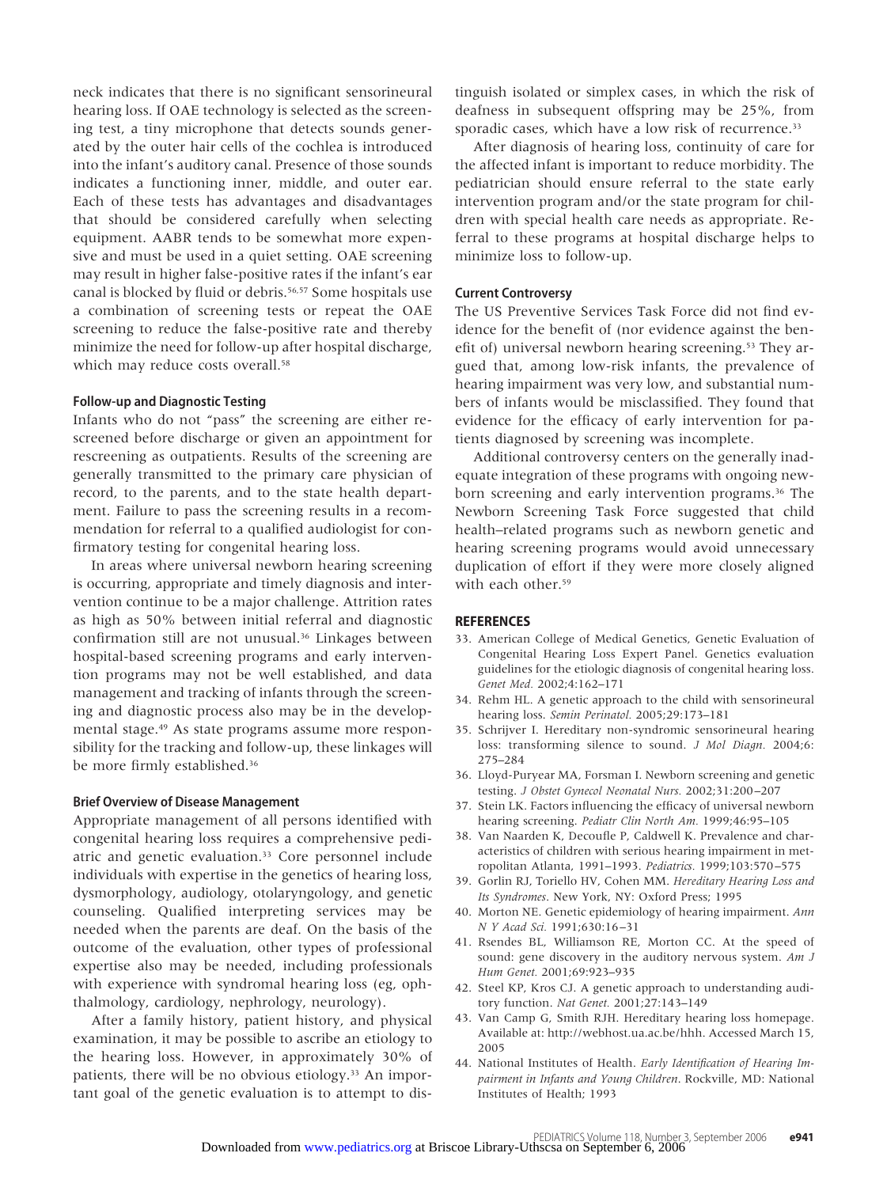neck indicates that there is no significant sensorineural hearing loss. If OAE technology is selected as the screening test, a tiny microphone that detects sounds generated by the outer hair cells of the cochlea is introduced into the infant's auditory canal. Presence of those sounds indicates a functioning inner, middle, and outer ear. Each of these tests has advantages and disadvantages that should be considered carefully when selecting equipment. AABR tends to be somewhat more expensive and must be used in a quiet setting. OAE screening may result in higher false-positive rates if the infant's ear canal is blocked by fluid or debris.[56,57] Some hospitals use a combination of screening tests or repeat the OAE screening to reduce the false-positive rate and thereby minimize the need for follow-up after hospital discharge, which may reduce costs overall.[58]

### Follow-up and Diagnostic Testing

Infants who do not "pass" the screening are either rescreened before discharge or given an appointment for rescreening as outpatients. Results of the screening are generally transmitted to the primary care physician of record, to the parents, and to the state health department. Failure to pass the screening results in a recommendation for referral to a qualified audiologist for confirmatory testing for congenital hearing loss.

In areas where universal newborn hearing screening is occurring, appropriate and timely diagnosis and intervention continue to be a major challenge. Attrition rates as high as 50% between initial referral and diagnostic confirmation still are not unusual.[36] Linkages between hospital-based screening programs and early intervention programs may not be well established, and data management and tracking of infants through the screening and diagnostic process also may be in the developmental stage.[49] As state programs assume more responsibility for the tracking and follow-up, these linkages will be more firmly established.[36]

### Brief Overview of Disease Management

Appropriate management of all persons identified with congenital hearing loss requires a comprehensive pediatric and genetic evaluation.[33] Core personnel include individuals with expertise in the genetics of hearing loss, dysmorphology, audiology, otolaryngology, and genetic counseling. Qualified interpreting services may be needed when the parents are deaf. On the basis of the outcome of the evaluation, other types of professional expertise also may be needed, including professionals with experience with syndromal hearing loss (eg, ophthalmology, cardiology, nephrology, neurology).

After a family history, patient history, and physical examination, it may be possible to ascribe an etiology to the hearing loss. However, in approximately 30% of patients, there will be no obvious etiology.[33] An important goal of the genetic evaluation is to attempt to distinguish isolated or simplex cases, in which the risk of deafness in subsequent offspring may be 25%, from sporadic cases, which have a low risk of recurrence.[33]

After diagnosis of hearing loss, continuity of care for the affected infant is important to reduce morbidity. The pediatrician should ensure referral to the state early intervention program and/or the state program for children with special health care needs as appropriate. Referral to these programs at hospital discharge helps to minimize loss to follow-up.

### Current Controversy

The US Preventive Services Task Force did not find evidence for the benefit of (nor evidence against the benefit of) universal newborn hearing screening.[53] They argued that, among low-risk infants, the prevalence of hearing impairment was very low, and substantial numbers of infants would be misclassified. They found that evidence for the efficacy of early intervention for patients diagnosed by screening was incomplete.

Additional controversy centers on the generally inadequate integration of these programs with ongoing newborn screening and early intervention programs.[36] The Newborn Screening Task Force suggested that child health–related programs such as newborn genetic and hearing screening programs would avoid unnecessary duplication of effort if they were more closely aligned with each other.[59]

## REFERENCES

33. American College of Medical Genetics, Genetic Evaluation of Congenital Hearing Loss Expert Panel. Genetics evaluation guidelines for the etiologic diagnosis of congenital hearing loss. *Genet Med.* 2002;4:162–171
34. Rehm HL. A genetic approach to the child with sensorineural hearing loss. *Semin Perinatol.* 2005;29:173–181
35. Schrijver I. Hereditary non-syndromic sensorineural hearing loss: transforming silence to sound. *J Mol Diagn.* 2004;6:275–284
36. Lloyd-Puryear MA, Forsman I. Newborn screening and genetic testing. *J Obstet Gynecol Neonatal Nurs.* 2002;31:200–207
37. Stein LK. Factors influencing the efficacy of universal newborn hearing screening. *Pediatr Clin North Am.* 1999;46:95–105
38. Van Naarden K, Decoufle P, Caldwell K. Prevalence and characteristics of children with serious hearing impairment in metropolitan Atlanta, 1991–1993. *Pediatrics.* 1999;103:570–575
39. Gorlin RJ, Toriello HV, Cohen MM. *Hereditary Hearing Loss and Its Syndromes*. New York, NY: Oxford Press; 1995
40. Morton NE. Genetic epidemiology of hearing impairment. *Ann N Y Acad Sci.* 1991;630:16–31
41. Rsendes BL, Williamson RE, Morton CC. At the speed of sound: gene discovery in the auditory nervous system. *Am J Hum Genet.* 2001;69:923–935
42. Steel KP, Kros CJ. A genetic approach to understanding auditory function. *Nat Genet.* 2001;27:143–149
43. Van Camp G, Smith RJH. Hereditary hearing loss homepage. Available at: http://webhost.ua.ac.be/hhh. Accessed March 15, 2005
44. National Institutes of Health. *Early Identification of Hearing Impairment in Infants and Young Children*. Rockville, MD: National Institutes of Health; 1993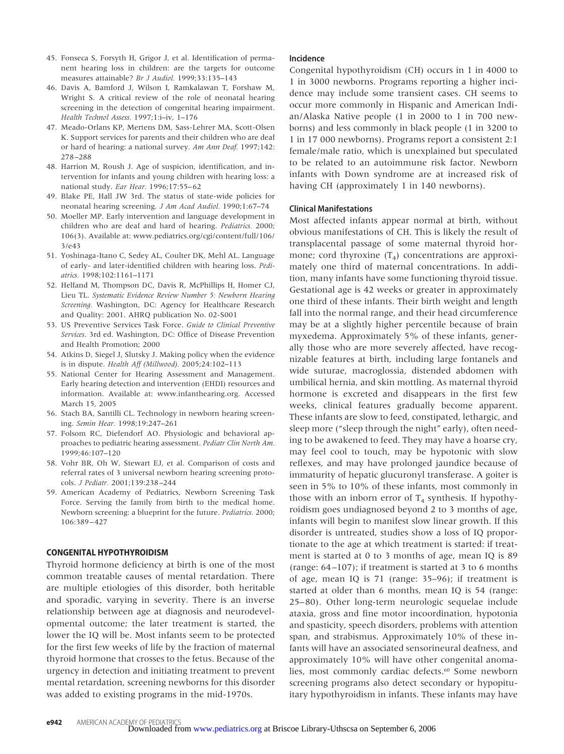45. Fonseca S, Forsyth H, Grigor J, et al. Identification of permanent hearing loss in children: are the targets for outcome measures attainable? *Br J Audiol.* 1999;33:135–143
46. Davis A, Bamford J, Wilson I, Ramkalawan T, Forshaw M, Wright S. A critical review of the role of neonatal hearing screening in the detection of congenital hearing impairment. *Health Technol Assess.* 1997;1:i–iv, 1–176
47. Meado-Orlans KP, Mertens DM, Sass-Lehrer MA, Scott-Olsen K. Support services for parents and their children who are deaf or hard of hearing: a national survey. *Am Ann Deaf.* 1997;142:278–288
48. Harrion M, Roush J. Age of suspicion, identification, and intervention for infants and young children with hearing loss: a national study. *Ear Hear.* 1996;17:55–62
49. Blake PE, Hall JW 3rd. The status of state-wide policies for neonatal hearing screening. *J Am Acad Audiol.* 1990;1:67–74
50. Moeller MP. Early intervention and language development in children who are deaf and hard of hearing. *Pediatrics.* 2000; 106(3). Available at: www.pediatrics.org/cgi/content/full/106/3/e43
51. Yoshinaga-Itano C, Sedey AL, Coulter DK, Mehl AL. Language of early- and later-identified children with hearing loss. *Pediatrics.* 1998;102:1161–1171
52. Helfand M, Thompson DC, Davis R, McPhillips H, Homer CJ, Lieu TL. *Systematic Evidence Review Number 5: Newborn Hearing Screening.* Washington, DC: Agency for Healthcare Research and Quality: 2001. AHRQ publication No. 02-S001
53. US Preventive Services Task Force. *Guide to Clinical Preventive Services*. 3rd ed. Washington, DC: Office of Disease Prevention and Health Promotion; 2000
54. Atkins D, Siegel J, Slutsky J. Making policy when the evidence is in dispute. *Health Aff (Millwood).* 2005;24:102–113
55. National Center for Hearing Assessment and Management. Early hearing detection and intervention (EHDI) resources and information. Available at: www.infanthearing.org. Accessed March 15, 2005
56. Stach BA, Santilli CL. Technology in newborn hearing screening. *Semin Hear.* 1998;19:247–261
57. Folsom RC, Diefendorf AO. Physiologic and behavioral approaches to pediatric hearing assessment. *Pediatr Clin North Am.* 1999;46:107–120
58. Vohr BR, Oh W, Stewart EJ, et al. Comparison of costs and referral rates of 3 universal newborn hearing screening protocols. *J Pediatr.* 2001;139:238–244
59. American Academy of Pediatrics, Newborn Screening Task Force. Serving the family from birth to the medical home. Newborn screening: a blueprint for the future. *Pediatrics.* 2000; 106:389–427

## CONGENITAL HYPOTHYROIDISM

Thyroid hormone deficiency at birth is one of the most common treatable causes of mental retardation. There are multiple etiologies of this disorder, both heritable and sporadic, varying in severity. There is an inverse relationship between age at diagnosis and neurodevelopmental outcome; the later treatment is started, the lower the IQ will be. Most infants seem to be protected for the first few weeks of life by the fraction of maternal thyroid hormone that crosses to the fetus. Because of the urgency in detection and initiating treatment to prevent mental retardation, screening newborns for this disorder was added to existing programs in the mid-1970s.

### Incidence

Congenital hypothyroidism (CH) occurs in 1 in 4000 to 1 in 3000 newborns. Programs reporting a higher incidence may include some transient cases. CH seems to occur more commonly in Hispanic and American Indian/Alaska Native people (1 in 2000 to 1 in 700 newborns) and less commonly in black people (1 in 3200 to 1 in 17 000 newborns). Programs report a consistent 2:1 female/male ratio, which is unexplained but speculated to be related to an autoimmune risk factor. Newborn infants with Down syndrome are at increased risk of having CH (approximately 1 in 140 newborns).

### Clinical Manifestations

Most affected infants appear normal at birth, without obvious manifestations of CH. This is likely the result of transplacental passage of some maternal thyroid hormone; cord thyroxine ($T_4$) concentrations are approximately one third of maternal concentrations. In addition, many infants have some functioning thyroid tissue. Gestational age is 42 weeks or greater in approximately one third of these infants. Their birth weight and length fall into the normal range, and their head circumference may be at a slightly higher percentile because of brain myxedema. Approximately 5% of these infants, generally those who are more severely affected, have recognizable features at birth, including large fontanels and wide sutures, macroglossia, distended abdomen with umbilical hernia, and skin mottling. As maternal thyroid hormone is excreted and disappears in the first few weeks, clinical features gradually become apparent. These infants are slow to feed, constipated, lethargic, and sleep more ("sleep through the night" early), often needing to be awakened to feed. They may have a hoarse cry, may feel cool to touch, may be hypotonic with slow reflexes, and may have prolonged jaundice because of immaturity of hepatic glucuronyl transferase. A goiter is seen in 5% to 10% of these infants, most commonly in those with an inborn error of $T_4$ synthesis. If hypothyroidism goes undiagnosed beyond 2 to 3 months of age, infants will begin to manifest slow linear growth. If this disorder is untreated, studies show a loss of IQ proportionate to the age at which treatment is started: if treatment is started at 0 to 3 months of age, mean IQ is 89 (range: 64–107); if treatment is started at 3 to 6 months of age, mean IQ is 71 (range: 35–96); if treatment is started at older than 6 months, mean IQ is 54 (range: 25–80). Other long-term neurologic sequelae include ataxia, gross and fine motor incoordination, hypotonia and spasticity, speech disorders, problems with attention span, and strabismus. Approximately 10% of these infants will have an associated sensorineural deafness, and approximately 10% will have other congenital anomalies, most commonly cardiac defects.[60] Some newborn screening programs also detect secondary or hypopituitary hypothyroidism in infants. These infants may have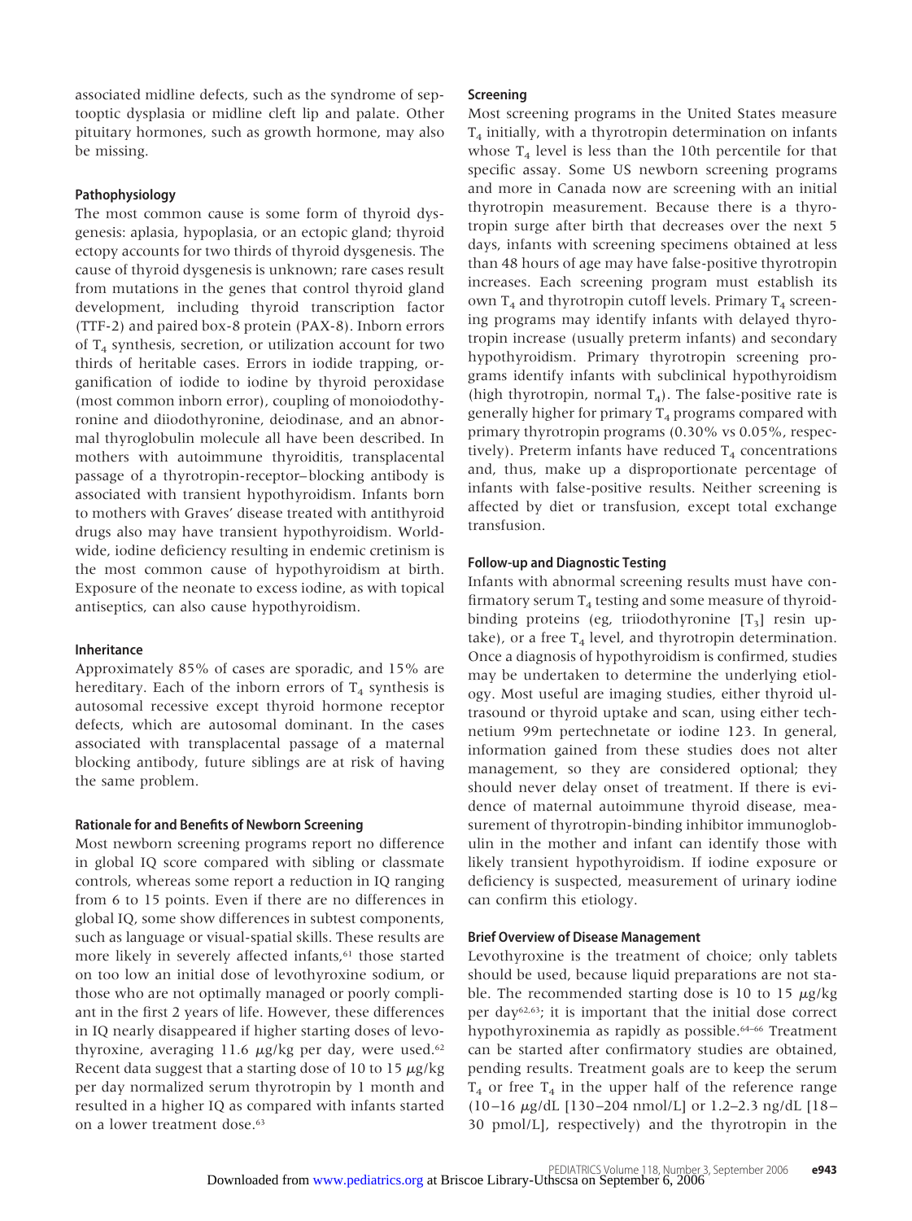associated midline defects, such as the syndrome of septooptic dysplasia or midline cleft lip and palate. Other pituitary hormones, such as growth hormone, may also be missing.

#### Pathophysiology

The most common cause is some form of thyroid dysgenesis: aplasia, hypoplasia, or an ectopic gland; thyroid ectopy accounts for two thirds of thyroid dysgenesis. The cause of thyroid dysgenesis is unknown; rare cases result from mutations in the genes that control thyroid gland development, including thyroid transcription factor (TTF-2) and paired box-8 protein (PAX-8). Inborn errors of $T_4$ synthesis, secretion, or utilization account for two thirds of heritable cases. Errors in iodide trapping, organification of iodide to iodine by thyroid peroxidase (most common inborn error), coupling of monoiodothyronine and diiodothyronine, deiodinase, and an abnormal thyroglobulin molecule all have been described. In mothers with autoimmune thyroiditis, transplacental passage of a thyrotropin-receptor–blocking antibody is associated with transient hypothyroidism. Infants born to mothers with Graves' disease treated with antithyroid drugs also may have transient hypothyroidism. Worldwide, iodine deficiency resulting in endemic cretinism is the most common cause of hypothyroidism at birth. Exposure of the neonate to excess iodine, as with topical antiseptics, can also cause hypothyroidism.

#### Inheritance

Approximately 85% of cases are sporadic, and 15% are hereditary. Each of the inborn errors of $T_4$ synthesis is autosomal recessive except thyroid hormone receptor defects, which are autosomal dominant. In the cases associated with transplacental passage of a maternal blocking antibody, future siblings are at risk of having the same problem.

#### Rationale for and Benefits of Newborn Screening

Most newborn screening programs report no difference in global IQ score compared with sibling or classmate controls, whereas some report a reduction in IQ ranging from 6 to 15 points. Even if there are no differences in global IQ, some show differences in subtest components, such as language or visual-spatial skills. These results are more likely in severely affected infants,[61] those started on too low an initial dose of levothyroxine sodium, or those who are not optimally managed or poorly compliant in the first 2 years of life. However, these differences in IQ nearly disappeared if higher starting doses of levothyroxine, averaging 11.6 μg/kg per day, were used.[62] Recent data suggest that a starting dose of 10 to 15 μg/kg per day normalized serum thyrotropin by 1 month and resulted in a higher IQ as compared with infants started on a lower treatment dose.[63]

#### Screening

Most screening programs in the United States measure $T_4$ initially, with a thyrotropin determination on infants whose $T_4$ level is less than the 10th percentile for that specific assay. Some US newborn screening programs and more in Canada now are screening with an initial thyrotropin measurement. Because there is a thyrotropin surge after birth that decreases over the next 5 days, infants with screening specimens obtained at less than 48 hours of age may have false-positive thyrotropin increases. Each screening program must establish its own $T_4$ and thyrotropin cutoff levels. Primary $T_4$ screening programs may identify infants with delayed thyrotropin increase (usually preterm infants) and secondary hypothyroidism. Primary thyrotropin screening programs identify infants with subclinical hypothyroidism (high thyrotropin, normal $T_4$). The false-positive rate is generally higher for primary $T_4$ programs compared with primary thyrotropin programs (0.30% vs 0.05%, respectively). Preterm infants have reduced $T_4$ concentrations and, thus, make up a disproportionate percentage of infants with false-positive results. Neither screening is affected by diet or transfusion, except total exchange transfusion.

#### Follow-up and Diagnostic Testing

Infants with abnormal screening results must have confirmatory serum $T_4$ testing and some measure of thyroid-binding proteins (eg, triiodothyronine [$T_3$] resin uptake), or a free $T_4$ level, and thyrotropin determination. Once a diagnosis of hypothyroidism is confirmed, studies may be undertaken to determine the underlying etiology. Most useful are imaging studies, either thyroid ultrasound or thyroid uptake and scan, using either technetium 99m pertechnetate or iodine 123. In general, information gained from these studies does not alter management, so they are considered optional; they should never delay onset of treatment. If there is evidence of maternal autoimmune thyroid disease, measurement of thyrotropin-binding inhibitor immunoglobulin in the mother and infant can identify those with likely transient hypothyroidism. If iodine exposure or deficiency is suspected, measurement of urinary iodine can confirm this etiology.

#### Brief Overview of Disease Management

Levothyroxine is the treatment of choice; only tablets should be used, because liquid preparations are not stable. The recommended starting dose is 10 to 15 μg/kg per day[62,63]; it is important that the initial dose correct hypothyroxinemia as rapidly as possible.[64–66] Treatment can be started after confirmatory studies are obtained, pending results. Treatment goals are to keep the serum $T_4$ or free $T_4$ in the upper half of the reference range (10–16 μg/dL [130–204 nmol/L] or 1.2–2.3 ng/dL [18–30 pmol/L], respectively) and the thyrotropin in the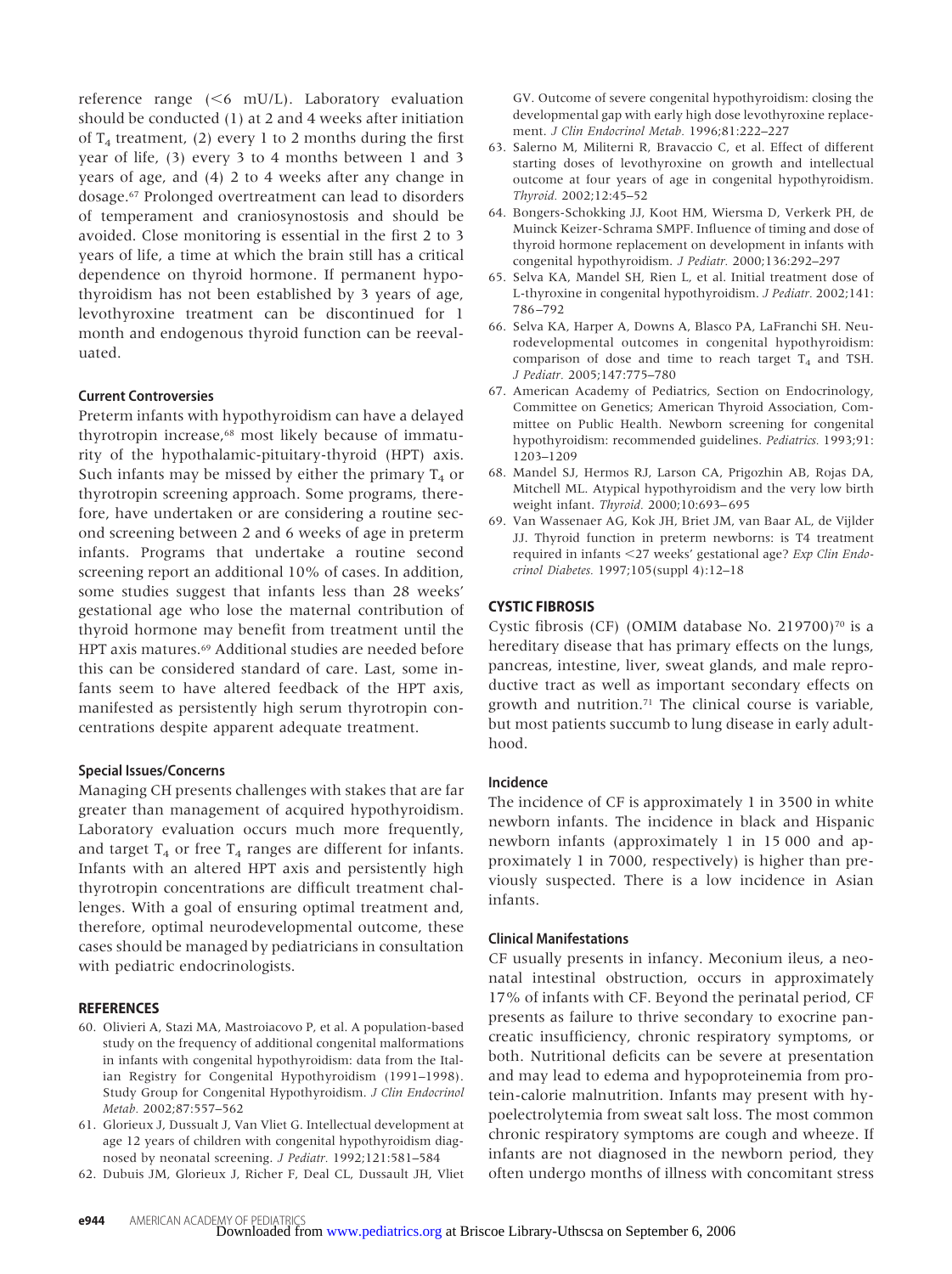reference range (<6 mU/L). Laboratory evaluation should be conducted (1) at 2 and 4 weeks after initiation of $T_4$ treatment, (2) every 1 to 2 months during the first year of life, (3) every 3 to 4 months between 1 and 3 years of age, and (4) 2 to 4 weeks after any change in dosage.[67] Prolonged overtreatment can lead to disorders of temperament and craniosynostosis and should be avoided. Close monitoring is essential in the first 2 to 3 years of life, a time at which the brain still has a critical dependence on thyroid hormone. If permanent hypothyroidism has not been established by 3 years of age, levothyroxine treatment can be discontinued for 1 month and endogenous thyroid function can be reevaluated.

### Current Controversies

Preterm infants with hypothyroidism can have a delayed thyrotropin increase,[68] most likely because of immaturity of the hypothalamic-pituitary-thyroid (HPT) axis. Such infants may be missed by either the primary $T_4$ or thyrotropin screening approach. Some programs, therefore, have undertaken or are considering a routine second screening between 2 and 6 weeks of age in preterm infants. Programs that undertake a routine second screening report an additional 10% of cases. In addition, some studies suggest that infants less than 28 weeks' gestational age who lose the maternal contribution of thyroid hormone may benefit from treatment until the HPT axis matures.[69] Additional studies are needed before this can be considered standard of care. Last, some infants seem to have altered feedback of the HPT axis, manifested as persistently high serum thyrotropin concentrations despite apparent adequate treatment.

### Special Issues/Concerns

Managing CH presents challenges with stakes that are far greater than management of acquired hypothyroidism. Laboratory evaluation occurs much more frequently, and target $T_4$ or free $T_4$ ranges are different for infants. Infants with an altered HPT axis and persistently high thyrotropin concentrations are difficult treatment challenges. With a goal of ensuring optimal treatment and, therefore, optimal neurodevelopmental outcome, these cases should be managed by pediatricians in consultation with pediatric endocrinologists.

### REFERENCES

60. Olivieri A, Stazi MA, Mastroiacovo P, et al. A population-based study on the frequency of additional congenital malformations in infants with congenital hypothyroidism: data from the Italian Registry for Congenital Hypothyroidism (1991–1998). Study Group for Congenital Hypothyroidism. *J Clin Endocrinol Metab.* 2002;87:557–562
61. Glorieux J, Dussault J, Van Vliet G. Intellectual development at age 12 years of children with congenital hypothyroidism diagnosed by neonatal screening. *J Pediatr.* 1992;121:581–584
62. Dubuis JM, Glorieux J, Richer F, Deal CL, Dussault JH, Vliet GV. Outcome of severe congenital hypothyroidism: closing the developmental gap with early high dose levothyroxine replacement. *J Clin Endocrinol Metab.* 1996;81:222–227
63. Salerno M, Militerni R, Bravaccio C, et al. Effect of different starting doses of levothyroxine on growth and intellectual outcome at four years of age in congenital hypothyroidism. *Thyroid.* 2002;12:45–52
64. Bongers-Schokking JJ, Koot HM, Wiersma D, Verkerk PH, de Muinck Keizer-Schrama SMPF. Influence of timing and dose of thyroid hormone replacement on development in infants with congenital hypothyroidism. *J Pediatr.* 2000;136:292–297
65. Selva KA, Mandel SH, Rien L, et al. Initial treatment dose of L-thyroxine in congenital hypothyroidism. *J Pediatr.* 2002;141:786–792
66. Selva KA, Harper A, Downs A, Blasco PA, LaFranchi SH. Neurodevelopmental outcomes in congenital hypothyroidism: comparison of dose and time to reach target $T_4$ and TSH. *J Pediatr.* 2005;147:775–780
67. American Academy of Pediatrics, Section on Endocrinology, Committee on Genetics; American Thyroid Association, Committee on Public Health. Newborn screening for congenital hypothyroidism: recommended guidelines. *Pediatrics.* 1993;91:1203–1209
68. Mandel SJ, Hermos RJ, Larson CA, Prigozhin AB, Rojas DA, Mitchell ML. Atypical hypothyroidism and the very low birth weight infant. *Thyroid.* 2000;10:693–695
69. Van Wassenaer AG, Kok JH, Briet JM, van Baar AL, de Vijlder JJ. Thyroid function in preterm newborns: is T4 treatment required in infants <27 weeks' gestational age? *Exp Clin Endocrinol Diabetes.* 1997;105(suppl 4):12–18

## CYSTIC FIBROSIS

Cystic fibrosis (CF) (OMIM database No. 219700)[70] is a hereditary disease that has primary effects on the lungs, pancreas, intestine, liver, sweat glands, and male reproductive tract as well as important secondary effects on growth and nutrition.[71] The clinical course is variable, but most patients succumb to lung disease in early adulthood.

### Incidence

The incidence of CF is approximately 1 in 3500 in white newborn infants. The incidence in black and Hispanic newborn infants (approximately 1 in 15 000 and approximately 1 in 7000, respectively) is higher than previously suspected. There is a low incidence in Asian infants.

### Clinical Manifestations

CF usually presents in infancy. Meconium ileus, a neonatal intestinal obstruction, occurs in approximately 17% of infants with CF. Beyond the perinatal period, CF presents as failure to thrive secondary to exocrine pancreatic insufficiency, chronic respiratory symptoms, or both. Nutritional deficits can be severe at presentation and may lead to edema and hypoproteinemia from protein-calorie malnutrition. Infants may present with hypoelectrolytemia from sweat salt loss. The most common chronic respiratory symptoms are cough and wheeze. If infants are not diagnosed in the newborn period, they often undergo months of illness with concomitant stress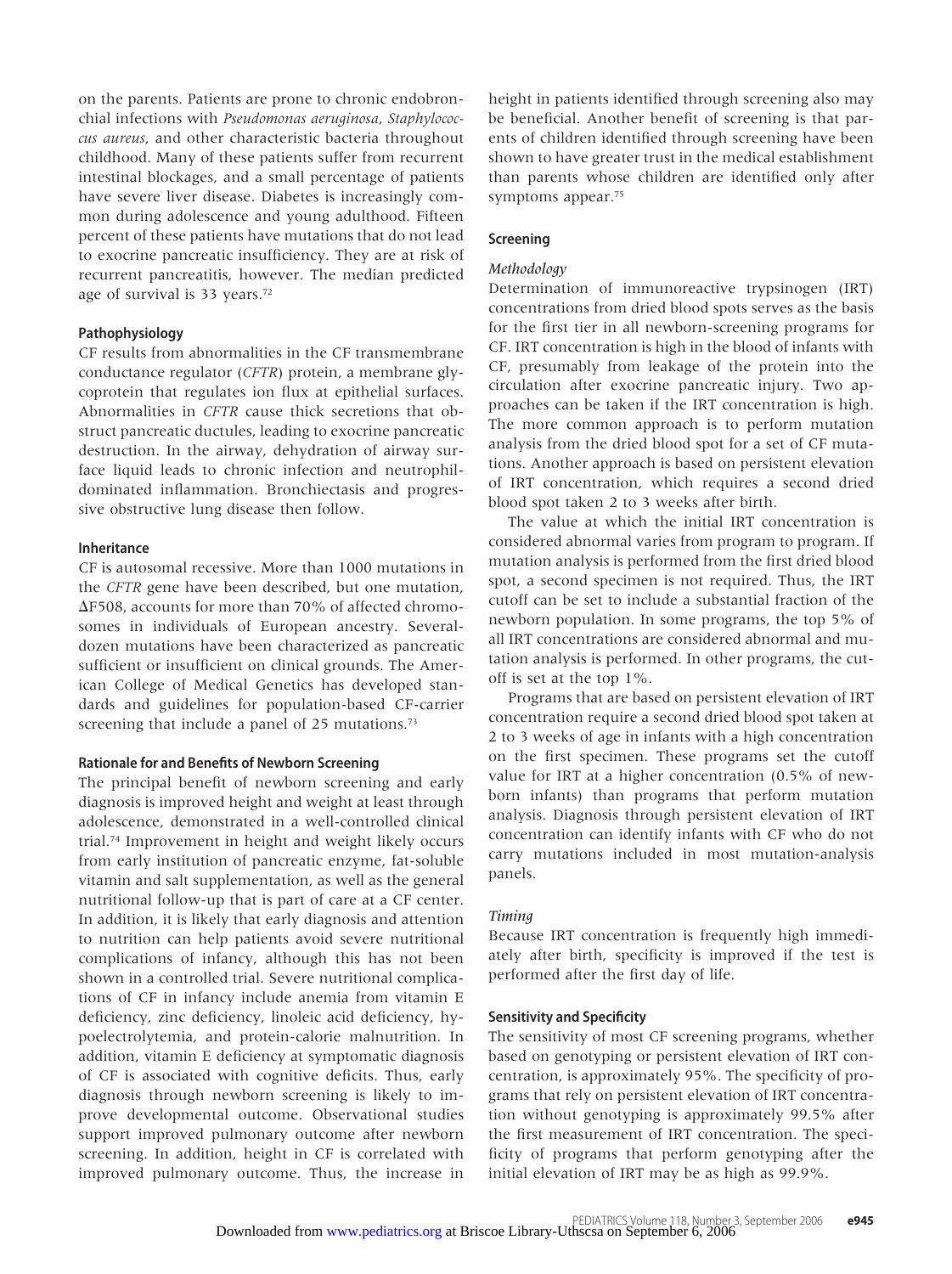on the parents. Patients are prone to chronic endobronchial infections with *Pseudomonas aeruginosa*, *Staphylococcus aureus*, and other characteristic bacteria throughout childhood. Many of these patients suffer from recurrent intestinal blockages, and a small percentage of patients have severe liver disease. Diabetes is increasingly common during adolescence and young adulthood. Fifteen percent of these patients have mutations that do not lead to exocrine pancreatic insufficiency. They are at risk of recurrent pancreatitis, however. The median predicted age of survival is 33 years.[72]

### Pathophysiology

CF results from abnormalities in the CF transmembrane conductance regulator (*CFTR*) protein, a membrane glycoprotein that regulates ion flux at epithelial surfaces. Abnormalities in *CFTR* cause thick secretions that obstruct pancreatic ductules, leading to exocrine pancreatic destruction. In the airway, dehydration of airway surface liquid leads to chronic infection and neutrophil-dominated inflammation. Bronchiectasis and progressive obstructive lung disease then follow.

### Inheritance

CF is autosomal recessive. More than 1000 mutations in the *CFTR* gene have been described, but one mutation, ΔF508, accounts for more than 70% of affected chromosomes in individuals of European ancestry. Several-dozen mutations have been characterized as pancreatic sufficient or insufficient on clinical grounds. The American College of Medical Genetics has developed standards and guidelines for population-based CF-carrier screening that include a panel of 25 mutations.[73]

### Rationale for and Benefits of Newborn Screening

The principal benefit of newborn screening and early diagnosis is improved height and weight at least through adolescence, demonstrated in a well-controlled clinical trial.[74] Improvement in height and weight likely occurs from early institution of pancreatic enzyme, fat-soluble vitamin and salt supplementation, as well as the general nutritional follow-up that is part of care at a CF center. In addition, it is likely that early diagnosis and attention to nutrition can help patients avoid severe nutritional complications of infancy, although this has not been shown in a controlled trial. Severe nutritional complications of CF in infancy include anemia from vitamin E deficiency, zinc deficiency, linoleic acid deficiency, hypoelectrolytemia, and protein-calorie malnutrition. In addition, vitamin E deficiency at symptomatic diagnosis of CF is associated with cognitive deficits. Thus, early diagnosis through newborn screening is likely to improve developmental outcome. Observational studies support improved pulmonary outcome after newborn screening. In addition, height in CF is correlated with improved pulmonary outcome. Thus, the increase in height in patients identified through screening also may be beneficial. Another benefit of screening is that parents of children identified through screening have been shown to have greater trust in the medical establishment than parents whose children are identified only after symptoms appear.[75]

### Screening

#### *Methodology*

Determination of immunoreactive trypsinogen (IRT) concentrations from dried blood spots serves as the basis for the first tier in all newborn-screening programs for CF. IRT concentration is high in the blood of infants with CF, presumably from leakage of the protein into the circulation after exocrine pancreatic injury. Two approaches can be taken if the IRT concentration is high. The more common approach is to perform mutation analysis from the dried blood spot for a set of CF mutations. Another approach is based on persistent elevation of IRT concentration, which requires a second dried blood spot taken 2 to 3 weeks after birth.

The value at which the initial IRT concentration is considered abnormal varies from program to program. If mutation analysis is performed from the first dried blood spot, a second specimen is not required. Thus, the IRT cutoff can be set to include a substantial fraction of the newborn population. In some programs, the top 5% of all IRT concentrations are considered abnormal and mutation analysis is performed. In other programs, the cutoff is set at the top 1%.

Programs that are based on persistent elevation of IRT concentration require a second dried blood spot taken at 2 to 3 weeks of age in infants with a high concentration on the first specimen. These programs set the cutoff value for IRT at a higher concentration (0.5% of newborn infants) than programs that perform mutation analysis. Diagnosis through persistent elevation of IRT concentration can identify infants with CF who do not carry mutations included in most mutation-analysis panels.

#### *Timing*

Because IRT concentration is frequently high immediately after birth, specificity is improved if the test is performed after the first day of life.

### Sensitivity and Specificity

The sensitivity of most CF screening programs, whether based on genotyping or persistent elevation of IRT concentration, is approximately 95%. The specificity of programs that rely on persistent elevation of IRT concentration without genotyping is approximately 99.5% after the first measurement of IRT concentration. The specificity of programs that perform genotyping after the initial elevation of IRT may be as high as 99.9%.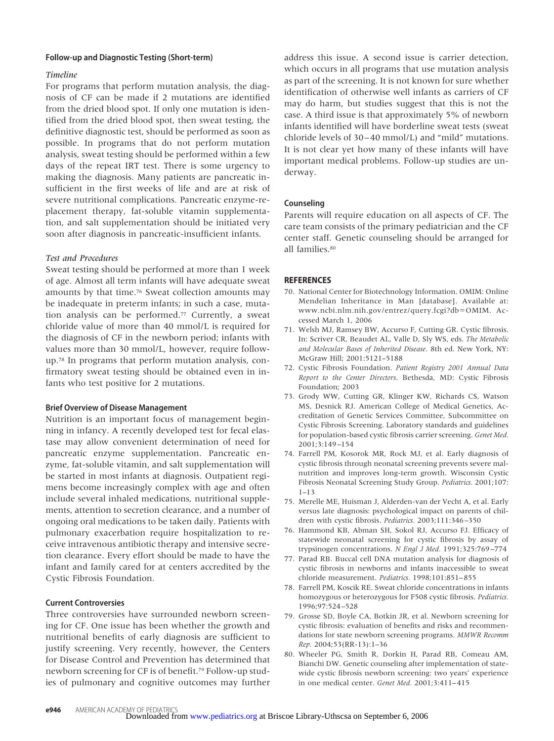### Follow-up and Diagnostic Testing (Short-term)

*Timeline*

For programs that perform mutation analysis, the diagnosis of CF can be made if 2 mutations are identified from the dried blood spot. If only one mutation is identified from the dried blood spot, then sweat testing, the definitive diagnostic test, should be performed as soon as possible. In programs that do not perform mutation analysis, sweat testing should be performed within a few days of the repeat IRT test. There is some urgency to making the diagnosis. Many patients are pancreatic insufficient in the first weeks of life and are at risk of severe nutritional complications. Pancreatic enzyme-replacement therapy, fat-soluble vitamin supplementation, and salt supplementation should be initiated very soon after diagnosis in pancreatic-insufficient infants.

*Test and Procedures*

Sweat testing should be performed at more than 1 week of age. Almost all term infants will have adequate sweat amounts by that time.[76] Sweat collection amounts may be inadequate in preterm infants; in such a case, mutation analysis can be performed.[77] Currently, a sweat chloride value of more than 40 mmol/L is required for the diagnosis of CF in the newborn period; infants with values more than 30 mmol/L, however, require follow-up.[78] In programs that perform mutation analysis, confirmatory sweat testing should be obtained even in infants who test positive for 2 mutations.

### Brief Overview of Disease Management

Nutrition is an important focus of management beginning in infancy. A recently developed test for fecal elastase may allow convenient determination of need for pancreatic enzyme supplementation. Pancreatic enzyme, fat-soluble vitamin, and salt supplementation will be started in most infants at diagnosis. Outpatient regimens become increasingly complex with age and often include several inhaled medications, nutritional supplements, attention to secretion clearance, and a number of ongoing oral medications to be taken daily. Patients with pulmonary exacerbation require hospitalization to receive intravenous antibiotic therapy and intensive secretion clearance. Every effort should be made to have the infant and family cared for at centers accredited by the Cystic Fibrosis Foundation.

### Current Controversies

Three controversies have surrounded newborn screening for CF. One issue has been whether the growth and nutritional benefits of early diagnosis are sufficient to justify screening. Very recently, however, the Centers for Disease Control and Prevention has determined that newborn screening for CF is of benefit.[79] Follow-up studies of pulmonary and cognitive outcomes may further address this issue. A second issue is carrier detection, which occurs in all programs that use mutation analysis as part of the screening. It is not known for sure whether identification of otherwise well infants as carriers of CF may do harm, but studies suggest that this is not the case. A third issue is that approximately 5% of newborn infants identified will have borderline sweat tests (sweat chloride levels of 30–40 mmol/L) and "mild" mutations. It is not clear yet how many of these infants will have important medical problems. Follow-up studies are underway.

### Counseling

Parents will require education on all aspects of CF. The care team consists of the primary pediatrician and the CF center staff. Genetic counseling should be arranged for all families.[80]

### REFERENCES

70. National Center for Biotechnology Information. OMIM: Online Mendelian Inheritance in Man [database]. Available at: www.ncbi.nlm.nih.gov/entrez/query.fcgi?db=OMIM. Accessed March 1, 2006
71. Welsh MJ, Ramsey BW, Accurso F, Cutting GR. Cystic fibrosis. In: Scriver CR, Beaudet AL, Valle D, Sly WS, eds. *The Metabolic and Molecular Bases of Inherited Disease*. 8th ed. New York, NY: McGraw Hill; 2001:5121–5188
72. Cystic Fibrosis Foundation. *Patient Registry 2001 Annual Data Report to the Center Directors*. Bethesda, MD: Cystic Fibrosis Foundation; 2003
73. Grody WW, Cutting GR, Klinger KW, Richards CS, Watson MS, Desnick RJ. American College of Medical Genetics, Accreditation of Genetic Services Committee, Subcommittee on Cystic Fibrosis Screening. Laboratory standards and guidelines for population-based cystic fibrosis carrier screening. *Genet Med.* 2001;3:149–154
74. Farrell PM, Kosorok MR, Rock MJ, et al. Early diagnosis of cystic fibrosis through neonatal screening prevents severe malnutrition and improves long-term growth. Wisconsin Cystic Fibrosis Neonatal Screening Study Group. *Pediatrics.* 2001;107:1–13
75. Merelle ME, Huisman J, Alderden-van der Vecht A, et al. Early versus late diagnosis: psychological impact on parents of children with cystic fibrosis. *Pediatrics.* 2003;111:346–350
76. Hammond KB, Abman SH, Sokol RJ, Accurso FJ. Efficacy of statewide neonatal screening for cystic fibrosis by assay of trypsinogen concentrations. *N Engl J Med.* 1991;325:769–774
77. Parad RB. Buccal cell DNA mutation analysis for diagnosis of cystic fibrosis in newborns and infants inaccessible to sweat chloride measurement. *Pediatrics.* 1998;101:851–855
78. Farrell PM, Koscik RE. Sweat chloride concentrations in infants homozygous or heterozygous for F508 cystic fibrosis. *Pediatrics.* 1996;97:524–528
79. Grosse SD, Boyle CA, Botkin JR, et al. Newborn screening for cystic fibrosis: evaluation of benefits and risks and recommendations for state newborn screening programs. *MMWR Recomm Rep.* 2004;53(RR-13):1–36
80. Wheeler PG, Smith R, Dorkin H, Parad RB, Comeau AM, Bianchi DW. Genetic counseling after implementation of statewide cystic fibrosis newborn screening: two years' experience in one medical center. *Genet Med.* 2001;3:411–415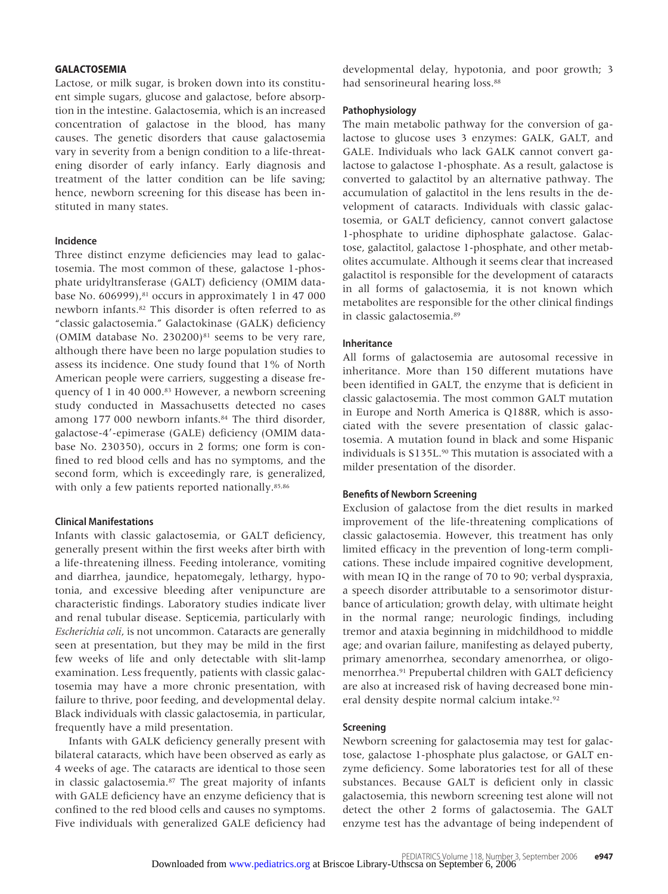## GALACTOSEMIA

Lactose, or milk sugar, is broken down into its constituent simple sugars, glucose and galactose, before absorption in the intestine. Galactosemia, which is an increased concentration of galactose in the blood, has many causes. The genetic disorders that cause galactosemia vary in severity from a benign condition to a life-threatening disorder of early infancy. Early diagnosis and treatment of the latter condition can be life saving; hence, newborn screening for this disease has been instituted in many states.

### Incidence

Three distinct enzyme deficiencies may lead to galactosemia. The most common of these, galactose 1-phosphate uridyltransferase (GALT) deficiency (OMIM database No. 606999),[81] occurs in approximately 1 in 47 000 newborn infants.[82] This disorder is often referred to as "classic galactosemia." Galactokinase (GALK) deficiency (OMIM database No. 230200)[81] seems to be very rare, although there have been no large population studies to assess its incidence. One study found that 1% of North American people were carriers, suggesting a disease frequency of 1 in 40 000.[83] However, a newborn screening study conducted in Massachusetts detected no cases among 177 000 newborn infants.[84] The third disorder, galactose-4′-epimerase (GALE) deficiency (OMIM database No. 230350), occurs in 2 forms; one form is confined to red blood cells and has no symptoms, and the second form, which is exceedingly rare, is generalized, with only a few patients reported nationally.[85,86]

### Clinical Manifestations

Infants with classic galactosemia, or GALT deficiency, generally present within the first weeks after birth with a life-threatening illness. Feeding intolerance, vomiting and diarrhea, jaundice, hepatomegaly, lethargy, hypotonia, and excessive bleeding after venipuncture are characteristic findings. Laboratory studies indicate liver and renal tubular disease. Septicemia, particularly with *Escherichia coli*, is not uncommon. Cataracts are generally seen at presentation, but they may be mild in the first few weeks of life and only detectable with slit-lamp examination. Less frequently, patients with classic galactosemia may have a more chronic presentation, with failure to thrive, poor feeding, and developmental delay. Black individuals with classic galactosemia, in particular, frequently have a mild presentation.

Infants with GALK deficiency generally present with bilateral cataracts, which have been observed as early as 4 weeks of age. The cataracts are identical to those seen in classic galactosemia.[87] The great majority of infants with GALE deficiency have an enzyme deficiency that is confined to the red blood cells and causes no symptoms. Five individuals with generalized GALE deficiency had developmental delay, hypotonia, and poor growth; 3 had sensorineural hearing loss.[88]

### Pathophysiology

The main metabolic pathway for the conversion of galactose to glucose uses 3 enzymes: GALK, GALT, and GALE. Individuals who lack GALK cannot convert galactose to galactose 1-phosphate. As a result, galactose is converted to galactitol by an alternative pathway. The accumulation of galactitol in the lens results in the development of cataracts. Individuals with classic galactosemia, or GALT deficiency, cannot convert galactose 1-phosphate to uridine diphosphate galactose. Galactose, galactitol, galactose 1-phosphate, and other metabolites accumulate. Although it seems clear that increased galactitol is responsible for the development of cataracts in all forms of galactosemia, it is not known which metabolites are responsible for the other clinical findings in classic galactosemia.[89]

### Inheritance

All forms of galactosemia are autosomal recessive in inheritance. More than 150 different mutations have been identified in GALT, the enzyme that is deficient in classic galactosemia. The most common GALT mutation in Europe and North America is Q188R, which is associated with the severe presentation of classic galactosemia. A mutation found in black and some Hispanic individuals is S135L.[90] This mutation is associated with a milder presentation of the disorder.

### Benefits of Newborn Screening

Exclusion of galactose from the diet results in marked improvement of the life-threatening complications of classic galactosemia. However, this treatment has only limited efficacy in the prevention of long-term complications. These include impaired cognitive development, with mean IQ in the range of 70 to 90; verbal dyspraxia, a speech disorder attributable to a sensorimotor disturbance of articulation; growth delay, with ultimate height in the normal range; neurologic findings, including tremor and ataxia beginning in midchildhood to middle age; and ovarian failure, manifesting as delayed puberty, primary amenorrhea, secondary amenorrhea, or oligomenorrhea.[91] Prepubertal children with GALT deficiency are also at increased risk of having decreased bone mineral density despite normal calcium intake.[92]

### Screening

Newborn screening for galactosemia may test for galactose, galactose 1-phosphate plus galactose, or GALT enzyme deficiency. Some laboratories test for all of these substances. Because GALT is deficient only in classic galactosemia, this newborn screening test alone will not detect the other 2 forms of galactosemia. The GALT enzyme test has the advantage of being independent of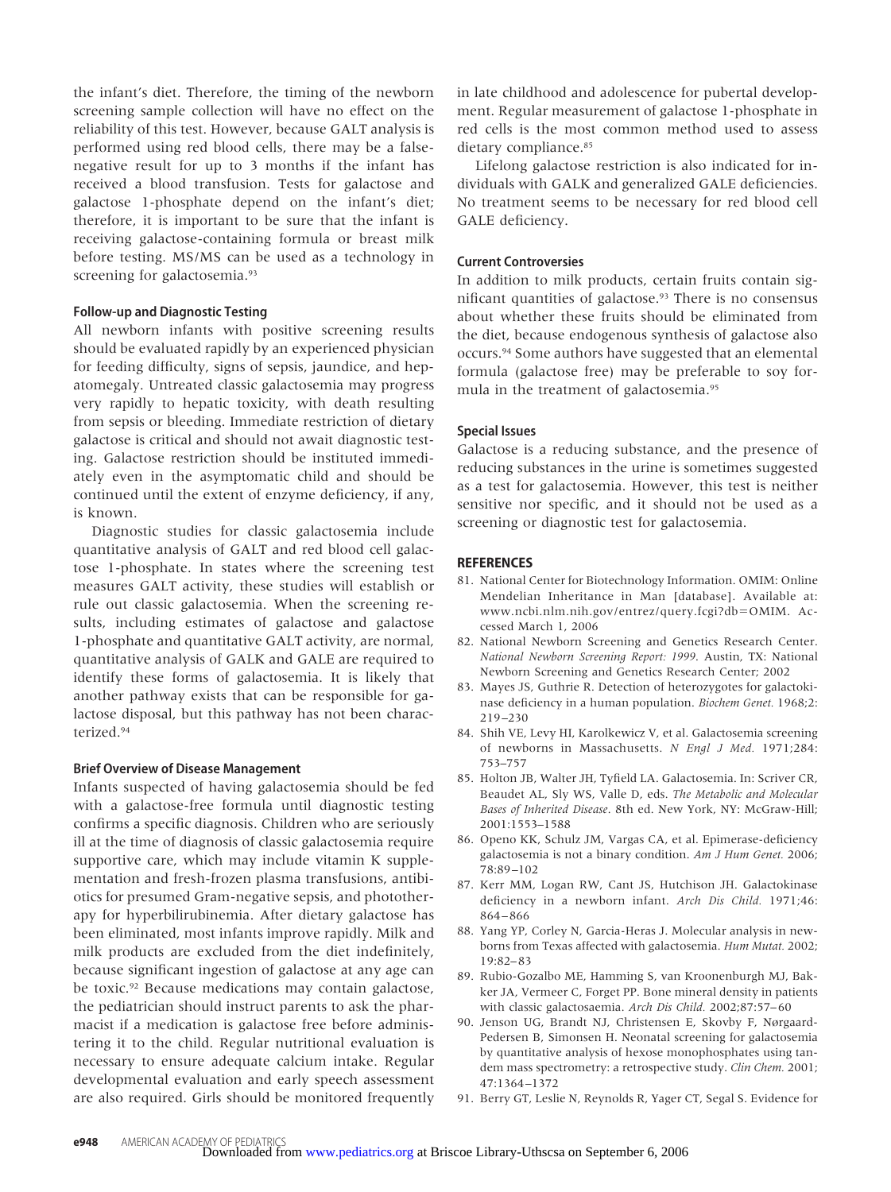the infant's diet. Therefore, the timing of the newborn screening sample collection will have no effect on the reliability of this test. However, because GALT analysis is performed using red blood cells, there may be a false-negative result for up to 3 months if the infant has received a blood transfusion. Tests for galactose and galactose 1-phosphate depend on the infant's diet; therefore, it is important to be sure that the infant is receiving galactose-containing formula or breast milk before testing. MS/MS can be used as a technology in screening for galactosemia.[93]

### Follow-up and Diagnostic Testing

All newborn infants with positive screening results should be evaluated rapidly by an experienced physician for feeding difficulty, signs of sepsis, jaundice, and hepatomegaly. Untreated classic galactosemia may progress very rapidly to hepatic toxicity, with death resulting from sepsis or bleeding. Immediate restriction of dietary galactose is critical and should not await diagnostic testing. Galactose restriction should be instituted immediately even in the asymptomatic child and should be continued until the extent of enzyme deficiency, if any, is known.

Diagnostic studies for classic galactosemia include quantitative analysis of GALT and red blood cell galactose 1-phosphate. In states where the screening test measures GALT activity, these studies will establish or rule out classic galactosemia. When the screening results, including estimates of galactose and galactose 1-phosphate and quantitative GALT activity, are normal, quantitative analysis of GALK and GALE are required to identify these forms of galactosemia. It is likely that another pathway exists that can be responsible for galactose disposal, but this pathway has not been characterized.[94]

### Brief Overview of Disease Management

Infants suspected of having galactosemia should be fed with a galactose-free formula until diagnostic testing confirms a specific diagnosis. Children who are seriously ill at the time of diagnosis of classic galactosemia require supportive care, which may include vitamin K supplementation and fresh-frozen plasma transfusions, antibiotics for presumed Gram-negative sepsis, and phototherapy for hyperbilirubinemia. After dietary galactose has been eliminated, most infants improve rapidly. Milk and milk products are excluded from the diet indefinitely, because significant ingestion of galactose at any age can be toxic.[92] Because medications may contain galactose, the pediatrician should instruct parents to ask the pharmacist if a medication is galactose free before administering it to the child. Regular nutritional evaluation is necessary to ensure adequate calcium intake. Regular developmental evaluation and early speech assessment are also required. Girls should be monitored frequently in late childhood and adolescence for pubertal development. Regular measurement of galactose 1-phosphate in red cells is the most common method used to assess dietary compliance.[85]

Lifelong galactose restriction is also indicated for individuals with GALK and generalized GALE deficiencies. No treatment seems to be necessary for red blood cell GALE deficiency.

### Current Controversies

In addition to milk products, certain fruits contain significant quantities of galactose.[93] There is no consensus about whether these fruits should be eliminated from the diet, because endogenous synthesis of galactose also occurs.[94] Some authors have suggested that an elemental formula (galactose free) may be preferable to soy formula in the treatment of galactosemia.[95]

### Special Issues

Galactose is a reducing substance, and the presence of reducing substances in the urine is sometimes suggested as a test for galactosemia. However, this test is neither sensitive nor specific, and it should not be used as a screening or diagnostic test for galactosemia.

## REFERENCES

81. National Center for Biotechnology Information. OMIM: Online Mendelian Inheritance in Man [database]. Available at: www.ncbi.nlm.nih.gov/entrez/query.fcgi?db=OMIM. Accessed March 1, 2006
82. National Newborn Screening and Genetics Research Center. *National Newborn Screening Report: 1999*. Austin, TX: National Newborn Screening and Genetics Research Center; 2002
83. Mayes JS, Guthrie R. Detection of heterozygotes for galactokinase deficiency in a human population. *Biochem Genet.* 1968;2: 219–230
84. Shih VE, Levy HI, Karolkewicz V, et al. Galactosemia screening of newborns in Massachusetts. *N Engl J Med.* 1971;284: 753–757
85. Holton JB, Walter JH, Tyfield LA. Galactosemia. In: Scriver CR, Beaudet AL, Sly WS, Valle D, eds. *The Metabolic and Molecular Bases of Inherited Disease*. 8th ed. New York, NY: McGraw-Hill; 2001:1553–1588
86. Openo KK, Schulz JM, Vargas CA, et al. Epimerase-deficiency galactosemia is not a binary condition. *Am J Hum Genet.* 2006; 78:89–102
87. Kerr MM, Logan RW, Cant JS, Hutchison JH. Galactokinase deficiency in a newborn infant. *Arch Dis Child.* 1971;46: 864–866
88. Yang YP, Corley N, Garcia-Heras J. Molecular analysis in newborns from Texas affected with galactosemia. *Hum Mutat.* 2002; 19:82–83
89. Rubio-Gozalbo ME, Hamming S, van Kroonenburgh MJ, Bakker JA, Vermeer C, Forget PP. Bone mineral density in patients with classic galactosaemia. *Arch Dis Child.* 2002;87:57–60
90. Jenson UG, Brandt NJ, Christensen E, Skovby F, Nørgaard-Pedersen B, Simonsen H. Neonatal screening for galactosemia by quantitative analysis of hexose monophosphates using tandem mass spectrometry: a retrospective study. *Clin Chem.* 2001; 47:1364–1372
91. Berry GT, Leslie N, Reynolds R, Yager CT, Segal S. Evidence for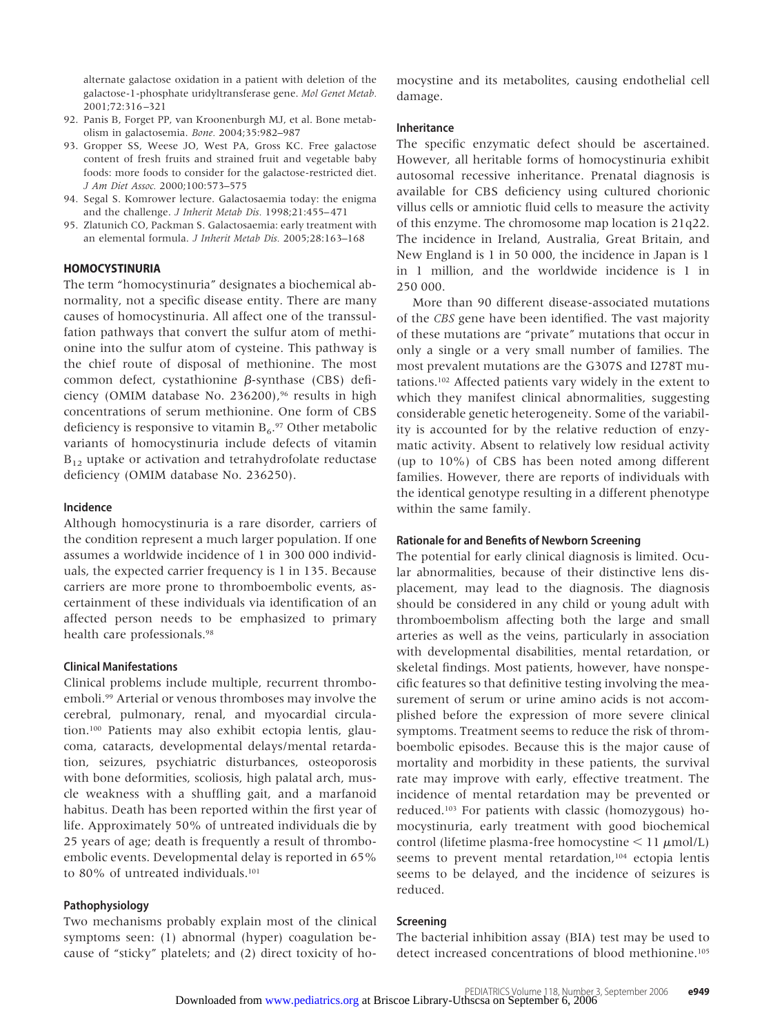alternate galactose oxidation in a patient with deletion of the galactose-1-phosphate uridyltransferase gene. *Mol Genet Metab.* 2001;72:316–321

92. Panis B, Forget PP, van Kroonenburgh MJ, et al. Bone metabolism in galactosemia. *Bone.* 2004;35:982–987
93. Gropper SS, Weese JO, West PA, Gross KC. Free galactose content of fresh fruits and strained fruit and vegetable baby foods: more foods to consider for the galactose-restricted diet. *J Am Diet Assoc.* 2000;100:573–575
94. Segal S. Komrower lecture. Galactosaemia today: the enigma and the challenge. *J Inherit Metab Dis.* 1998;21:455–471
95. Zlatunich CO, Packman S. Galactosaemia: early treatment with an elemental formula. *J Inherit Metab Dis.* 2005;28:163–168

## HOMOCYSTINURIA

The term "homocystinuria" designates a biochemical abnormality, not a specific disease entity. There are many causes of homocystinuria. All affect one of the transsulfation pathways that convert the sulfur atom of methionine into the sulfur atom of cysteine. This pathway is the chief route of disposal of methionine. The most common defect, cystathionine $\beta$-synthase (CBS) deficiency (OMIM database No. 236200),[96] results in high concentrations of serum methionine. One form of CBS deficiency is responsive to vitamin $B_6$.[97] Other metabolic variants of homocystinuria include defects of vitamin $B_{12}$ uptake or activation and tetrahydrofolate reductase deficiency (OMIM database No. 236250).

### Incidence

Although homocystinuria is a rare disorder, carriers of the condition represent a much larger population. If one assumes a worldwide incidence of 1 in 300 000 individuals, the expected carrier frequency is 1 in 135. Because carriers are more prone to thromboembolic events, ascertainment of these individuals via identification of an affected person needs to be emphasized to primary health care professionals.[98]

### Clinical Manifestations

Clinical problems include multiple, recurrent thromboemboli.[99] Arterial or venous thromboses may involve the cerebral, pulmonary, renal, and myocardial circulation.[100] Patients may also exhibit ectopia lentis, glaucoma, cataracts, developmental delays/mental retardation, seizures, psychiatric disturbances, osteoporosis with bone deformities, scoliosis, high palatal arch, muscle weakness with a shuffling gait, and a marfanoid habitus. Death has been reported within the first year of life. Approximately 50% of untreated individuals die by 25 years of age; death is frequently a result of thromboembolic events. Developmental delay is reported in 65% to 80% of untreated individuals.[101]

### Pathophysiology

Two mechanisms probably explain most of the clinical symptoms seen: (1) abnormal (hyper) coagulation because of "sticky" platelets; and (2) direct toxicity of homocystine and its metabolites, causing endothelial cell damage.

### Inheritance

The specific enzymatic defect should be ascertained. However, all heritable forms of homocystinuria exhibit autosomal recessive inheritance. Prenatal diagnosis is available for CBS deficiency using cultured chorionic villus cells or amniotic fluid cells to measure the activity of this enzyme. The chromosome map location is 21q22. The incidence in Ireland, Australia, Great Britain, and New England is 1 in 50 000, the incidence in Japan is 1 in 1 million, and the worldwide incidence is 1 in 250 000.

More than 90 different disease-associated mutations of the *CBS* gene have been identified. The vast majority of these mutations are "private" mutations that occur in only a single or a very small number of families. The most prevalent mutations are the G307S and I278T mutations.[102] Affected patients vary widely in the extent to which they manifest clinical abnormalities, suggesting considerable genetic heterogeneity. Some of the variability is accounted for by the relative reduction of enzymatic activity. Absent to relatively low residual activity (up to 10%) of CBS has been noted among different families. However, there are reports of individuals with the identical genotype resulting in a different phenotype within the same family.

### Rationale for and Benefits of Newborn Screening

The potential for early clinical diagnosis is limited. Ocular abnormalities, because of their distinctive lens displacement, may lead to the diagnosis. The diagnosis should be considered in any child or young adult with thromboembolism affecting both the large and small arteries as well as the veins, particularly in association with developmental disabilities, mental retardation, or skeletal findings. Most patients, however, have nonspecific features so that definitive testing involving the measurement of serum or urine amino acids is not accomplished before the expression of more severe clinical symptoms. Treatment seems to reduce the risk of thromboembolic episodes. Because this is the major cause of mortality and morbidity in these patients, the survival rate may improve with early, effective treatment. The incidence of mental retardation may be prevented or reduced.[103] For patients with classic (homozygous) homocystinuria, early treatment with good biochemical control (lifetime plasma-free homocystine $< 11\ \mu$mol/L) seems to prevent mental retardation,[104] ectopia lentis seems to be delayed, and the incidence of seizures is reduced.

### Screening

The bacterial inhibition assay (BIA) test may be used to detect increased concentrations of blood methionine.[105]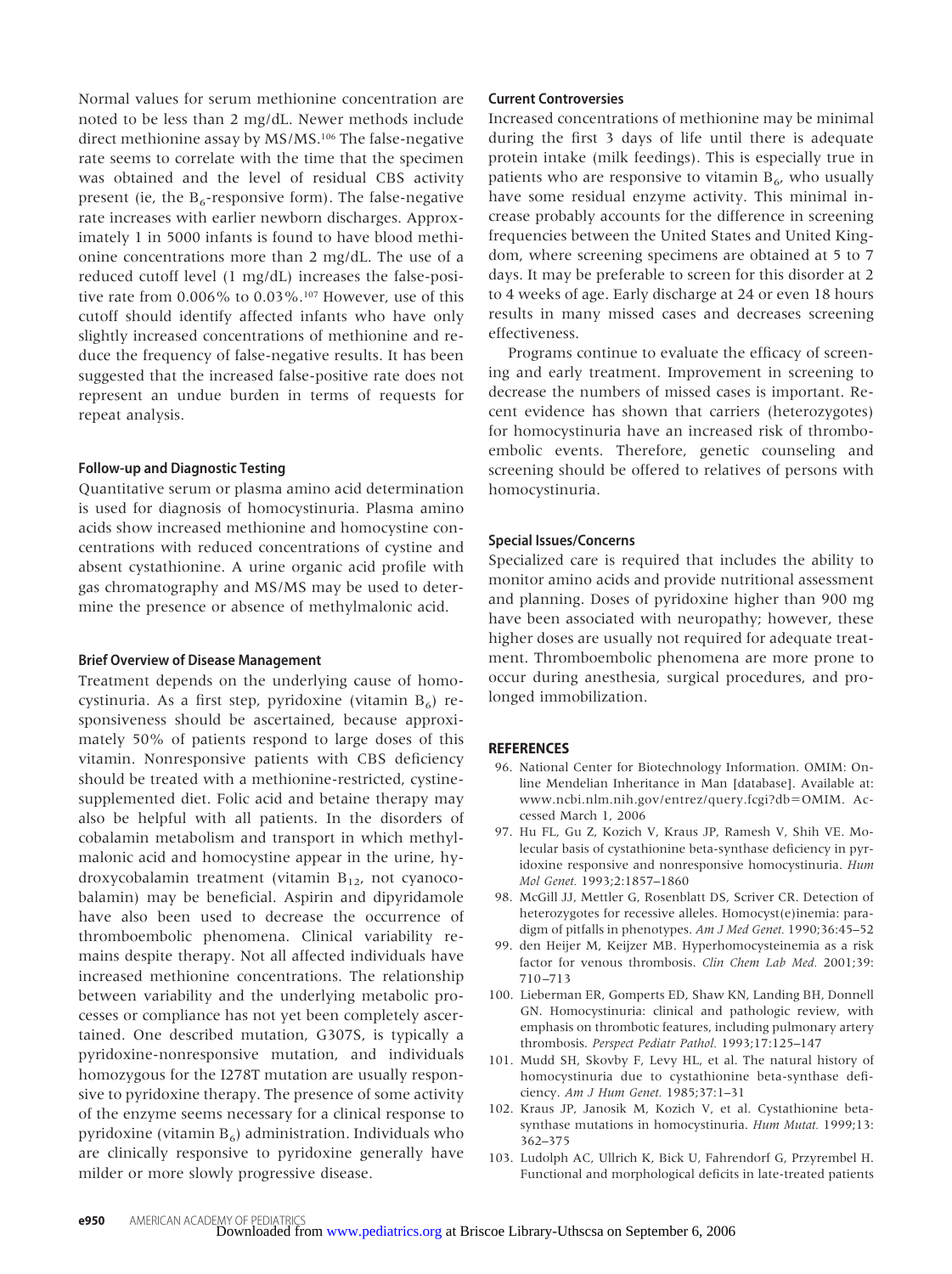Normal values for serum methionine concentration are noted to be less than 2 mg/dL. Newer methods include direct methionine assay by MS/MS.[106] The false-negative rate seems to correlate with the time that the specimen was obtained and the level of residual CBS activity present (ie, the $B_6$-responsive form). The false-negative rate increases with earlier newborn discharges. Approximately 1 in 5000 infants is found to have blood methionine concentrations more than 2 mg/dL. The use of a reduced cutoff level (1 mg/dL) increases the false-positive rate from 0.006% to 0.03%.[107] However, use of this cutoff should identify affected infants who have only slightly increased concentrations of methionine and reduce the frequency of false-negative results. It has been suggested that the increased false-positive rate does not represent an undue burden in terms of requests for repeat analysis.

### Follow-up and Diagnostic Testing

Quantitative serum or plasma amino acid determination is used for diagnosis of homocystinuria. Plasma amino acids show increased methionine and homocystine concentrations with reduced concentrations of cystine and absent cystathionine. A urine organic acid profile with gas chromatography and MS/MS may be used to determine the presence or absence of methylmalonic acid.

### Brief Overview of Disease Management

Treatment depends on the underlying cause of homocystinuria. As a first step, pyridoxine (vitamin $B_6$) responsiveness should be ascertained, because approximately 50% of patients respond to large doses of this vitamin. Nonresponsive patients with CBS deficiency should be treated with a methionine-restricted, cystine-supplemented diet. Folic acid and betaine therapy may also be helpful with all patients. In the disorders of cobalamin metabolism and transport in which methylmalonic acid and homocystine appear in the urine, hydroxycobalamin treatment (vitamin $B_{12}$, not cyanocobalamin) may be beneficial. Aspirin and dipyridamole have also been used to decrease the occurrence of thromboembolic phenomena. Clinical variability remains despite therapy. Not all affected individuals have increased methionine concentrations. The relationship between variability and the underlying metabolic processes or compliance has not yet been completely ascertained. One described mutation, G307S, is typically a pyridoxine-nonresponsive mutation, and individuals homozygous for the I278T mutation are usually responsive to pyridoxine therapy. The presence of some activity of the enzyme seems necessary for a clinical response to pyridoxine (vitamin $B_6$) administration. Individuals who are clinically responsive to pyridoxine generally have milder or more slowly progressive disease.

### Current Controversies

Increased concentrations of methionine may be minimal during the first 3 days of life until there is adequate protein intake (milk feedings). This is especially true in patients who are responsive to vitamin $B_6$, who usually have some residual enzyme activity. This minimal increase probably accounts for the difference in screening frequencies between the United States and United Kingdom, where screening specimens are obtained at 5 to 7 days. It may be preferable to screen for this disorder at 2 to 4 weeks of age. Early discharge at 24 or even 18 hours results in many missed cases and decreases screening effectiveness.

Programs continue to evaluate the efficacy of screening and early treatment. Improvement in screening to decrease the numbers of missed cases is important. Recent evidence has shown that carriers (heterozygotes) for homocystinuria have an increased risk of thromboembolic events. Therefore, genetic counseling and screening should be offered to relatives of persons with homocystinuria.

### Special Issues/Concerns

Specialized care is required that includes the ability to monitor amino acids and provide nutritional assessment and planning. Doses of pyridoxine higher than 900 mg have been associated with neuropathy; however, these higher doses are usually not required for adequate treatment. Thromboembolic phenomena are more prone to occur during anesthesia, surgical procedures, and prolonged immobilization.

## REFERENCES

96. National Center for Biotechnology Information. OMIM: Online Mendelian Inheritance in Man [database]. Available at: www.ncbi.nlm.nih.gov/entrez/query.fcgi?db=OMIM. Accessed March 1, 2006
97. Hu FL, Gu Z, Kozich V, Kraus JP, Ramesh V, Shih VE. Molecular basis of cystathionine beta-synthase deficiency in pyridoxine responsive and nonresponsive homocystinuria. *Hum Mol Genet.* 1993;2:1857–1860
98. McGill JJ, Mettler G, Rosenblatt DS, Scriver CR. Detection of heterozygotes for recessive alleles. Homocyst(e)inemia: paradigm of pitfalls in phenotypes. *Am J Med Genet.* 1990;36:45–52
99. den Heijer M, Keijzer MB. Hyperhomocysteinemia as a risk factor for venous thrombosis. *Clin Chem Lab Med.* 2001;39:710–713
100. Lieberman ER, Gomperts ED, Shaw KN, Landing BH, Donnell GN. Homocystinuria: clinical and pathologic review, with emphasis on thrombotic features, including pulmonary artery thrombosis. *Perspect Pediatr Pathol.* 1993;17:125–147
101. Mudd SH, Skovby F, Levy HL, et al. The natural history of homocystinuria due to cystathionine beta-synthase deficiency. *Am J Hum Genet.* 1985;37:1–31
102. Kraus JP, Janosik M, Kozich V, et al. Cystathionine beta-synthase mutations in homocystinuria. *Hum Mutat.* 1999;13:362–375
103. Ludolph AC, Ullrich K, Bick U, Fahrendorf G, Przyrembel H. Functional and morphological deficits in late-treated patients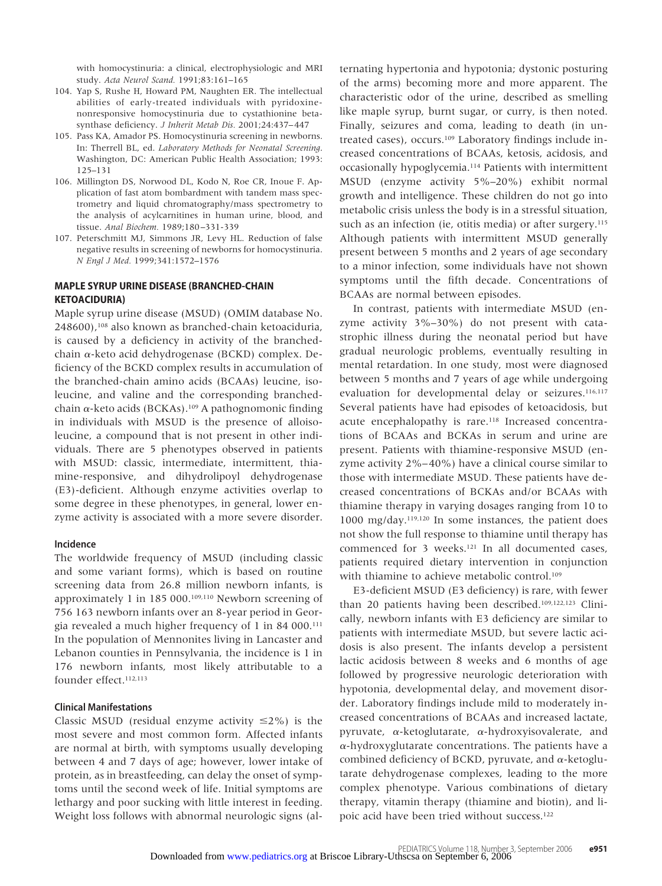with homocystinuria: a clinical, electrophysiologic and MRI study. *Acta Neurol Scand.* 1991;83:161–165

104. Yap S, Rushe H, Howard PM, Naughten ER. The intellectual abilities of early-treated individuals with pyridoxine-nonresponsive homocystinuria due to cystathionine beta-synthase deficiency. *J Inherit Metab Dis.* 2001;24:437–447
105. Pass KA, Amador PS. Homocystinuria screening in newborns. In: Therrell BL, ed. *Laboratory Methods for Neonatal Screening.* Washington, DC: American Public Health Association; 1993: 125–131
106. Millington DS, Norwood DL, Kodo N, Roe CR, Inoue F. Application of fast atom bombardment with tandem mass spectrometry and liquid chromatography/mass spectrometry to the analysis of acylcarnitines in human urine, blood, and tissue. *Anal Biochem.* 1989;180–331-339
107. Peterschmitt MJ, Simmons JR, Levy HL. Reduction of false negative results in screening of newborns for homocystinuria. *N Engl J Med.* 1999;341:1572–1576

## MAPLE SYRUP URINE DISEASE (BRANCHED-CHAIN KETOACIDURIA)

Maple syrup urine disease (MSUD) (OMIM database No. 248600),[108] also known as branched-chain ketoaciduria, is caused by a deficiency in activity of the branched-chain α-keto acid dehydrogenase (BCKD) complex. Deficiency of the BCKD complex results in accumulation of the branched-chain amino acids (BCAAs) leucine, isoleucine, and valine and the corresponding branched-chain α-keto acids (BCKAs).[109] A pathognomonic finding in individuals with MSUD is the presence of alloisoleucine, a compound that is not present in other individuals. There are 5 phenotypes observed in patients with MSUD: classic, intermediate, intermittent, thiamine-responsive, and dihydrolipoyl dehydrogenase (E3)-deficient. Although enzyme activities overlap to some degree in these phenotypes, in general, lower enzyme activity is associated with a more severe disorder.

### Incidence

The worldwide frequency of MSUD (including classic and some variant forms), which is based on routine screening data from 26.8 million newborn infants, is approximately 1 in 185 000.[109,110] Newborn screening of 756 163 newborn infants over an 8-year period in Georgia revealed a much higher frequency of 1 in 84 000.[111] In the population of Mennonites living in Lancaster and Lebanon counties in Pennsylvania, the incidence is 1 in 176 newborn infants, most likely attributable to a founder effect.[112,113]

### Clinical Manifestations

Classic MSUD (residual enzyme activity ≤2%) is the most severe and most common form. Affected infants are normal at birth, with symptoms usually developing between 4 and 7 days of age; however, lower intake of protein, as in breastfeeding, can delay the onset of symptoms until the second week of life. Initial symptoms are lethargy and poor sucking with little interest in feeding. Weight loss follows with abnormal neurologic signs (alternating hypertonia and hypotonia; dystonic posturing of the arms) becoming more and more apparent. The characteristic odor of the urine, described as smelling like maple syrup, burnt sugar, or curry, is then noted. Finally, seizures and coma, leading to death (in untreated cases), occurs.[109] Laboratory findings include increased concentrations of BCAAs, ketosis, acidosis, and occasionally hypoglycemia.[114] Patients with intermittent MSUD (enzyme activity 5%–20%) exhibit normal growth and intelligence. These children do not go into metabolic crisis unless the body is in a stressful situation, such as an infection (ie, otitis media) or after surgery.[115] Although patients with intermittent MSUD generally present between 5 months and 2 years of age secondary to a minor infection, some individuals have not shown symptoms until the fifth decade. Concentrations of BCAAs are normal between episodes.

In contrast, patients with intermediate MSUD (enzyme activity 3%–30%) do not present with catastrophic illness during the neonatal period but have gradual neurologic problems, eventually resulting in mental retardation. In one study, most were diagnosed between 5 months and 7 years of age while undergoing evaluation for developmental delay or seizures.[116,117] Several patients have had episodes of ketoacidosis, but acute encephalopathy is rare.[118] Increased concentrations of BCAAs and BCKAs in serum and urine are present. Patients with thiamine-responsive MSUD (enzyme activity 2%–40%) have a clinical course similar to those with intermediate MSUD. These patients have decreased concentrations of BCKAs and/or BCAAs with thiamine therapy in varying dosages ranging from 10 to 1000 mg/day.[119,120] In some instances, the patient does not show the full response to thiamine until therapy has commenced for 3 weeks.[121] In all documented cases, patients required dietary intervention in conjunction with thiamine to achieve metabolic control.[109]

E3-deficient MSUD (E3 deficiency) is rare, with fewer than 20 patients having been described.[109,122,123] Clinically, newborn infants with E3 deficiency are similar to patients with intermediate MSUD, but severe lactic acidosis is also present. The infants develop a persistent lactic acidosis between 8 weeks and 6 months of age followed by progressive neurologic deterioration with hypotonia, developmental delay, and movement disorder. Laboratory findings include mild to moderately increased concentrations of BCAAs and increased lactate, pyruvate, α-ketoglutarate, α-hydroxyisovalerate, and α-hydroxyglutarate concentrations. The patients have a combined deficiency of BCKD, pyruvate, and α-ketoglutarate dehydrogenase complexes, leading to the more complex phenotype. Various combinations of dietary therapy, vitamin therapy (thiamine and biotin), and lipoic acid have been tried without success.[122]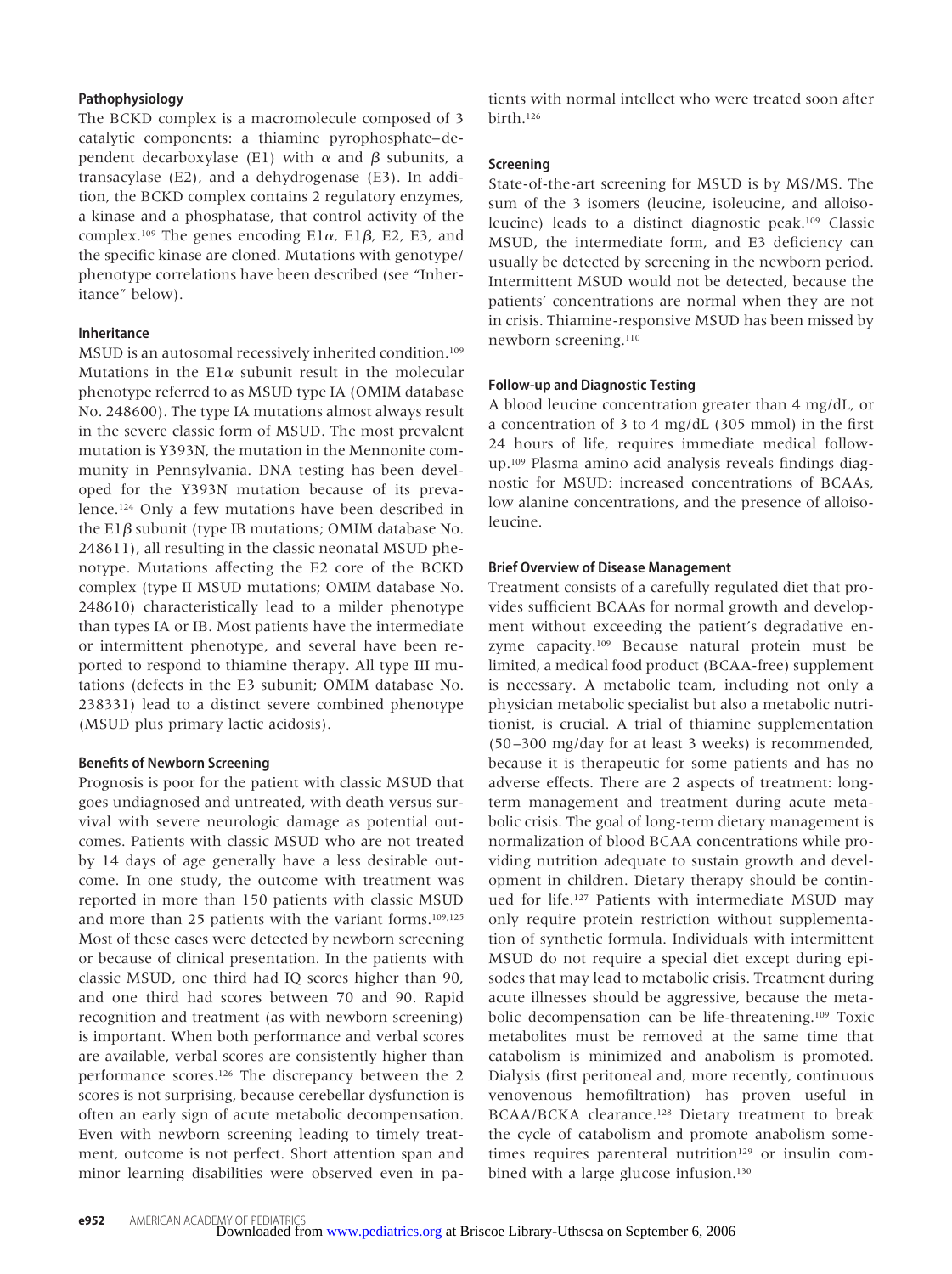#### Pathophysiology

The BCKD complex is a macromolecule composed of 3 catalytic components: a thiamine pyrophosphate–dependent decarboxylase (E1) with $\alpha$ and $\beta$ subunits, a transacylase (E2), and a dehydrogenase (E3). In addition, the BCKD complex contains 2 regulatory enzymes, a kinase and a phosphatase, that control activity of the complex.[109] The genes encoding E1$\alpha$, E1$\beta$, E2, E3, and the specific kinase are cloned. Mutations with genotype/phenotype correlations have been described (see "Inheritance" below).

#### Inheritance

MSUD is an autosomal recessively inherited condition.[109] Mutations in the E1$\alpha$ subunit result in the molecular phenotype referred to as MSUD type IA (OMIM database No. 248600). The type IA mutations almost always result in the severe classic form of MSUD. The most prevalent mutation is Y393N, the mutation in the Mennonite community in Pennsylvania. DNA testing has been developed for the Y393N mutation because of its prevalence.[124] Only a few mutations have been described in the E1$\beta$ subunit (type IB mutations; OMIM database No. 248611), all resulting in the classic neonatal MSUD phenotype. Mutations affecting the E2 core of the BCKD complex (type II MSUD mutations; OMIM database No. 248610) characteristically lead to a milder phenotype than types IA or IB. Most patients have the intermediate or intermittent phenotype, and several have been reported to respond to thiamine therapy. All type III mutations (defects in the E3 subunit; OMIM database No. 238331) lead to a distinct severe combined phenotype (MSUD plus primary lactic acidosis).

#### Benefits of Newborn Screening

Prognosis is poor for the patient with classic MSUD that goes undiagnosed and untreated, with death versus survival with severe neurologic damage as potential outcomes. Patients with classic MSUD who are not treated by 14 days of age generally have a less desirable outcome. In one study, the outcome with treatment was reported in more than 150 patients with classic MSUD and more than 25 patients with the variant forms.[109,125] Most of these cases were detected by newborn screening or because of clinical presentation. In the patients with classic MSUD, one third had IQ scores higher than 90, and one third had scores between 70 and 90. Rapid recognition and treatment (as with newborn screening) is important. When both performance and verbal scores are available, verbal scores are consistently higher than performance scores.[126] The discrepancy between the 2 scores is not surprising, because cerebellar dysfunction is often an early sign of acute metabolic decompensation. Even with newborn screening leading to timely treatment, outcome is not perfect. Short attention span and minor learning disabilities were observed even in patients with normal intellect who were treated soon after birth.[126]

#### Screening

State-of-the-art screening for MSUD is by MS/MS. The sum of the 3 isomers (leucine, isoleucine, and alloisoleucine) leads to a distinct diagnostic peak.[109] Classic MSUD, the intermediate form, and E3 deficiency can usually be detected by screening in the newborn period. Intermittent MSUD would not be detected, because the patients' concentrations are normal when they are not in crisis. Thiamine-responsive MSUD has been missed by newborn screening.[110]

#### Follow-up and Diagnostic Testing

A blood leucine concentration greater than 4 mg/dL, or a concentration of 3 to 4 mg/dL (305 mmol) in the first 24 hours of life, requires immediate medical follow-up.[109] Plasma amino acid analysis reveals findings diagnostic for MSUD: increased concentrations of BCAAs, low alanine concentrations, and the presence of alloisoleucine.

#### Brief Overview of Disease Management

Treatment consists of a carefully regulated diet that provides sufficient BCAAs for normal growth and development without exceeding the patient's degradative enzyme capacity.[109] Because natural protein must be limited, a medical food product (BCAA-free) supplement is necessary. A metabolic team, including not only a physician metabolic specialist but also a metabolic nutritionist, is crucial. A trial of thiamine supplementation (50–300 mg/day for at least 3 weeks) is recommended, because it is therapeutic for some patients and has no adverse effects. There are 2 aspects of treatment: long-term management and treatment during acute metabolic crisis. The goal of long-term dietary management is normalization of blood BCAA concentrations while providing nutrition adequate to sustain growth and development in children. Dietary therapy should be continued for life.[127] Patients with intermediate MSUD may only require protein restriction without supplementation of synthetic formula. Individuals with intermittent MSUD do not require a special diet except during episodes that may lead to metabolic crisis. Treatment during acute illnesses should be aggressive, because the metabolic decompensation can be life-threatening.[109] Toxic metabolites must be removed at the same time that catabolism is minimized and anabolism is promoted. Dialysis (first peritoneal and, more recently, continuous venovenous hemofiltration) has proven useful in BCAA/BCKA clearance.[128] Dietary treatment to break the cycle of catabolism and promote anabolism sometimes requires parenteral nutrition[129] or insulin combined with a large glucose infusion.[130]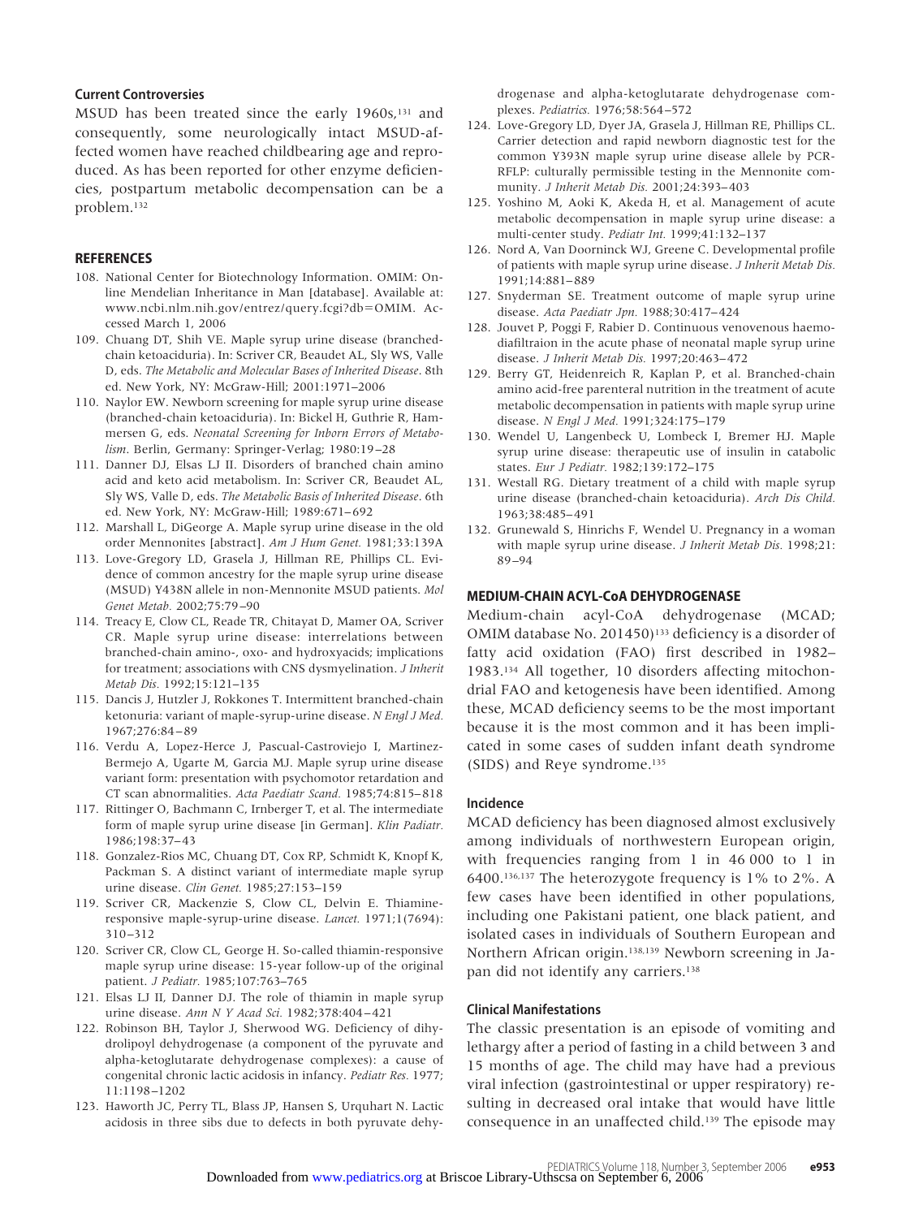### Current Controversies

MSUD has been treated since the early 1960s,[131] and consequently, some neurologically intact MSUD-affected women have reached childbearing age and reproduced. As has been reported for other enzyme deficiencies, postpartum metabolic decompensation can be a problem.[132]

### REFERENCES

108. National Center for Biotechnology Information. OMIM: Online Mendelian Inheritance in Man [database]. Available at: www.ncbi.nlm.nih.gov/entrez/query.fcgi?db=OMIM. Accessed March 1, 2006
109. Chuang DT, Shih VE. Maple syrup urine disease (branched-chain ketoaciduria). In: Scriver CR, Beaudet AL, Sly WS, Valle D, eds. *The Metabolic and Molecular Bases of Inherited Disease*. 8th ed. New York, NY: McGraw-Hill; 2001:1971–2006
110. Naylor EW. Newborn screening for maple syrup urine disease (branched-chain ketoaciduria). In: Bickel H, Guthrie R, Hammersen G, eds. *Neonatal Screening for Inborn Errors of Metabolism*. Berlin, Germany: Springer-Verlag; 1980:19–28
111. Danner DJ, Elsas LJ II. Disorders of branched chain amino acid and keto acid metabolism. In: Scriver CR, Beaudet AL, Sly WS, Valle D, eds. *The Metabolic Basis of Inherited Disease*. 6th ed. New York, NY: McGraw-Hill; 1989:671–692
112. Marshall L, DiGeorge A. Maple syrup urine disease in the old order Mennonites [abstract]. *Am J Hum Genet.* 1981;33:139A
113. Love-Gregory LD, Grasela J, Hillman RE, Phillips CL. Evidence of common ancestry for the maple syrup urine disease (MSUD) Y438N allele in non-Mennonite MSUD patients. *Mol Genet Metab.* 2002;75:79–90
114. Treacy E, Clow CL, Reade TR, Chitayat D, Mamer OA, Scriver CR. Maple syrup urine disease: interrelations between branched-chain amino-, oxo- and hydroxyacids; implications for treatment; associations with CNS dysmyelination. *J Inherit Metab Dis.* 1992;15:121–135
115. Dancis J, Hutzler J, Rokkones T. Intermittent branched-chain ketonuria: variant of maple-syrup-urine disease. *N Engl J Med.* 1967;276:84–89
116. Verdu A, Lopez-Herce J, Pascual-Castroviejo I, Martinez-Bermejo A, Ugarte M, Garcia MJ. Maple syrup urine disease variant form: presentation with psychomotor retardation and CT scan abnormalities. *Acta Paediatr Scand.* 1985;74:815–818
117. Rittinger O, Bachmann C, Irnberger T, et al. The intermediate form of maple syrup urine disease [in German]. *Klin Padiatr.* 1986;198:37–43
118. Gonzalez-Rios MC, Chuang DT, Cox RP, Schmidt K, Knopf K, Packman S. A distinct variant of intermediate maple syrup urine disease. *Clin Genet.* 1985;27:153–159
119. Scriver CR, Mackenzie S, Clow CL, Delvin E. Thiamine-responsive maple-syrup-urine disease. *Lancet.* 1971;1(7694):310–312
120. Scriver CR, Clow CL, George H. So-called thiamin-responsive maple syrup urine disease: 15-year follow-up of the original patient. *J Pediatr.* 1985;107:763–765
121. Elsas LJ II, Danner DJ. The role of thiamin in maple syrup urine disease. *Ann N Y Acad Sci.* 1982;378:404–421
122. Robinson BH, Taylor J, Sherwood WG. Deficiency of dihydrolipoyl dehydrogenase (a component of the pyruvate and alpha-ketoglutarate dehydrogenase complexes): a cause of congenital chronic lactic acidosis in infancy. *Pediatr Res.* 1977;11:1198–1202
123. Haworth JC, Perry TL, Blass JP, Hansen S, Urquhart N. Lactic acidosis in three sibs due to defects in both pyruvate dehydrogenase and alpha-ketoglutarate dehydrogenase complexes. *Pediatrics.* 1976;58:564–572
124. Love-Gregory LD, Dyer JA, Grasela J, Hillman RE, Phillips CL. Carrier detection and rapid newborn diagnostic test for the common Y393N maple syrup urine disease allele by PCR-RFLP: culturally permissible testing in the Mennonite community. *J Inherit Metab Dis.* 2001;24:393–403
125. Yoshino M, Aoki K, Akeda H, et al. Management of acute metabolic decompensation in maple syrup urine disease: a multi-center study. *Pediatr Int.* 1999;41:132–137
126. Nord A, Van Doorninck WJ, Greene C. Developmental profile of patients with maple syrup urine disease. *J Inherit Metab Dis.* 1991;14:881–889
127. Snyderman SE. Treatment outcome of maple syrup urine disease. *Acta Paediatr Jpn.* 1988;30:417–424
128. Jouvet P, Poggi F, Rabier D. Continuous venovenous haemodiafiltraion in the acute phase of neonatal maple syrup urine disease. *J Inherit Metab Dis.* 1997;20:463–472
129. Berry GT, Heidenreich R, Kaplan P, et al. Branched-chain amino acid-free parenteral nutrition in the treatment of acute metabolic decompensation in patients with maple syrup urine disease. *N Engl J Med.* 1991;324:175–179
130. Wendel U, Langenbeck U, Lombeck I, Bremer HJ. Maple syrup urine disease: therapeutic use of insulin in catabolic states. *Eur J Pediatr.* 1982;139:172–175
131. Westall RG. Dietary treatment of a child with maple syrup urine disease (branched-chain ketoaciduria). *Arch Dis Child.* 1963;38:485–491
132. Grunewald S, Hinrichs F, Wendel U. Pregnancy in a woman with maple syrup urine disease. *J Inherit Metab Dis.* 1998;21:89–94

## MEDIUM-CHAIN ACYL-CoA DEHYDROGENASE

Medium-chain acyl-CoA dehydrogenase (MCAD; OMIM database No. 201450)[133] deficiency is a disorder of fatty acid oxidation (FAO) first described in 1982–1983.[134] All together, 10 disorders affecting mitochondrial FAO and ketogenesis have been identified. Among these, MCAD deficiency seems to be the most important because it is the most common and it has been implicated in some cases of sudden infant death syndrome (SIDS) and Reye syndrome.[135]

### Incidence

MCAD deficiency has been diagnosed almost exclusively among individuals of northwestern European origin, with frequencies ranging from 1 in 46 000 to 1 in 6400.[136,137] The heterozygote frequency is 1% to 2%. A few cases have been identified in other populations, including one Pakistani patient, one black patient, and isolated cases in individuals of Southern European and Northern African origin.[138,139] Newborn screening in Japan did not identify any carriers.[138]

### Clinical Manifestations

The classic presentation is an episode of vomiting and lethargy after a period of fasting in a child between 3 and 15 months of age. The child may have had a previous viral infection (gastrointestinal or upper respiratory) resulting in decreased oral intake that would have little consequence in an unaffected child.[139] The episode may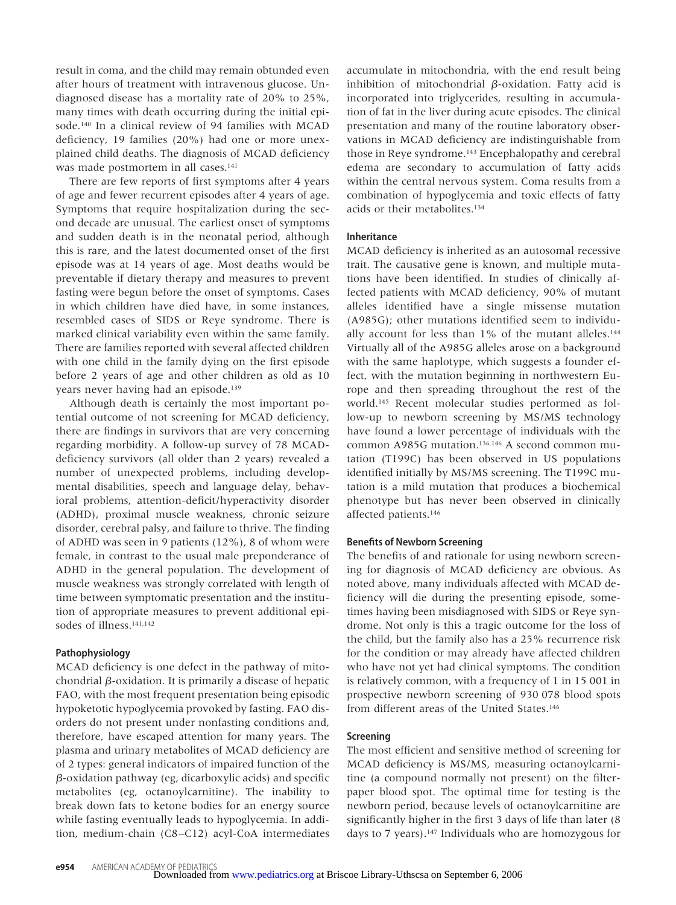result in coma, and the child may remain obtunded even after hours of treatment with intravenous glucose. Undiagnosed disease has a mortality rate of 20% to 25%, many times with death occurring during the initial episode.[140] In a clinical review of 94 families with MCAD deficiency, 19 families (20%) had one or more unexplained child deaths. The diagnosis of MCAD deficiency was made postmortem in all cases.[141]

There are few reports of first symptoms after 4 years of age and fewer recurrent episodes after 4 years of age. Symptoms that require hospitalization during the second decade are unusual. The earliest onset of symptoms and sudden death is in the neonatal period, although this is rare, and the latest documented onset of the first episode was at 14 years of age. Most deaths would be preventable if dietary therapy and measures to prevent fasting were begun before the onset of symptoms. Cases in which children have died have, in some instances, resembled cases of SIDS or Reye syndrome. There is marked clinical variability even within the same family. There are families reported with several affected children with one child in the family dying on the first episode before 2 years of age and other children as old as 10 years never having had an episode.[139]

Although death is certainly the most important potential outcome of not screening for MCAD deficiency, there are findings in survivors that are very concerning regarding morbidity. A follow-up survey of 78 MCAD-deficiency survivors (all older than 2 years) revealed a number of unexpected problems, including developmental disabilities, speech and language delay, behavioral problems, attention-deficit/hyperactivity disorder (ADHD), proximal muscle weakness, chronic seizure disorder, cerebral palsy, and failure to thrive. The finding of ADHD was seen in 9 patients (12%), 8 of whom were female, in contrast to the usual male preponderance of ADHD in the general population. The development of muscle weakness was strongly correlated with length of time between symptomatic presentation and the institution of appropriate measures to prevent additional episodes of illness.[141,142]

#### Pathophysiology

MCAD deficiency is one defect in the pathway of mitochondrial $\beta$-oxidation. It is primarily a disease of hepatic FAO, with the most frequent presentation being episodic hypoketotic hypoglycemia provoked by fasting. FAO disorders do not present under nonfasting conditions and, therefore, have escaped attention for many years. The plasma and urinary metabolites of MCAD deficiency are of 2 types: general indicators of impaired function of the $\beta$-oxidation pathway (eg, dicarboxylic acids) and specific metabolites (eg, octanoylcarnitine). The inability to break down fats to ketone bodies for an energy source while fasting eventually leads to hypoglycemia. In addition, medium-chain (C8–C12) acyl-CoA intermediates accumulate in mitochondria, with the end result being inhibition of mitochondrial $\beta$-oxidation. Fatty acid is incorporated into triglycerides, resulting in accumulation of fat in the liver during acute episodes. The clinical presentation and many of the routine laboratory observations in MCAD deficiency are indistinguishable from those in Reye syndrome.[143] Encephalopathy and cerebral edema are secondary to accumulation of fatty acids within the central nervous system. Coma results from a combination of hypoglycemia and toxic effects of fatty acids or their metabolites.[134]

#### Inheritance

MCAD deficiency is inherited as an autosomal recessive trait. The causative gene is known, and multiple mutations have been identified. In studies of clinically affected patients with MCAD deficiency, 90% of mutant alleles identified have a single missense mutation (A985G); other mutations identified seem to individually account for less than 1% of the mutant alleles.[144] Virtually all of the A985G alleles arose on a background with the same haplotype, which suggests a founder effect, with the mutation beginning in northwestern Europe and then spreading throughout the rest of the world.[145] Recent molecular studies performed as follow-up to newborn screening by MS/MS technology have found a lower percentage of individuals with the common A985G mutation.[136,146] A second common mutation (T199C) has been observed in US populations identified initially by MS/MS screening. The T199C mutation is a mild mutation that produces a biochemical phenotype but has never been observed in clinically affected patients.[146]

#### Benefits of Newborn Screening

The benefits of and rationale for using newborn screening for diagnosis of MCAD deficiency are obvious. As noted above, many individuals affected with MCAD deficiency will die during the presenting episode, sometimes having been misdiagnosed with SIDS or Reye syndrome. Not only is this a tragic outcome for the loss of the child, but the family also has a 25% recurrence risk for the condition or may already have affected children who have not yet had clinical symptoms. The condition is relatively common, with a frequency of 1 in 15 001 in prospective newborn screening of 930 078 blood spots from different areas of the United States.[146]

#### Screening

The most efficient and sensitive method of screening for MCAD deficiency is MS/MS, measuring octanoylcarnitine (a compound normally not present) on the filter-paper blood spot. The optimal time for testing is the newborn period, because levels of octanoylcarnitine are significantly higher in the first 3 days of life than later (8 days to 7 years).[147] Individuals who are homozygous for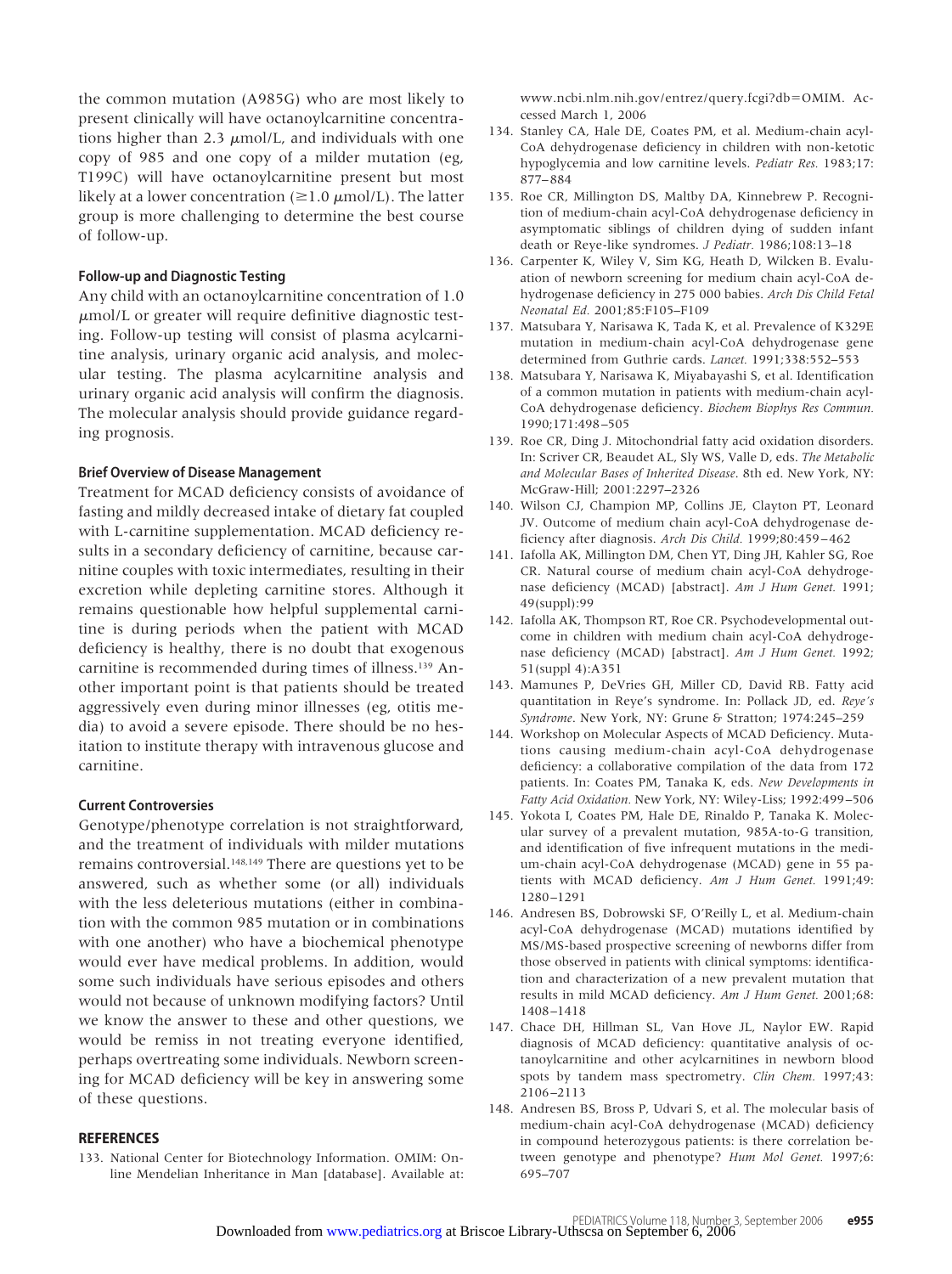the common mutation (A985G) who are most likely to present clinically will have octanoylcarnitine concentrations higher than 2.3 μmol/L, and individuals with one copy of 985 and one copy of a milder mutation (eg, T199C) will have octanoylcarnitine present but most likely at a lower concentration (≥1.0 μmol/L). The latter group is more challenging to determine the best course of follow-up.

### Follow-up and Diagnostic Testing

Any child with an octanoylcarnitine concentration of 1.0 μmol/L or greater will require definitive diagnostic testing. Follow-up testing will consist of plasma acylcarnitine analysis, urinary organic acid analysis, and molecular testing. The plasma acylcarnitine analysis and urinary organic acid analysis will confirm the diagnosis. The molecular analysis should provide guidance regarding prognosis.

### Brief Overview of Disease Management

Treatment for MCAD deficiency consists of avoidance of fasting and mildly decreased intake of dietary fat coupled with L-carnitine supplementation. MCAD deficiency results in a secondary deficiency of carnitine, because carnitine couples with toxic intermediates, resulting in their excretion while depleting carnitine stores. Although it remains questionable how helpful supplemental carnitine is during periods when the patient with MCAD deficiency is healthy, there is no doubt that exogenous carnitine is recommended during times of illness.[139] Another important point is that patients should be treated aggressively even during minor illnesses (eg, otitis media) to avoid a severe episode. There should be no hesitation to institute therapy with intravenous glucose and carnitine.

### Current Controversies

Genotype/phenotype correlation is not straightforward, and the treatment of individuals with milder mutations remains controversial.[148,149] There are questions yet to be answered, such as whether some (or all) individuals with the less deleterious mutations (either in combination with the common 985 mutation or in combinations with one another) who have a biochemical phenotype would ever have medical problems. In addition, would some such individuals have serious episodes and others would not because of unknown modifying factors? Until we know the answer to these and other questions, we would be remiss in not treating everyone identified, perhaps overtreating some individuals. Newborn screening for MCAD deficiency will be key in answering some of these questions.

## REFERENCES

133. National Center for Biotechnology Information. OMIM: Online Mendelian Inheritance in Man [database]. Available at: www.ncbi.nlm.nih.gov/entrez/query.fcgi?db=OMIM. Accessed March 1, 2006
134. Stanley CA, Hale DE, Coates PM, et al. Medium-chain acyl-CoA dehydrogenase deficiency in children with non-ketotic hypoglycemia and low carnitine levels. *Pediatr Res.* 1983;17: 877–884
135. Roe CR, Millington DS, Maltby DA, Kinnebrew P. Recognition of medium-chain acyl-CoA dehydrogenase deficiency in asymptomatic siblings of children dying of sudden infant death or Reye-like syndromes. *J Pediatr.* 1986;108:13–18
136. Carpenter K, Wiley V, Sim KG, Heath D, Wilcken B. Evaluation of newborn screening for medium chain acyl-CoA dehydrogenase deficiency in 275 000 babies. *Arch Dis Child Fetal Neonatal Ed.* 2001;85:F105–F109
137. Matsubara Y, Narisawa K, Tada K, et al. Prevalence of K329E mutation in medium-chain acyl-CoA dehydrogenase gene determined from Guthrie cards. *Lancet.* 1991;338:552–553
138. Matsubara Y, Narisawa K, Miyabayashi S, et al. Identification of a common mutation in patients with medium-chain acyl-CoA dehydrogenase deficiency. *Biochem Biophys Res Commun.* 1990;171:498–505
139. Roe CR, Ding J. Mitochondrial fatty acid oxidation disorders. In: Scriver CR, Beaudet AL, Sly WS, Valle D, eds. *The Metabolic and Molecular Bases of Inherited Disease*. 8th ed. New York, NY: McGraw-Hill; 2001:2297–2326
140. Wilson CJ, Champion MP, Collins JE, Clayton PT, Leonard JV. Outcome of medium chain acyl-CoA dehydrogenase deficiency after diagnosis. *Arch Dis Child.* 1999;80:459–462
141. Iafolla AK, Millington DM, Chen YT, Ding JH, Kahler SG, Roe CR. Natural course of medium chain acyl-CoA dehydrogenase deficiency (MCAD) [abstract]. *Am J Hum Genet.* 1991; 49(suppl):99
142. Iafolla AK, Thompson RT, Roe CR. Psychodevelopmental outcome in children with medium chain acyl-CoA dehydrogenase deficiency (MCAD) [abstract]. *Am J Hum Genet.* 1992; 51(suppl 4):A351
143. Mamunes P, DeVries GH, Miller CD, David RB. Fatty acid quantitation in Reye's syndrome. In: Pollack JD, ed. *Reye's Syndrome*. New York, NY: Grune & Stratton; 1974:245–259
144. Workshop on Molecular Aspects of MCAD Deficiency. Mutations causing medium-chain acyl-CoA dehydrogenase deficiency: a collaborative compilation of the data from 172 patients. In: Coates PM, Tanaka K, eds. *New Developments in Fatty Acid Oxidation.* New York, NY: Wiley-Liss; 1992:499–506
145. Yokota I, Coates PM, Hale DE, Rinaldo P, Tanaka K. Molecular survey of a prevalent mutation, 985A-to-G transition, and identification of five infrequent mutations in the medium-chain acyl-CoA dehydrogenase (MCAD) gene in 55 patients with MCAD deficiency. *Am J Hum Genet.* 1991;49: 1280–1291
146. Andresen BS, Dobrowski SF, O'Reilly L, et al. Medium-chain acyl-CoA dehydrogenase (MCAD) mutations identified by MS/MS-based prospective screening of newborns differ from those observed in patients with clinical symptoms: identification and characterization of a new prevalent mutation that results in mild MCAD deficiency. *Am J Hum Genet.* 2001;68: 1408–1418
147. Chace DH, Hillman SL, Van Hove JL, Naylor EW. Rapid diagnosis of MCAD deficiency: quantitative analysis of octanoylcarnitine and other acylcarnitines in newborn blood spots by tandem mass spectrometry. *Clin Chem.* 1997;43: 2106–2113
148. Andresen BS, Bross P, Udvari S, et al. The molecular basis of medium-chain acyl-CoA dehydrogenase (MCAD) deficiency in compound heterozygous patients: is there correlation between genotype and phenotype? *Hum Mol Genet.* 1997;6: 695–707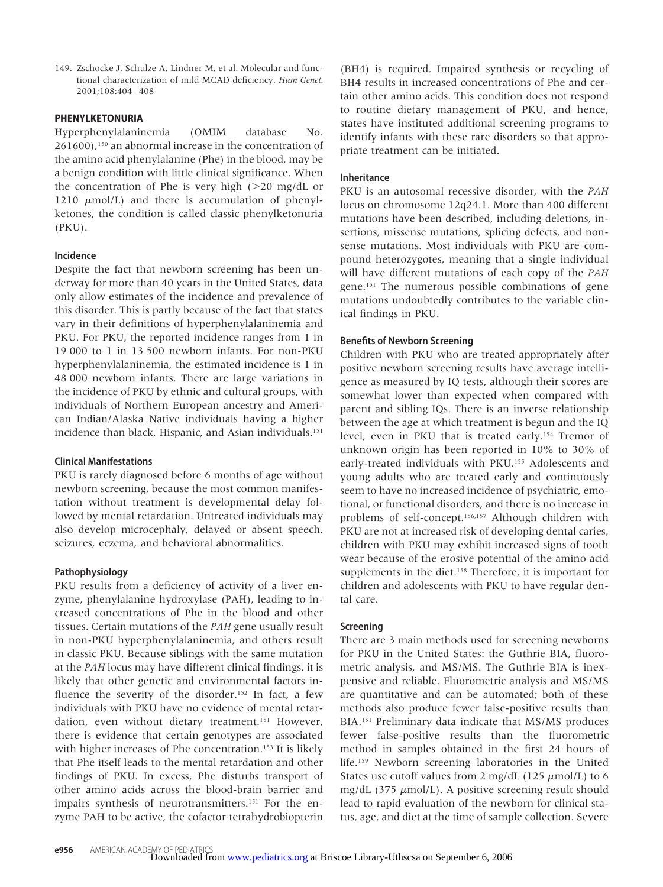149. Zschocke J, Schulze A, Lindner M, et al. Molecular and functional characterization of mild MCAD deficiency. *Hum Genet.* 2001;108:404–408

## PHENYLKETONURIA

Hyperphenylalaninemia (OMIM database No. 261600),[150] an abnormal increase in the concentration of the amino acid phenylalanine (Phe) in the blood, may be a benign condition with little clinical significance. When the concentration of Phe is very high (>20 mg/dL or 1210 μmol/L) and there is accumulation of phenylketones, the condition is called classic phenylketonuria (PKU).

### Incidence

Despite the fact that newborn screening has been underway for more than 40 years in the United States, data only allow estimates of the incidence and prevalence of this disorder. This is partly because of the fact that states vary in their definitions of hyperphenylalaninemia and PKU. For PKU, the reported incidence ranges from 1 in 19 000 to 1 in 13 500 newborn infants. For non-PKU hyperphenylalaninemia, the estimated incidence is 1 in 48 000 newborn infants. There are large variations in the incidence of PKU by ethnic and cultural groups, with individuals of Northern European ancestry and American Indian/Alaska Native individuals having a higher incidence than black, Hispanic, and Asian individuals.[151]

### Clinical Manifestations

PKU is rarely diagnosed before 6 months of age without newborn screening, because the most common manifestation without treatment is developmental delay followed by mental retardation. Untreated individuals may also develop microcephaly, delayed or absent speech, seizures, eczema, and behavioral abnormalities.

### Pathophysiology

PKU results from a deficiency of activity of a liver enzyme, phenylalanine hydroxylase (PAH), leading to increased concentrations of Phe in the blood and other tissues. Certain mutations of the *PAH* gene usually result in non-PKU hyperphenylalaninemia, and others result in classic PKU. Because siblings with the same mutation at the *PAH* locus may have different clinical findings, it is likely that other genetic and environmental factors influence the severity of the disorder.[152] In fact, a few individuals with PKU have no evidence of mental retardation, even without dietary treatment.[151] However, there is evidence that certain genotypes are associated with higher increases of Phe concentration.[153] It is likely that Phe itself leads to the mental retardation and other findings of PKU. In excess, Phe disturbs transport of other amino acids across the blood-brain barrier and impairs synthesis of neurotransmitters.[151] For the enzyme PAH to be active, the cofactor tetrahydrobiopterin (BH4) is required. Impaired synthesis or recycling of BH4 results in increased concentrations of Phe and certain other amino acids. This condition does not respond to routine dietary management of PKU, and hence, states have instituted additional screening programs to identify infants with these rare disorders so that appropriate treatment can be initiated.

### Inheritance

PKU is an autosomal recessive disorder, with the *PAH* locus on chromosome 12q24.1. More than 400 different mutations have been described, including deletions, insertions, missense mutations, splicing defects, and nonsense mutations. Most individuals with PKU are compound heterozygotes, meaning that a single individual will have different mutations of each copy of the *PAH* gene.[151] The numerous possible combinations of gene mutations undoubtedly contributes to the variable clinical findings in PKU.

### Benefits of Newborn Screening

Children with PKU who are treated appropriately after positive newborn screening results have average intelligence as measured by IQ tests, although their scores are somewhat lower than expected when compared with parent and sibling IQs. There is an inverse relationship between the age at which treatment is begun and the IQ level, even in PKU that is treated early.[154] Tremor of unknown origin has been reported in 10% to 30% of early-treated individuals with PKU.[155] Adolescents and young adults who are treated early and continuously seem to have no increased incidence of psychiatric, emotional, or functional disorders, and there is no increase in problems of self-concept.[156,157] Although children with PKU are not at increased risk of developing dental caries, children with PKU may exhibit increased signs of tooth wear because of the erosive potential of the amino acid supplements in the diet.[158] Therefore, it is important for children and adolescents with PKU to have regular dental care.

### Screening

There are 3 main methods used for screening newborns for PKU in the United States: the Guthrie BIA, fluorometric analysis, and MS/MS. The Guthrie BIA is inexpensive and reliable. Fluorometric analysis and MS/MS are quantitative and can be automated; both of these methods also produce fewer false-positive results than BIA.[151] Preliminary data indicate that MS/MS produces fewer false-positive results than the fluorometric method in samples obtained in the first 24 hours of life.[159] Newborn screening laboratories in the United States use cutoff values from 2 mg/dL (125 μmol/L) to 6 mg/dL (375 μmol/L). A positive screening result should lead to rapid evaluation of the newborn for clinical status, age, and diet at the time of sample collection. Severe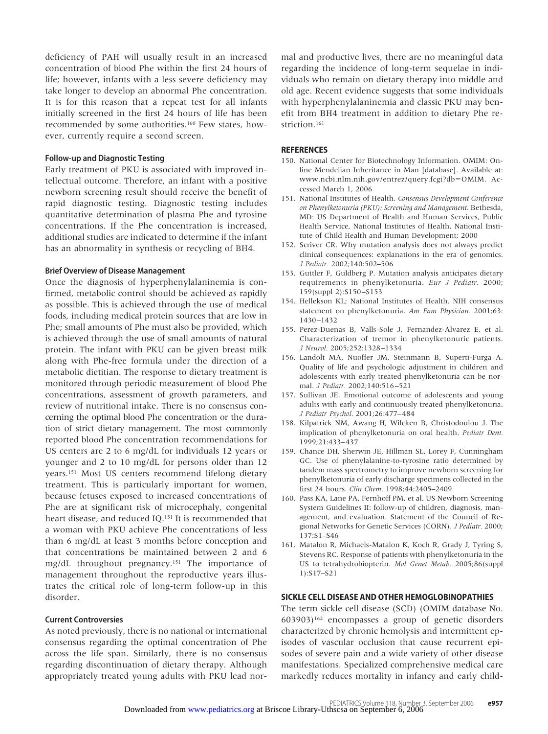deficiency of PAH will usually result in an increased concentration of blood Phe within the first 24 hours of life; however, infants with a less severe deficiency may take longer to develop an abnormal Phe concentration. It is for this reason that a repeat test for all infants initially screened in the first 24 hours of life has been recommended by some authorities.[160] Few states, however, currently require a second screen.

### Follow-up and Diagnostic Testing

Early treatment of PKU is associated with improved intellectual outcome. Therefore, an infant with a positive newborn screening result should receive the benefit of rapid diagnostic testing. Diagnostic testing includes quantitative determination of plasma Phe and tyrosine concentrations. If the Phe concentration is increased, additional studies are indicated to determine if the infant has an abnormality in synthesis or recycling of BH4.

### Brief Overview of Disease Management

Once the diagnosis of hyperphenylalaninemia is confirmed, metabolic control should be achieved as rapidly as possible. This is achieved through the use of medical foods, including medical protein sources that are low in Phe; small amounts of Phe must also be provided, which is achieved through the use of small amounts of natural protein. The infant with PKU can be given breast milk along with Phe-free formula under the direction of a metabolic dietitian. The response to dietary treatment is monitored through periodic measurement of blood Phe concentrations, assessment of growth parameters, and review of nutritional intake. There is no consensus concerning the optimal blood Phe concentration or the duration of strict dietary management. The most commonly reported blood Phe concentration recommendations for US centers are 2 to 6 mg/dL for individuals 12 years or younger and 2 to 10 mg/dL for persons older than 12 years.[151] Most US centers recommend lifelong dietary treatment. This is particularly important for women, because fetuses exposed to increased concentrations of Phe are at significant risk of microcephaly, congenital heart disease, and reduced IQ.[151] It is recommended that a woman with PKU achieve Phe concentrations of less than 6 mg/dL at least 3 months before conception and that concentrations be maintained between 2 and 6 mg/dL throughout pregnancy.[151] The importance of management throughout the reproductive years illustrates the critical role of long-term follow-up in this disorder.

### Current Controversies

As noted previously, there is no national or international consensus regarding the optimal concentration of Phe across the life span. Similarly, there is no consensus regarding discontinuation of dietary therapy. Although appropriately treated young adults with PKU lead normal and productive lives, there are no meaningful data regarding the incidence of long-term sequelae in individuals who remain on dietary therapy into middle and old age. Recent evidence suggests that some individuals with hyperphenylalaninemia and classic PKU may benefit from BH4 treatment in addition to dietary Phe restriction.[161]

### REFERENCES

150. National Center for Biotechnology Information. OMIM: Online Mendelian Inheritance in Man [database]. Available at: www.ncbi.nlm.nih.gov/entrez/query.fcgi?db=OMIM. Accessed March 1, 2006
151. National Institutes of Health. *Consensus Development Conference on Phenylketonuria (PKU): Screening and Management.* Bethesda, MD: US Department of Health and Human Services, Public Health Service, National Institutes of Health, National Institute of Child Health and Human Development; 2000
152. Scriver CR. Why mutation analysis does not always predict clinical consequences: explanations in the era of genomics. *J Pediatr.* 2002;140:502–506
153. Guttler F, Guldberg P. Mutation analysis anticipates dietary requirements in phenylketonuria. *Eur J Pediatr.* 2000; 159(suppl 2):S150–S153
154. Hellekson KL; National Institutes of Health. NIH consensus statement on phenylketonuria. *Am Fam Physician.* 2001;63: 1430–1432
155. Perez-Duenas B, Valls-Sole J, Fernandez-Alvarez E, et al. Characterization of tremor in phenylketonuric patients. *J Neurol.* 2005;252:1328–1334
156. Landolt MA, Nuoffer JM, Steinmann B, Superti-Furga A. Quality of life and psychologic adjustment in children and adolescents with early treated phenylketonuria can be normal. *J Pediatr.* 2002;140:516–521
157. Sullivan JE. Emotional outcome of adolescents and young adults with early and continuously treated phenylketonuria. *J Pediatr Psychol.* 2001;26:477–484
158. Kilpatrick NM, Awang H, Wilcken B, Christodoulou J. The implication of phenylketonuria on oral health. *Pediatr Dent.* 1999;21:433–437
159. Chance DH, Sherwin JE, Hillman SL, Lorey F, Cunningham GC. Use of phenylalanine-to-tyrosine ratio determined by tandem mass spectrometry to improve newborn screening for phenylketonuria of early discharge specimens collected in the first 24 hours. *Clin Chem.* 1998;44:2405–2409
160. Pass KA, Lane PA, Fernhoff PM, et al. US Newborn Screening System Guidelines II: follow-up of children, diagnosis, management, and evaluation. Statement of the Council of Regional Networks for Genetic Services (CORN). *J Pediatr.* 2000; 137:S1–S46
161. Matalon R, Michaels-Matalon K, Koch R, Grady J, Tyring S, Stevens RC. Response of patients with phenylketonuria in the US to tetrahydrobiopterin. *Mol Genet Metab.* 2005;86(suppl 1):S17–S21

## SICKLE CELL DISEASE AND OTHER HEMOGLOBINOPATHIES

The term sickle cell disease (SCD) (OMIM database No. 603903)[162] encompasses a group of genetic disorders characterized by chronic hemolysis and intermittent episodes of vascular occlusion that cause recurrent episodes of severe pain and a wide variety of other disease manifestations. Specialized comprehensive medical care markedly reduces mortality in infancy and early child-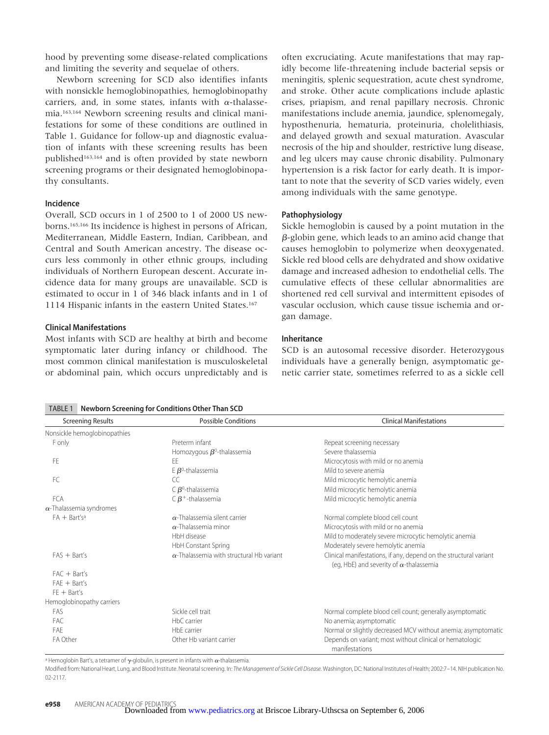hood by preventing some disease-related complications and limiting the severity and sequelae of others.

Newborn screening for SCD also identifies infants with nonsickle hemoglobinopathies, hemoglobinopathy carriers, and, in some states, infants with α-thalassemia.[163,164] Newborn screening results and clinical manifestations for some of these conditions are outlined in Table 1. Guidance for follow-up and diagnostic evaluation of infants with these screening results has been published[163,164] and is often provided by state newborn screening programs or their designated hemoglobinopathy consultants.

#### Incidence

Overall, SCD occurs in 1 of 2500 to 1 of 2000 US newborns.[165,166] Its incidence is highest in persons of African, Mediterranean, Middle Eastern, Indian, Caribbean, and Central and South American ancestry. The disease occurs less commonly in other ethnic groups, including individuals of Northern European descent. Accurate incidence data for many groups are unavailable. SCD is estimated to occur in 1 of 346 black infants and in 1 of 1114 Hispanic infants in the eastern United States.[167]

#### Clinical Manifestations

Most infants with SCD are healthy at birth and become symptomatic later during infancy or childhood. The most common clinical manifestation is musculoskeletal or abdominal pain, which occurs unpredictably and is often excruciating. Acute manifestations that may rapidly become life-threatening include bacterial sepsis or meningitis, splenic sequestration, acute chest syndrome, and stroke. Other acute complications include aplastic crises, priapism, and renal papillary necrosis. Chronic manifestations include anemia, jaundice, splenomegaly, hyposthenuria, hematuria, proteinuria, cholelithiasis, and delayed growth and sexual maturation. Avascular necrosis of the hip and shoulder, restrictive lung disease, and leg ulcers may cause chronic disability. Pulmonary hypertension is a risk factor for early death. It is important to note that the severity of SCD varies widely, even among individuals with the same genotype.

#### Pathophysiology

Sickle hemoglobin is caused by a point mutation in the β-globin gene, which leads to an amino acid change that causes hemoglobin to polymerize when deoxygenated. Sickle red blood cells are dehydrated and show oxidative damage and increased adhesion to endothelial cells. The cumulative effects of these cellular abnormalities are shortened red cell survival and intermittent episodes of vascular occlusion, which cause tissue ischemia and organ damage.

#### Inheritance

SCD is an autosomal recessive disorder. Heterozygous individuals have a generally benign, asymptomatic genetic carrier state, sometimes referred to as a sickle cell

TABLE 1 Newborn Screening for Conditions Other Than SCD

| Screening Results | Possible Conditions | Clinical Manifestations |
|---|---|---|
| Nonsickle hemoglobinopathies | | |
| F only | Preterm infant | Repeat screening necessary |
| | Homozygous $\beta^0$-thalassemia | Severe thalassemia |
| FE | EE | Microcytosis with mild or no anemia |
| | E $\beta^0$-thalassemia | Mild to severe anemia |
| FC | CC | Mild microcytic hemolytic anemia |
| | C $\beta^0$-thalassemia | Mild microcytic hemolytic anemia |
| FCA | C $\beta^+$-thalassemia | Mild microcytic hemolytic anemia |
| α-Thalassemia syndromes | | |
| FA + Bart's[a] | α-Thalassemia silent carrier | Normal complete blood cell count |
| | α-Thalassemia minor | Microcytosis with mild or no anemia |
| | HbH disease | Mild to moderately severe microcytic hemolytic anemia |
| | HbH Constant Spring | Moderately severe hemolytic anemia |
| FAS + Bart's | α-Thalassemia with structural Hb variant | Clinical manifestations, if any, depend on the structural variant (eg, HbE) and severity of α-thalassemia |
| FAC + Bart's | | |
| FAE + Bart's | | |
| FE + Bart's | | |
| Hemoglobinopathy carriers | | |
| FAS | Sickle cell trait | Normal complete blood cell count; generally asymptomatic |
| FAC | HbC carrier | No anemia; asymptomatic |
| FAE | HbE carrier | Normal or slightly decreased MCV without anemia; asymptomatic |
| FA Other | Other Hb variant carrier | Depends on variant; most without clinical or hematologic manifestations |

[a] Hemoglobin Bart's, a tetramer of γ-globulin, is present in infants with α-thalassemia.

Modified from: National Heart, Lung, and Blood Institute. Neonatal screening. In: *The Management of Sickle Cell Disease*. Washington, DC: National Institutes of Health; 2002:7–14. NIH publication No. 02-2117.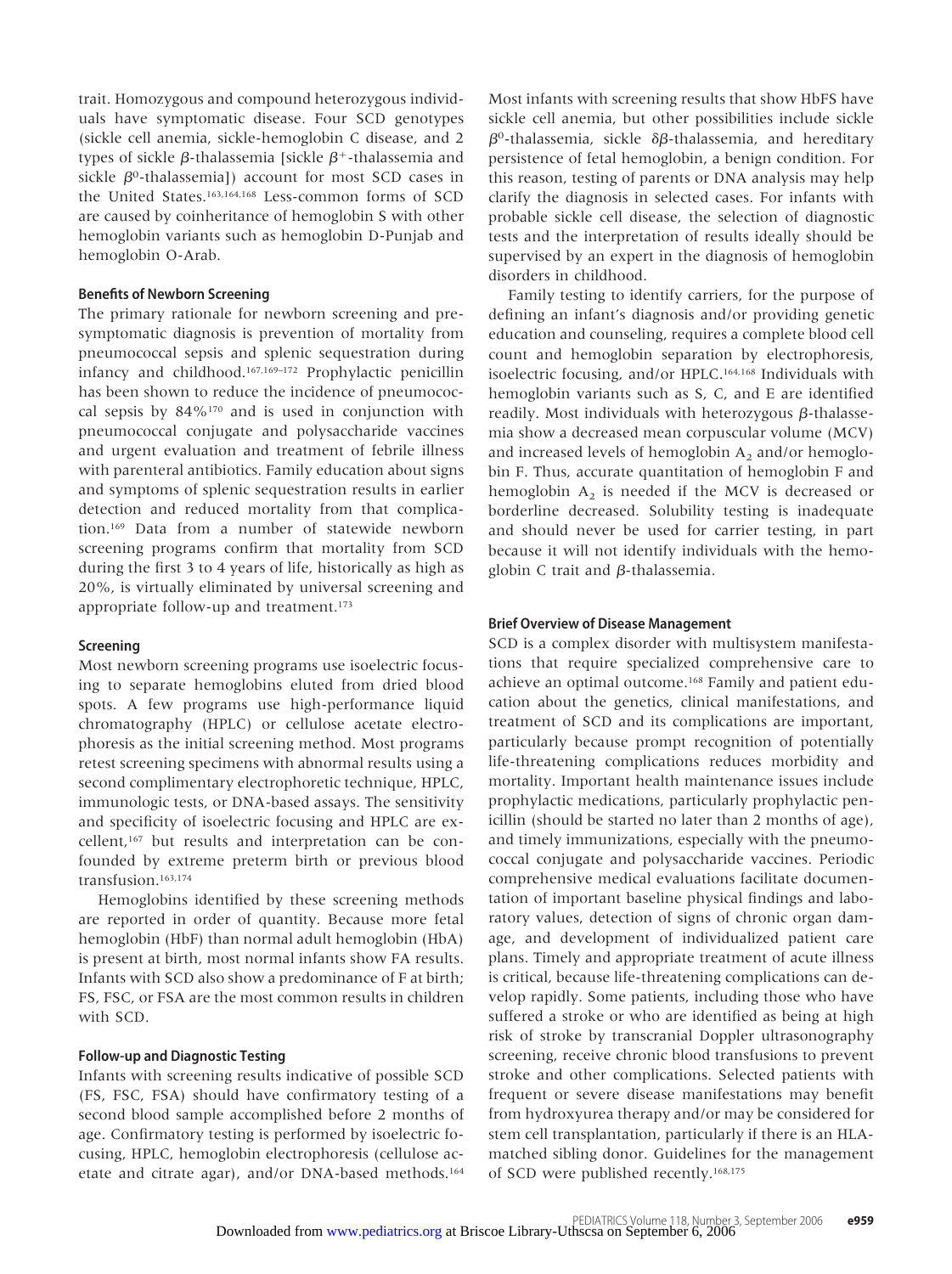trait. Homozygous and compound heterozygous individuals have symptomatic disease. Four SCD genotypes (sickle cell anemia, sickle-hemoglobin C disease, and 2 types of sickle $\beta$-thalassemia [sickle $\beta^+$-thalassemia and sickle $\beta^0$-thalassemia]) account for most SCD cases in the United States.[163,164,168] Less-common forms of SCD are caused by coinheritance of hemoglobin S with other hemoglobin variants such as hemoglobin D-Punjab and hemoglobin O-Arab.

#### Benefits of Newborn Screening

The primary rationale for newborn screening and presymptomatic diagnosis is prevention of mortality from pneumococcal sepsis and splenic sequestration during infancy and childhood.[167,169–172] Prophylactic penicillin has been shown to reduce the incidence of pneumococcal sepsis by 84%[170] and is used in conjunction with pneumococcal conjugate and polysaccharide vaccines and urgent evaluation and treatment of febrile illness with parenteral antibiotics. Family education about signs and symptoms of splenic sequestration results in earlier detection and reduced mortality from that complication.[169] Data from a number of statewide newborn screening programs confirm that mortality from SCD during the first 3 to 4 years of life, historically as high as 20%, is virtually eliminated by universal screening and appropriate follow-up and treatment.[173]

#### Screening

Most newborn screening programs use isoelectric focusing to separate hemoglobins eluted from dried blood spots. A few programs use high-performance liquid chromatography (HPLC) or cellulose acetate electrophoresis as the initial screening method. Most programs retest screening specimens with abnormal results using a second complimentary electrophoretic technique, HPLC, immunologic tests, or DNA-based assays. The sensitivity and specificity of isoelectric focusing and HPLC are excellent,[167] but results and interpretation can be confounded by extreme preterm birth or previous blood transfusion.[163,174]

Hemoglobins identified by these screening methods are reported in order of quantity. Because more fetal hemoglobin (HbF) than normal adult hemoglobin (HbA) is present at birth, most normal infants show FA results. Infants with SCD also show a predominance of F at birth; FS, FSC, or FSA are the most common results in children with SCD.

#### Follow-up and Diagnostic Testing

Infants with screening results indicative of possible SCD (FS, FSC, FSA) should have confirmatory testing of a second blood sample accomplished before 2 months of age. Confirmatory testing is performed by isoelectric focusing, HPLC, hemoglobin electrophoresis (cellulose acetate and citrate agar), and/or DNA-based methods.[164] Most infants with screening results that show HbFS have sickle cell anemia, but other possibilities include sickle $\beta^0$-thalassemia, sickle $\delta\beta$-thalassemia, and hereditary persistence of fetal hemoglobin, a benign condition. For this reason, testing of parents or DNA analysis may help clarify the diagnosis in selected cases. For infants with probable sickle cell disease, the selection of diagnostic tests and the interpretation of results ideally should be supervised by an expert in the diagnosis of hemoglobin disorders in childhood.

Family testing to identify carriers, for the purpose of defining an infant's diagnosis and/or providing genetic education and counseling, requires a complete blood cell count and hemoglobin separation by electrophoresis, isoelectric focusing, and/or HPLC.[164,168] Individuals with hemoglobin variants such as S, C, and E are identified readily. Most individuals with heterozygous $\beta$-thalassemia show a decreased mean corpuscular volume (MCV) and increased levels of hemoglobin $A_2$ and/or hemoglobin F. Thus, accurate quantitation of hemoglobin F and hemoglobin $A_2$ is needed if the MCV is decreased or borderline decreased. Solubility testing is inadequate and should never be used for carrier testing, in part because it will not identify individuals with the hemoglobin C trait and $\beta$-thalassemia.

#### Brief Overview of Disease Management

SCD is a complex disorder with multisystem manifestations that require specialized comprehensive care to achieve an optimal outcome.[168] Family and patient education about the genetics, clinical manifestations, and treatment of SCD and its complications are important, particularly because prompt recognition of potentially life-threatening complications reduces morbidity and mortality. Important health maintenance issues include prophylactic medications, particularly prophylactic penicillin (should be started no later than 2 months of age), and timely immunizations, especially with the pneumococcal conjugate and polysaccharide vaccines. Periodic comprehensive medical evaluations facilitate documentation of important baseline physical findings and laboratory values, detection of signs of chronic organ damage, and development of individualized patient care plans. Timely and appropriate treatment of acute illness is critical, because life-threatening complications can develop rapidly. Some patients, including those who have suffered a stroke or who are identified as being at high risk of stroke by transcranial Doppler ultrasonography screening, receive chronic blood transfusions to prevent stroke and other complications. Selected patients with frequent or severe disease manifestations may benefit from hydroxyurea therapy and/or may be considered for stem cell transplantation, particularly if there is an HLA-matched sibling donor. Guidelines for the management of SCD were published recently.[168,175]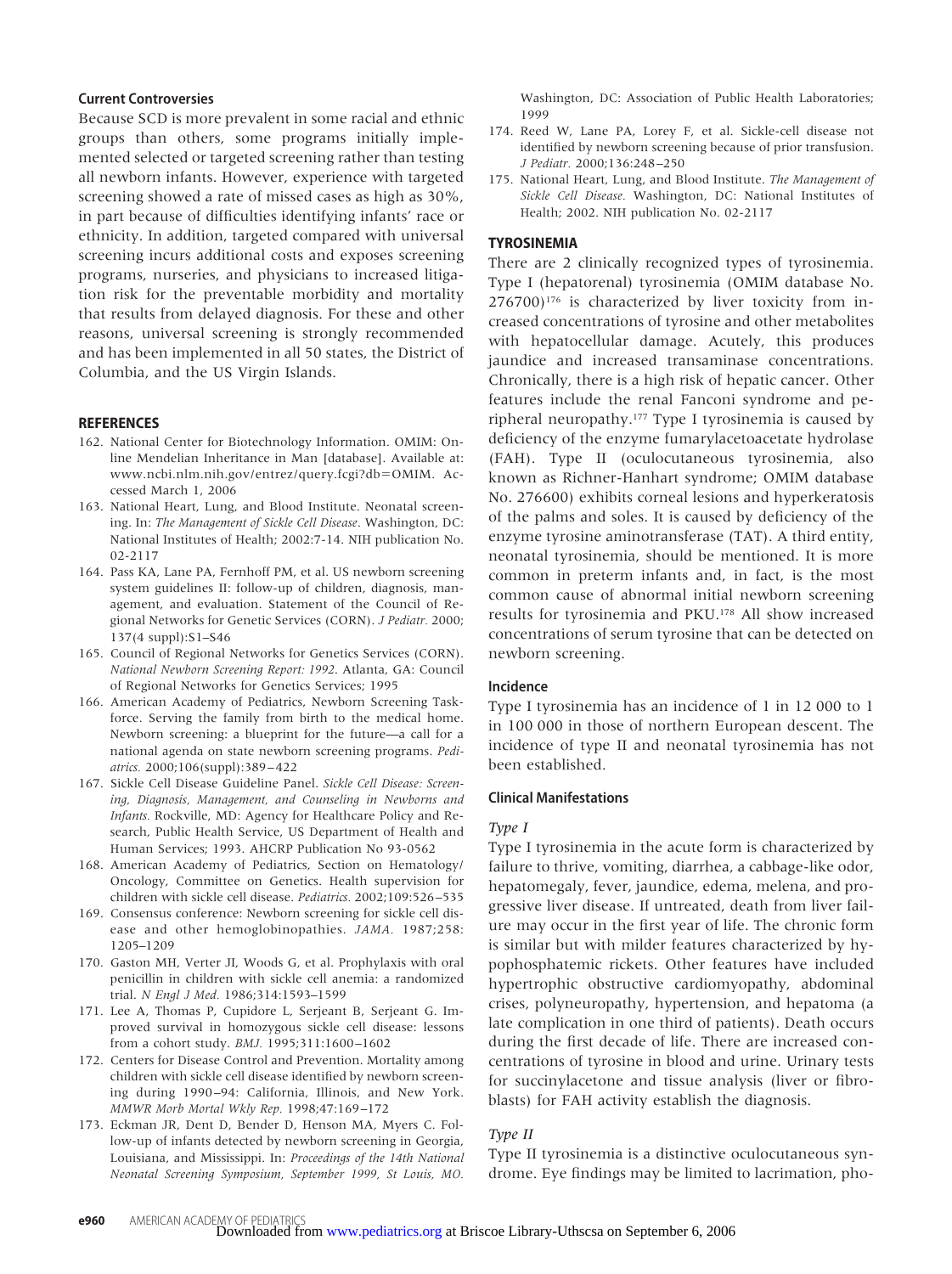### Current Controversies

Because SCD is more prevalent in some racial and ethnic groups than others, some programs initially implemented selected or targeted screening rather than testing all newborn infants. However, experience with targeted screening showed a rate of missed cases as high as 30%, in part because of difficulties identifying infants' race or ethnicity. In addition, targeted compared with universal screening incurs additional costs and exposes screening programs, nurseries, and physicians to increased litigation risk for the preventable morbidity and mortality that results from delayed diagnosis. For these and other reasons, universal screening is strongly recommended and has been implemented in all 50 states, the District of Columbia, and the US Virgin Islands.

### REFERENCES

162. National Center for Biotechnology Information. OMIM: Online Mendelian Inheritance in Man [database]. Available at: www.ncbi.nlm.nih.gov/entrez/query.fcgi?db=OMIM. Accessed March 1, 2006
163. National Heart, Lung, and Blood Institute. Neonatal screening. In: *The Management of Sickle Cell Disease*. Washington, DC: National Institutes of Health; 2002:7-14. NIH publication No. 02-2117
164. Pass KA, Lane PA, Fernhoff PM, et al. US newborn screening system guidelines II: follow-up of children, diagnosis, management, and evaluation. Statement of the Council of Regional Networks for Genetic Services (CORN). *J Pediatr.* 2000; 137(4 suppl):S1–S46
165. Council of Regional Networks for Genetics Services (CORN). *National Newborn Screening Report: 1992*. Atlanta, GA: Council of Regional Networks for Genetics Services; 1995
166. American Academy of Pediatrics, Newborn Screening Taskforce. Serving the family from birth to the medical home. Newborn screening: a blueprint for the future—a call for a national agenda on state newborn screening programs. *Pediatrics.* 2000;106(suppl):389–422
167. Sickle Cell Disease Guideline Panel. *Sickle Cell Disease: Screening, Diagnosis, Management, and Counseling in Newborns and Infants.* Rockville, MD: Agency for Healthcare Policy and Research, Public Health Service, US Department of Health and Human Services; 1993. AHCRP Publication No 93-0562
168. American Academy of Pediatrics, Section on Hematology/Oncology, Committee on Genetics. Health supervision for children with sickle cell disease. *Pediatrics.* 2002;109:526–535
169. Consensus conference: Newborn screening for sickle cell disease and other hemoglobinopathies. *JAMA.* 1987;258:1205–1209
170. Gaston MH, Verter JI, Woods G, et al. Prophylaxis with oral penicillin in children with sickle cell anemia: a randomized trial. *N Engl J Med.* 1986;314:1593–1599
171. Lee A, Thomas P, Cupidore L, Serjeant B, Serjeant G. Improved survival in homozygous sickle cell disease: lessons from a cohort study. *BMJ.* 1995;311:1600–1602
172. Centers for Disease Control and Prevention. Mortality among children with sickle cell disease identified by newborn screening during 1990–94: California, Illinois, and New York. *MMWR Morb Mortal Wkly Rep.* 1998;47:169–172
173. Eckman JR, Dent D, Bender D, Henson MA, Myers C. Follow-up of infants detected by newborn screening in Georgia, Louisiana, and Mississippi. In: *Proceedings of the 14th National Neonatal Screening Symposium, September 1999, St Louis, MO.* Washington, DC: Association of Public Health Laboratories; 1999
174. Reed W, Lane PA, Lorey F, et al. Sickle-cell disease not identified by newborn screening because of prior transfusion. *J Pediatr.* 2000;136:248–250
175. National Heart, Lung, and Blood Institute. *The Management of Sickle Cell Disease.* Washington, DC: National Institutes of Health; 2002. NIH publication No. 02-2117

## TYROSINEMIA

There are 2 clinically recognized types of tyrosinemia. Type I (hepatorenal) tyrosinemia (OMIM database No. 276700)[176] is characterized by liver toxicity from increased concentrations of tyrosine and other metabolites with hepatocellular damage. Acutely, this produces jaundice and increased transaminase concentrations. Chronically, there is a high risk of hepatic cancer. Other features include the renal Fanconi syndrome and peripheral neuropathy.[177] Type I tyrosinemia is caused by deficiency of the enzyme fumarylacetoacetate hydrolase (FAH). Type II (oculocutaneous tyrosinemia, also known as Richner-Hanhart syndrome; OMIM database No. 276600) exhibits corneal lesions and hyperkeratosis of the palms and soles. It is caused by deficiency of the enzyme tyrosine aminotransferase (TAT). A third entity, neonatal tyrosinemia, should be mentioned. It is more common in preterm infants and, in fact, is the most common cause of abnormal initial newborn screening results for tyrosinemia and PKU.[178] All show increased concentrations of serum tyrosine that can be detected on newborn screening.

### Incidence

Type I tyrosinemia has an incidence of 1 in 12 000 to 1 in 100 000 in those of northern European descent. The incidence of type II and neonatal tyrosinemia has not been established.

### Clinical Manifestations

#### *Type I*

Type I tyrosinemia in the acute form is characterized by failure to thrive, vomiting, diarrhea, a cabbage-like odor, hepatomegaly, fever, jaundice, edema, melena, and progressive liver disease. If untreated, death from liver failure may occur in the first year of life. The chronic form is similar but with milder features characterized by hypophosphatemic rickets. Other features have included hypertrophic obstructive cardiomyopathy, abdominal crises, polyneuropathy, hypertension, and hepatoma (a late complication in one third of patients). Death occurs during the first decade of life. There are increased concentrations of tyrosine in blood and urine. Urinary tests for succinylacetone and tissue analysis (liver or fibroblasts) for FAH activity establish the diagnosis.

#### *Type II*

Type II tyrosinemia is a distinctive oculocutaneous syndrome. Eye findings may be limited to lacrimation, pho-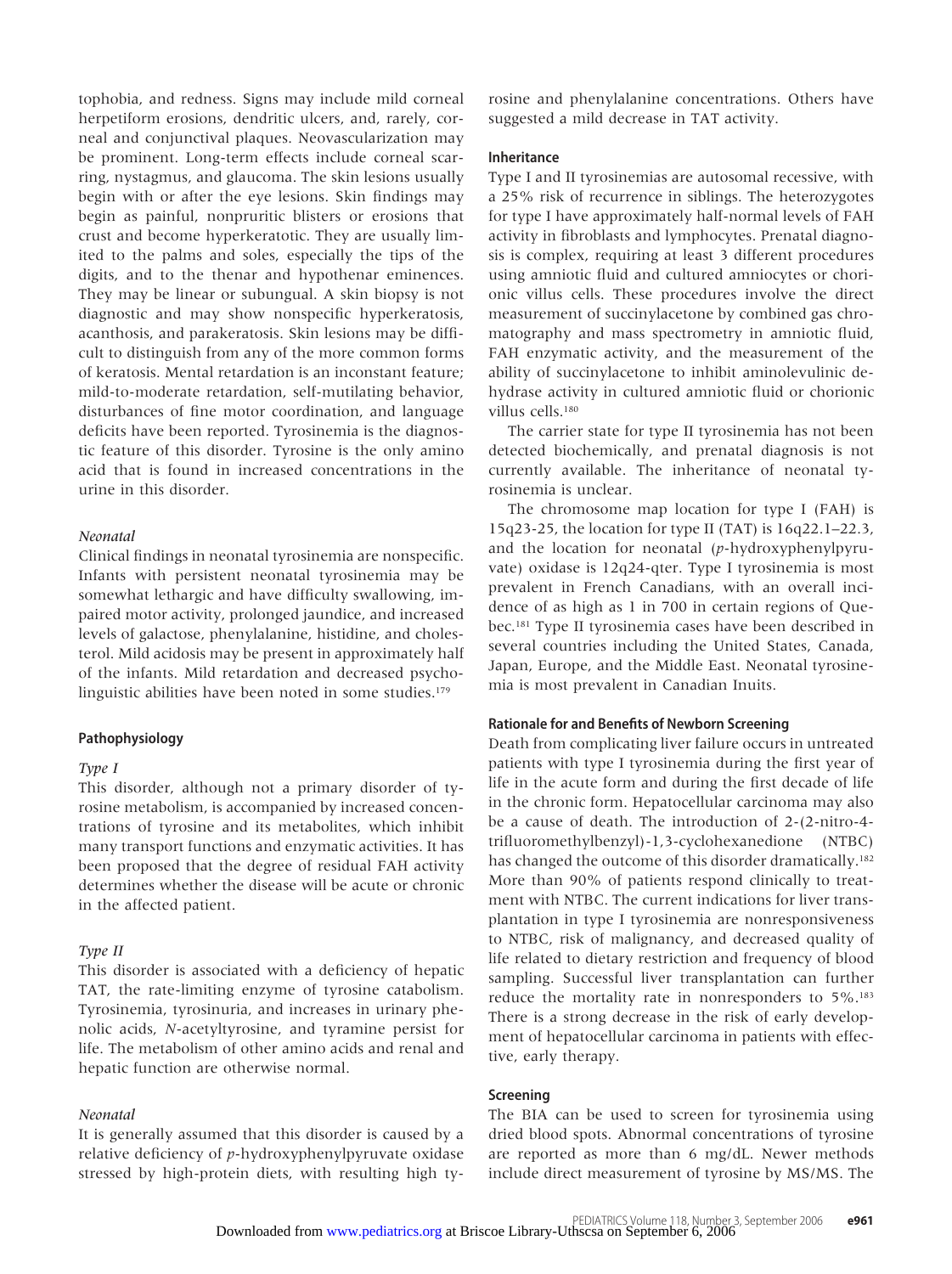tophobia, and redness. Signs may include mild corneal herpetiform erosions, dendritic ulcers, and, rarely, corneal and conjunctival plaques. Neovascularization may be prominent. Long-term effects include corneal scarring, nystagmus, and glaucoma. The skin lesions usually begin with or after the eye lesions. Skin findings may begin as painful, nonpruritic blisters or erosions that crust and become hyperkeratotic. They are usually limited to the palms and soles, especially the tips of the digits, and to the thenar and hypothenar eminences. They may be linear or subungual. A skin biopsy is not diagnostic and may show nonspecific hyperkeratosis, acanthosis, and parakeratosis. Skin lesions may be difficult to distinguish from any of the more common forms of keratosis. Mental retardation is an inconstant feature; mild-to-moderate retardation, self-mutilating behavior, disturbances of fine motor coordination, and language deficits have been reported. Tyrosinemia is the diagnostic feature of this disorder. Tyrosine is the only amino acid that is found in increased concentrations in the urine in this disorder.

*Neonatal*

Clinical findings in neonatal tyrosinemia are nonspecific. Infants with persistent neonatal tyrosinemia may be somewhat lethargic and have difficulty swallowing, impaired motor activity, prolonged jaundice, and increased levels of galactose, phenylalanine, histidine, and cholesterol. Mild acidosis may be present in approximately half of the infants. Mild retardation and decreased psycholinguistic abilities have been noted in some studies.[179]

### Pathophysiology

*Type I*

This disorder, although not a primary disorder of tyrosine metabolism, is accompanied by increased concentrations of tyrosine and its metabolites, which inhibit many transport functions and enzymatic activities. It has been proposed that the degree of residual FAH activity determines whether the disease will be acute or chronic in the affected patient.

*Type II*

This disorder is associated with a deficiency of hepatic TAT, the rate-limiting enzyme of tyrosine catabolism. Tyrosinemia, tyrosinuria, and increases in urinary phenolic acids, *N*-acetyltyrosine, and tyramine persist for life. The metabolism of other amino acids and renal and hepatic function are otherwise normal.

*Neonatal*

It is generally assumed that this disorder is caused by a relative deficiency of *p*-hydroxyphenylpyruvate oxidase stressed by high-protein diets, with resulting high tyrosine and phenylalanine concentrations. Others have suggested a mild decrease in TAT activity.

### Inheritance

Type I and II tyrosinemias are autosomal recessive, with a 25% risk of recurrence in siblings. The heterozygotes for type I have approximately half-normal levels of FAH activity in fibroblasts and lymphocytes. Prenatal diagnosis is complex, requiring at least 3 different procedures using amniotic fluid and cultured amniocytes or chorionic villus cells. These procedures involve the direct measurement of succinylacetone by combined gas chromatography and mass spectrometry in amniotic fluid, FAH enzymatic activity, and the measurement of the ability of succinylacetone to inhibit aminolevulinic dehydrase activity in cultured amniotic fluid or chorionic villus cells.[180]

The carrier state for type II tyrosinemia has not been detected biochemically, and prenatal diagnosis is not currently available. The inheritance of neonatal tyrosinemia is unclear.

The chromosome map location for type I (FAH) is 15q23-25, the location for type II (TAT) is 16q22.1–22.3, and the location for neonatal (*p*-hydroxyphenylpyruvate) oxidase is 12q24-qter. Type I tyrosinemia is most prevalent in French Canadians, with an overall incidence of as high as 1 in 700 in certain regions of Quebec.[181] Type II tyrosinemia cases have been described in several countries including the United States, Canada, Japan, Europe, and the Middle East. Neonatal tyrosinemia is most prevalent in Canadian Inuits.

### Rationale for and Benefits of Newborn Screening

Death from complicating liver failure occurs in untreated patients with type I tyrosinemia during the first year of life in the acute form and during the first decade of life in the chronic form. Hepatocellular carcinoma may also be a cause of death. The introduction of 2-(2-nitro-4-trifluoromethylbenzyl)-1,3-cyclohexanedione (NTBC) has changed the outcome of this disorder dramatically.[182] More than 90% of patients respond clinically to treatment with NTBC. The current indications for liver transplantation in type I tyrosinemia are nonresponsiveness to NTBC, risk of malignancy, and decreased quality of life related to dietary restriction and frequency of blood sampling. Successful liver transplantation can further reduce the mortality rate in nonresponders to 5%.[183] There is a strong decrease in the risk of early development of hepatocellular carcinoma in patients with effective, early therapy.

### Screening

The BIA can be used to screen for tyrosinemia using dried blood spots. Abnormal concentrations of tyrosine are reported as more than 6 mg/dL. Newer methods include direct measurement of tyrosine by MS/MS. The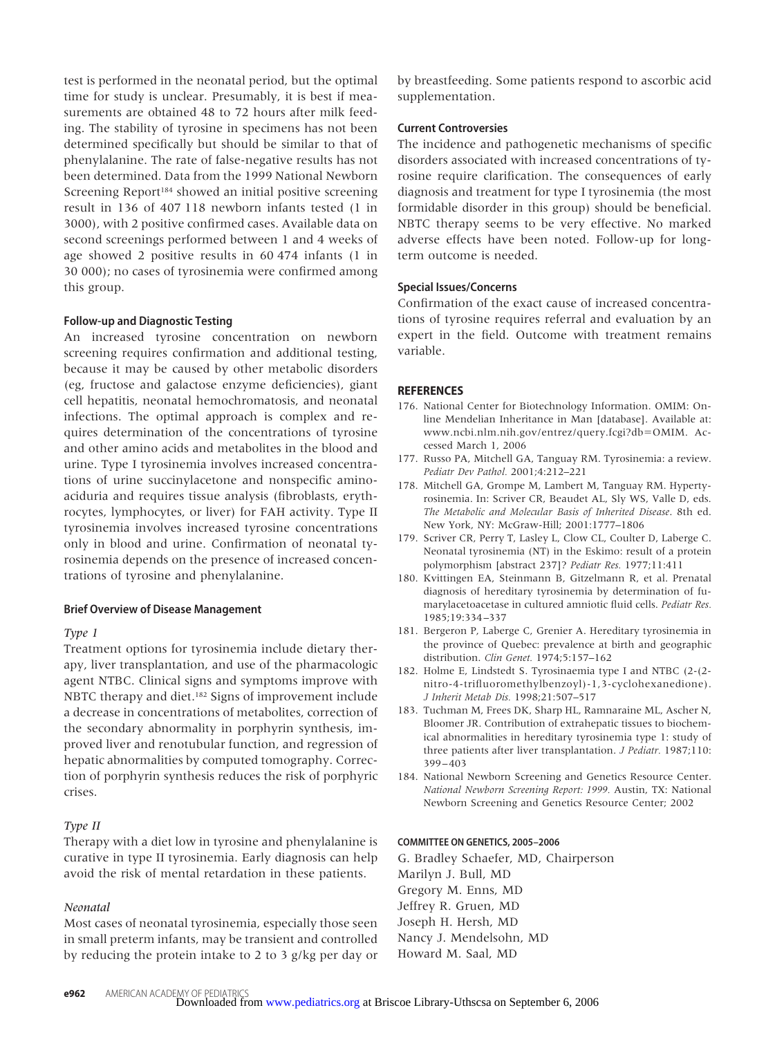test is performed in the neonatal period, but the optimal time for study is unclear. Presumably, it is best if measurements are obtained 48 to 72 hours after milk feeding. The stability of tyrosine in specimens has not been determined specifically but should be similar to that of phenylalanine. The rate of false-negative results has not been determined. Data from the 1999 National Newborn Screening Report[184] showed an initial positive screening result in 136 of 407 118 newborn infants tested (1 in 3000), with 2 positive confirmed cases. Available data on second screenings performed between 1 and 4 weeks of age showed 2 positive results in 60 474 infants (1 in 30 000); no cases of tyrosinemia were confirmed among this group.

### Follow-up and Diagnostic Testing

An increased tyrosine concentration on newborn screening requires confirmation and additional testing, because it may be caused by other metabolic disorders (eg, fructose and galactose enzyme deficiencies), giant cell hepatitis, neonatal hemochromatosis, and neonatal infections. The optimal approach is complex and requires determination of the concentrations of tyrosine and other amino acids and metabolites in the blood and urine. Type I tyrosinemia involves increased concentrations of urine succinylacetone and nonspecific aminoaciduria and requires tissue analysis (fibroblasts, erythrocytes, lymphocytes, or liver) for FAH activity. Type II tyrosinemia involves increased tyrosine concentrations only in blood and urine. Confirmation of neonatal tyrosinemia depends on the presence of increased concentrations of tyrosine and phenylalanine.

### Brief Overview of Disease Management

*Type 1*

Treatment options for tyrosinemia include dietary therapy, liver transplantation, and use of the pharmacologic agent NTBC. Clinical signs and symptoms improve with NBTC therapy and diet.[182] Signs of improvement include a decrease in concentrations of metabolites, correction of the secondary abnormality in porphyrin synthesis, improved liver and renotubular function, and regression of hepatic abnormalities by computed tomography. Correction of porphyrin synthesis reduces the risk of porphyric crises.

*Type II*

Therapy with a diet low in tyrosine and phenylalanine is curative in type II tyrosinemia. Early diagnosis can help avoid the risk of mental retardation in these patients.

*Neonatal*

Most cases of neonatal tyrosinemia, especially those seen in small preterm infants, may be transient and controlled by reducing the protein intake to 2 to 3 g/kg per day or by breastfeeding. Some patients respond to ascorbic acid supplementation.

### Current Controversies

The incidence and pathogenetic mechanisms of specific disorders associated with increased concentrations of tyrosine require clarification. The consequences of early diagnosis and treatment for type I tyrosinemia (the most formidable disorder in this group) should be beneficial. NBTC therapy seems to be very effective. No marked adverse effects have been noted. Follow-up for long-term outcome is needed.

### Special Issues/Concerns

Confirmation of the exact cause of increased concentrations of tyrosine requires referral and evaluation by an expert in the field. Outcome with treatment remains variable.

## REFERENCES

176. National Center for Biotechnology Information. OMIM: Online Mendelian Inheritance in Man [database]. Available at: www.ncbi.nlm.nih.gov/entrez/query.fcgi?db=OMIM. Accessed March 1, 2006
177. Russo PA, Mitchell GA, Tanguay RM. Tyrosinemia: a review. *Pediatr Dev Pathol.* 2001;4:212–221
178. Mitchell GA, Grompe M, Lambert M, Tanguay RM. Hypertyrosinemia. In: Scriver CR, Beaudet AL, Sly WS, Valle D, eds. *The Metabolic and Molecular Basis of Inherited Disease*. 8th ed. New York, NY: McGraw-Hill; 2001:1777–1806
179. Scriver CR, Perry T, Lasley L, Clow CL, Coulter D, Laberge C. Neonatal tyrosinemia (NT) in the Eskimo: result of a protein polymorphism [abstract 237]? *Pediatr Res.* 1977;11:411
180. Kvittingen EA, Steinmann B, Gitzelmann R, et al. Prenatal diagnosis of hereditary tyrosinemia by determination of fumarylacetoacetase in cultured amniotic fluid cells. *Pediatr Res.* 1985;19:334–337
181. Bergeron P, Laberge C, Grenier A. Hereditary tyrosinemia in the province of Quebec: prevalence at birth and geographic distribution. *Clin Genet.* 1974;5:157–162
182. Holme E, Lindstedt S. Tyrosinaemia type I and NTBC (2-(2-nitro-4-trifluoromethylbenzoyl)-1,3-cyclohexanedione). *J Inherit Metab Dis.* 1998;21:507–517
183. Tuchman M, Frees DK, Sharp HL, Ramnaraine ML, Ascher N, Bloomer JR. Contribution of extrahepatic tissues to biochemical abnormalities in hereditary tyrosinemia type 1: study of three patients after liver transplantation. *J Pediatr.* 1987;110: 399–403
184. National Newborn Screening and Genetics Resource Center. *National Newborn Screening Report: 1999.* Austin, TX: National Newborn Screening and Genetics Resource Center; 2002

#### COMMITTEE ON GENETICS, 2005–2006

G. Bradley Schaefer, MD, Chairperson
Marilyn J. Bull, MD
Gregory M. Enns, MD
Jeffrey R. Gruen, MD
Joseph H. Hersh, MD
Nancy J. Mendelsohn, MD
Howard M. Saal, MD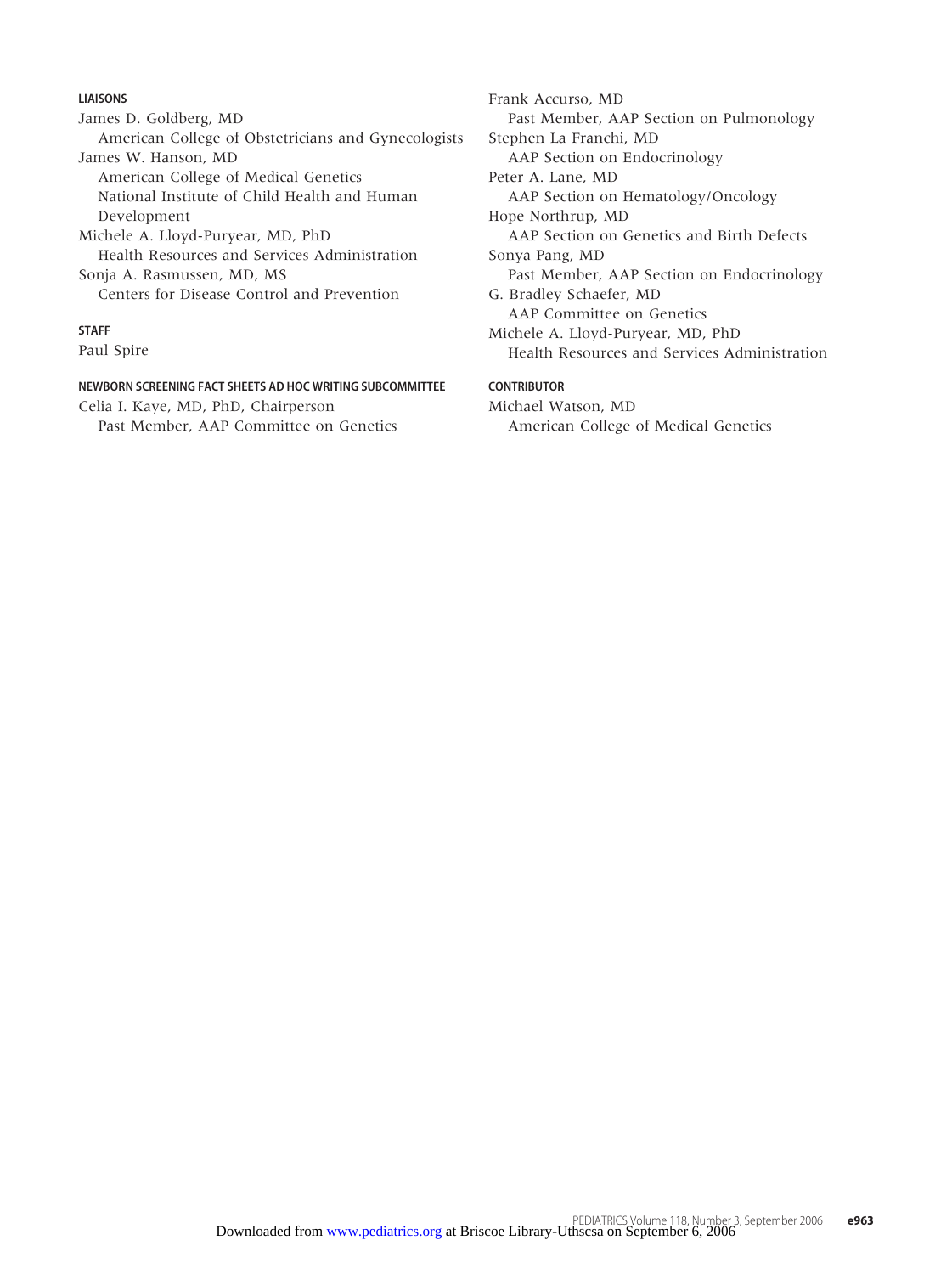#### LIAISONS

James D. Goldberg, MD
American College of Obstetricians and Gynecologists

James W. Hanson, MD
American College of Medical Genetics
National Institute of Child Health and Human Development

Michele A. Lloyd-Puryear, MD, PhD
Health Resources and Services Administration

Sonja A. Rasmussen, MD, MS
Centers for Disease Control and Prevention

#### STAFF

Paul Spire

#### NEWBORN SCREENING FACT SHEETS AD HOC WRITING SUBCOMMITTEE

Celia I. Kaye, MD, PhD, Chairperson
Past Member, AAP Committee on Genetics

Frank Accurso, MD
Past Member, AAP Section on Pulmonology

Stephen La Franchi, MD
AAP Section on Endocrinology

Peter A. Lane, MD
AAP Section on Hematology/Oncology

Hope Northrup, MD
AAP Section on Genetics and Birth Defects

Sonya Pang, MD
Past Member, AAP Section on Endocrinology

G. Bradley Schaefer, MD
AAP Committee on Genetics

Michele A. Lloyd-Puryear, MD, PhD
Health Resources and Services Administration

#### CONTRIBUTOR

Michael Watson, MD
American College of Medical Genetics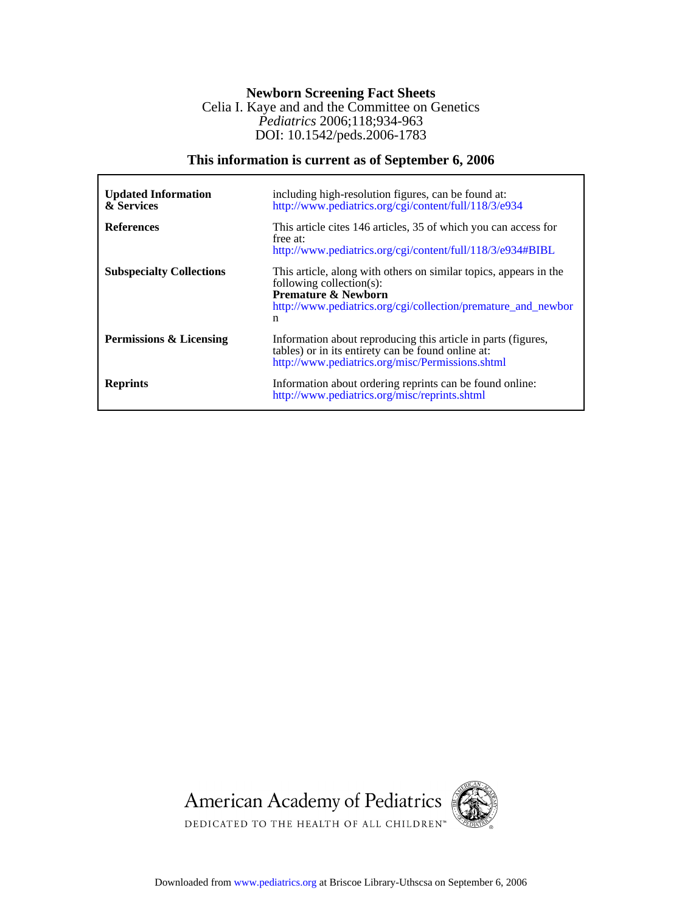# Newborn Screening Fact Sheets

Celia I. Kaye and and the Committee on Genetics

*Pediatrics* 2006;118;934-963

DOI: 10.1542/peds.2006-1783

**This information is current as of September 6, 2006**

| | |
|---|---|
| **Updated Information & Services** | including high-resolution figures, can be found at: http://www.pediatrics.org/cgi/content/full/118/3/e934 |
| **References** | This article cites 146 articles, 35 of which you can access for free at: http://www.pediatrics.org/cgi/content/full/118/3/e934#BIBL |
| **Subspecialty Collections** | This article, along with others on similar topics, appears in the following collection(s): **Premature & Newborn** http://www.pediatrics.org/cgi/collection/premature_and_newborn |
| **Permissions & Licensing** | Information about reproducing this article in parts (figures, tables) or in its entirety can be found online at: http://www.pediatrics.org/misc/Permissions.shtml |
| **Reprints** | Information about ordering reprints can be found online: http://www.pediatrics.org/misc/reprints.shtml |

American Academy of Pediatrics

DEDICATED TO THE HEALTH OF ALL CHILDREN™

Downloaded from www.pediatrics.org at Briscoe Library-Uthscsa on September 6, 2006